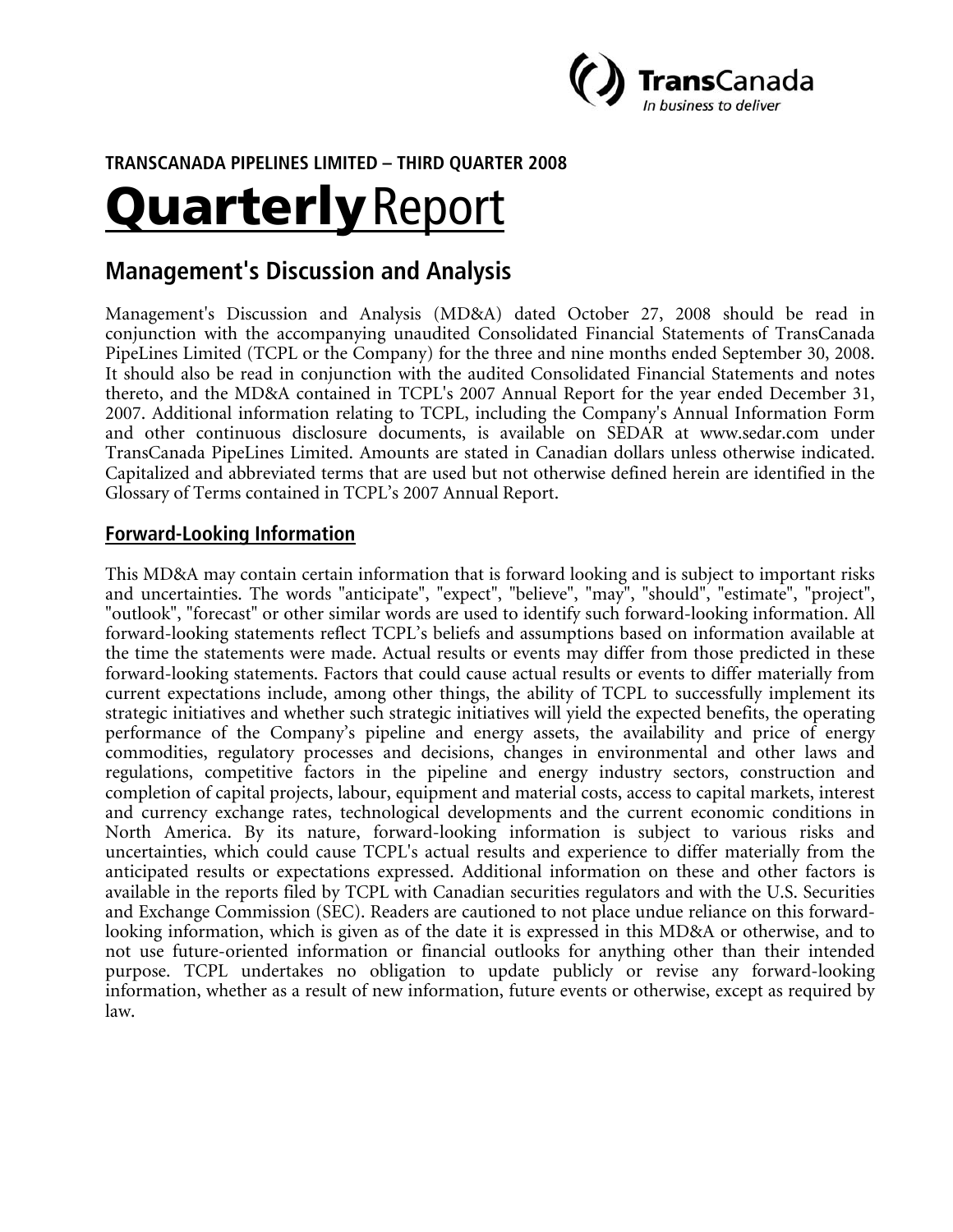**TRANSCANADA PIPELINES LIMITED – THIRD QUARTER 2008**

# Quarterly Report

## Management's Discussion and Analysis

Management's Discussion and Analysis (MD&A) dated October 27, 2008 should be read in conjunction with the accompanying unaudited Consolidated Financial Statements of TransCanada PipeLines Limited (TCPL or the Company) for the three and nine months ended September 30, 2008. It should also be read in conjunction with the audited Consolidated Financial Statements and notes thereto, and the MD&A contained in TCPL's 2007 Annual Report for the year ended December 31, 2007. Additional information relating to TCPL, including the Company's Annual Information Form and other continuous disclosure documents, is available on SEDAR at www.sedar.com under TransCanada PipeLines Limited. Amounts are stated in Canadian dollars unless otherwise indicated. Capitalized and abbreviated terms that are used but not otherwise defined herein are identified in the Glossary of Terms contained in TCPL's 2007 Annual Report.

### Forward-Looking Information

This MD&A may contain certain information that is forward looking and is subject to important risks and uncertainties. The words "anticipate", "expect", "believe", "may", "should", "estimate", "project", "outlook", "forecast" or other similar words are used to identify such forward-looking information. All forward-looking statements reflect TCPL's beliefs and assumptions based on information available at the time the statements were made. Actual results or events may differ from those predicted in these forward-looking statements. Factors that could cause actual results or events to differ materially from current expectations include, among other things, the ability of TCPL to successfully implement its strategic initiatives and whether such strategic initiatives will yield the expected benefits, the operating performance of the Company's pipeline and energy assets, the availability and price of energy commodities, regulatory processes and decisions, changes in environmental and other laws and regulations, competitive factors in the pipeline and energy industry sectors, construction and completion of capital projects, labour, equipment and material costs, access to capital markets, interest and currency exchange rates, technological developments and the current economic conditions in North America. By its nature, forward-looking information is subject to various risks and uncertainties, which could cause TCPL's actual results and experience to differ materially from the anticipated results or expectations expressed. Additional information on these and other factors is available in the reports filed by TCPL with Canadian securities regulators and with the U.S. Securities and Exchange Commission (SEC). Readers are cautioned to not place undue reliance on this forward-looking information, which is given as of the date it is expressed in this MD&A or otherwise, and to not use future-oriented information or financial outlooks for anything other than their intended purpose. TCPL undertakes no obligation to update publicly or revise any forward-looking information, whether as a result of new information, future events or otherwise, except as required by law.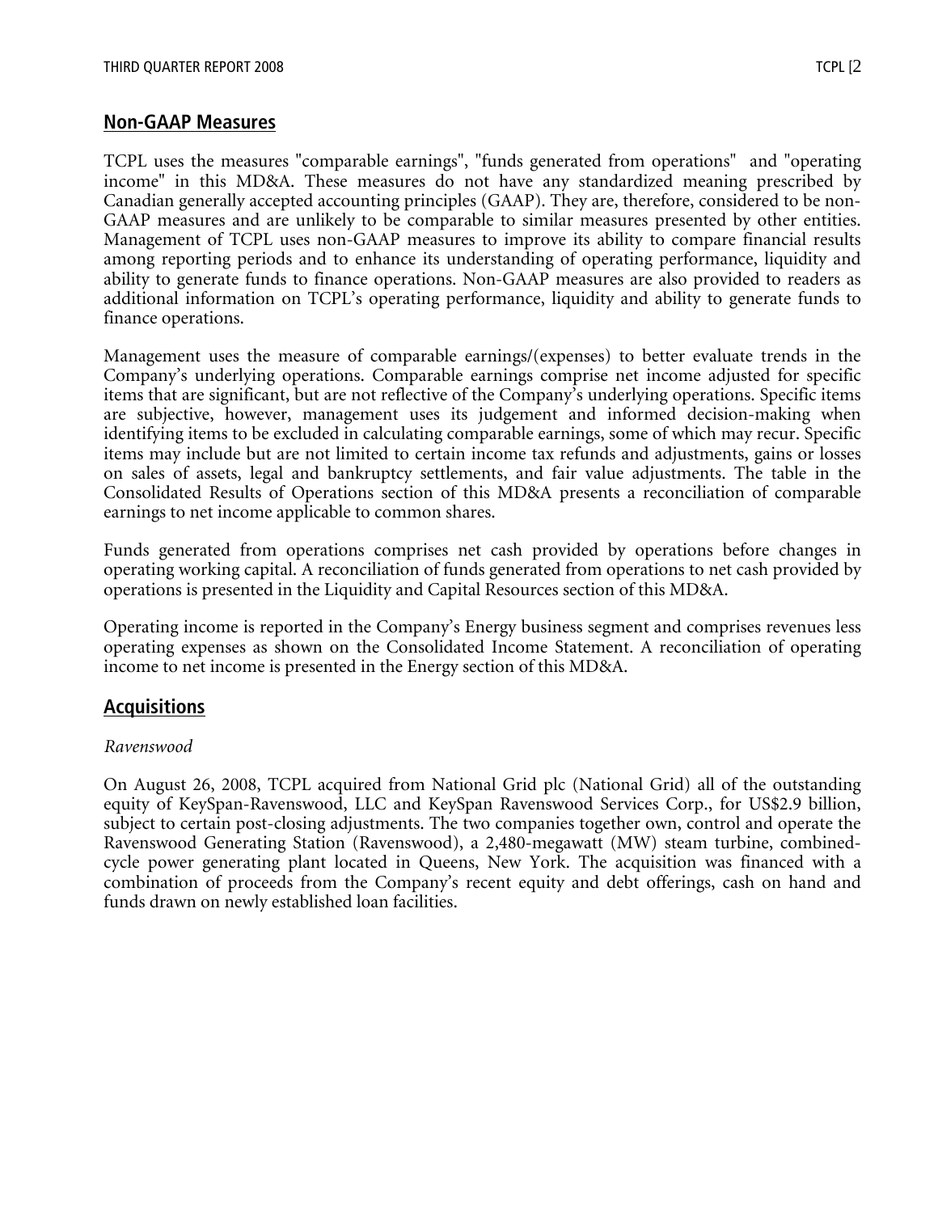## Non-GAAP Measures

TCPL uses the measures "comparable earnings", "funds generated from operations" and "operating income" in this MD&A. These measures do not have any standardized meaning prescribed by Canadian generally accepted accounting principles (GAAP). They are, therefore, considered to be non-GAAP measures and are unlikely to be comparable to similar measures presented by other entities. Management of TCPL uses non-GAAP measures to improve its ability to compare financial results among reporting periods and to enhance its understanding of operating performance, liquidity and ability to generate funds to finance operations. Non-GAAP measures are also provided to readers as additional information on TCPL's operating performance, liquidity and ability to generate funds to finance operations.

Management uses the measure of comparable earnings/(expenses) to better evaluate trends in the Company's underlying operations. Comparable earnings comprise net income adjusted for specific items that are significant, but are not reflective of the Company's underlying operations. Specific items are subjective, however, management uses its judgement and informed decision-making when identifying items to be excluded in calculating comparable earnings, some of which may recur. Specific items may include but are not limited to certain income tax refunds and adjustments, gains or losses on sales of assets, legal and bankruptcy settlements, and fair value adjustments. The table in the Consolidated Results of Operations section of this MD&A presents a reconciliation of comparable earnings to net income applicable to common shares.

Funds generated from operations comprises net cash provided by operations before changes in operating working capital. A reconciliation of funds generated from operations to net cash provided by operations is presented in the Liquidity and Capital Resources section of this MD&A.

Operating income is reported in the Company's Energy business segment and comprises revenues less operating expenses as shown on the Consolidated Income Statement. A reconciliation of operating income to net income is presented in the Energy section of this MD&A.

## Acquisitions

*Ravenswood*

On August 26, 2008, TCPL acquired from National Grid plc (National Grid) all of the outstanding equity of KeySpan-Ravenswood, LLC and KeySpan Ravenswood Services Corp., for US$2.9 billion, subject to certain post-closing adjustments. The two companies together own, control and operate the Ravenswood Generating Station (Ravenswood), a 2,480-megawatt (MW) steam turbine, combined-cycle power generating plant located in Queens, New York. The acquisition was financed with a combination of proceeds from the Company's recent equity and debt offerings, cash on hand and funds drawn on newly established loan facilities.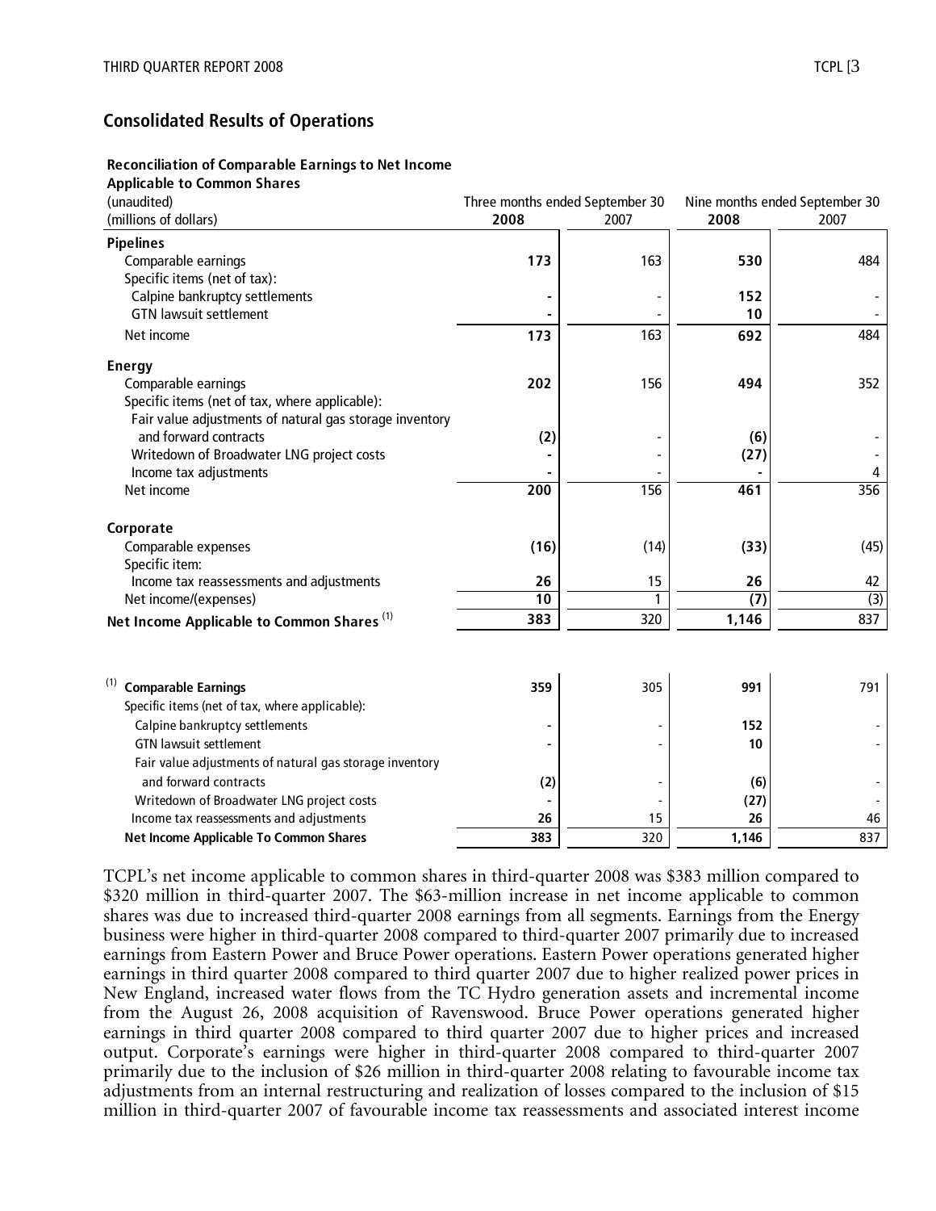## Consolidated Results of Operations

**Reconciliation of Comparable Earnings to Net Income Applicable to Common Shares**

| (unaudited) (millions of dollars) | Three months ended September 30 2008 | 2007 | Nine months ended September 30 2008 | 2007 |
|---|---|---|---|---|
| **Pipelines** | | | | |
| Comparable earnings | **173** | 163 | **530** | 484 |
| Specific items (net of tax): | | | | |
| Calpine bankruptcy settlements | **-** | - | **152** | - |
| GTN lawsuit settlement | **-** | - | **10** | - |
| Net income | **173** | 163 | **692** | 484 |
| **Energy** | | | | |
| Comparable earnings | **202** | 156 | **494** | 352 |
| Specific items (net of tax, where applicable): | | | | |
| Fair value adjustments of natural gas storage inventory and forward contracts | **(2)** | - | **(6)** | - |
| Writedown of Broadwater LNG project costs | **-** | - | **(27)** | - |
| Income tax adjustments | **-** | - | **-** | 4 |
| Net income | **200** | 156 | **461** | 356 |
| **Corporate** | | | | |
| Comparable expenses | **(16)** | (14) | **(33)** | (45) |
| Specific item: | | | | |
| Income tax reassessments and adjustments | **26** | 15 | **26** | 42 |
| Net income/(expenses) | **10** | 1 | **(7)** | (3) |
| **Net Income Applicable to Common Shares** (1) | **383** | 320 | **1,146** | 837 |

| | Three months 2008 | 2007 | Nine months 2008 | 2007 |
|---|---|---|---|---|
| (1) **Comparable Earnings** | **359** | 305 | **991** | 791 |
| Specific items (net of tax, where applicable): | | | | |
| Calpine bankruptcy settlements | **-** | - | **152** | - |
| GTN lawsuit settlement | **-** | - | **10** | - |
| Fair value adjustments of natural gas storage inventory and forward contracts | **(2)** | - | **(6)** | - |
| Writedown of Broadwater LNG project costs | **-** | - | **(27)** | - |
| Income tax reassessments and adjustments | **26** | 15 | **26** | 46 |
| **Net Income Applicable To Common Shares** | **383** | 320 | **1,146** | 837 |

TCPL's net income applicable to common shares in third-quarter 2008 was $383 million compared to $320 million in third-quarter 2007. The $63-million increase in net income applicable to common shares was due to increased third-quarter 2008 earnings from all segments. Earnings from the Energy business were higher in third-quarter 2008 compared to third-quarter 2007 primarily due to increased earnings from Eastern Power and Bruce Power operations. Eastern Power operations generated higher earnings in third quarter 2008 compared to third quarter 2007 due to higher realized power prices in New England, increased water flows from the TC Hydro generation assets and incremental income from the August 26, 2008 acquisition of Ravenswood. Bruce Power operations generated higher earnings in third quarter 2008 compared to third quarter 2007 due to higher prices and increased output. Corporate's earnings were higher in third-quarter 2008 compared to third-quarter 2007 primarily due to the inclusion of $26 million in third-quarter 2008 relating to favourable income tax adjustments from an internal restructuring and realization of losses compared to the inclusion of $15 million in third-quarter 2007 of favourable income tax reassessments and associated interest income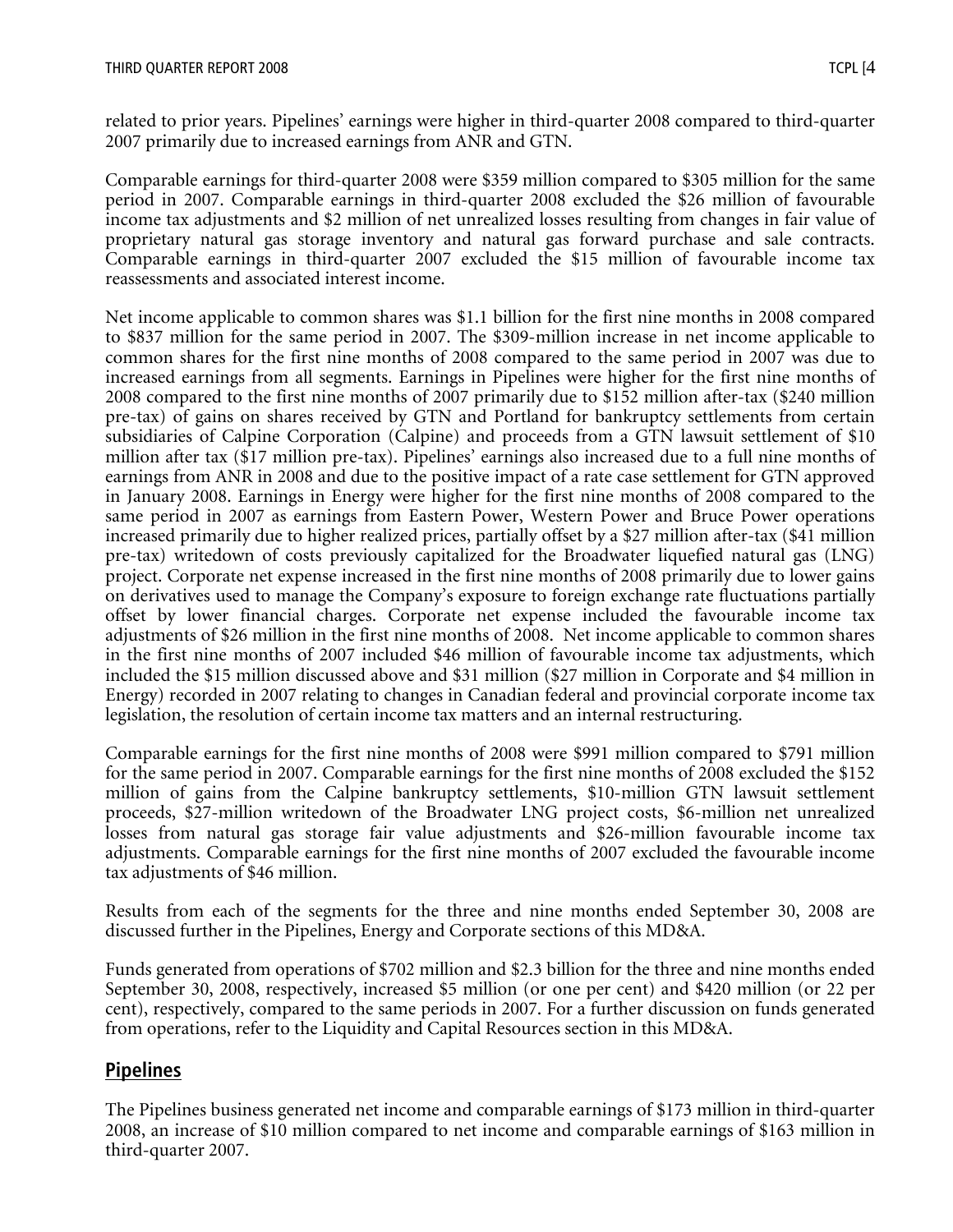related to prior years. Pipelines' earnings were higher in third-quarter 2008 compared to third-quarter 2007 primarily due to increased earnings from ANR and GTN.

Comparable earnings for third-quarter 2008 were $359 million compared to $305 million for the same period in 2007. Comparable earnings in third-quarter 2008 excluded the $26 million of favourable income tax adjustments and $2 million of net unrealized losses resulting from changes in fair value of proprietary natural gas storage inventory and natural gas forward purchase and sale contracts. Comparable earnings in third-quarter 2007 excluded the $15 million of favourable income tax reassessments and associated interest income.

Net income applicable to common shares was $1.1 billion for the first nine months in 2008 compared to $837 million for the same period in 2007. The $309-million increase in net income applicable to common shares for the first nine months of 2008 compared to the same period in 2007 was due to increased earnings from all segments. Earnings in Pipelines were higher for the first nine months of 2008 compared to the first nine months of 2007 primarily due to $152 million after-tax ($240 million pre-tax) of gains on shares received by GTN and Portland for bankruptcy settlements from certain subsidiaries of Calpine Corporation (Calpine) and proceeds from a GTN lawsuit settlement of $10 million after tax ($17 million pre-tax). Pipelines' earnings also increased due to a full nine months of earnings from ANR in 2008 and due to the positive impact of a rate case settlement for GTN approved in January 2008. Earnings in Energy were higher for the first nine months of 2008 compared to the same period in 2007 as earnings from Eastern Power, Western Power and Bruce Power operations increased primarily due to higher realized prices, partially offset by a $27 million after-tax ($41 million pre-tax) writedown of costs previously capitalized for the Broadwater liquefied natural gas (LNG) project. Corporate net expense increased in the first nine months of 2008 primarily due to lower gains on derivatives used to manage the Company's exposure to foreign exchange rate fluctuations partially offset by lower financial charges. Corporate net expense included the favourable income tax adjustments of $26 million in the first nine months of 2008. Net income applicable to common shares in the first nine months of 2007 included $46 million of favourable income tax adjustments, which included the $15 million discussed above and $31 million ($27 million in Corporate and $4 million in Energy) recorded in 2007 relating to changes in Canadian federal and provincial corporate income tax legislation, the resolution of certain income tax matters and an internal restructuring.

Comparable earnings for the first nine months of 2008 were $991 million compared to $791 million for the same period in 2007. Comparable earnings for the first nine months of 2008 excluded the $152 million of gains from the Calpine bankruptcy settlements, $10-million GTN lawsuit settlement proceeds, $27-million writedown of the Broadwater LNG project costs, $6-million net unrealized losses from natural gas storage fair value adjustments and $26-million favourable income tax adjustments. Comparable earnings for the first nine months of 2007 excluded the favourable income tax adjustments of $46 million.

Results from each of the segments for the three and nine months ended September 30, 2008 are discussed further in the Pipelines, Energy and Corporate sections of this MD&A.

Funds generated from operations of $702 million and $2.3 billion for the three and nine months ended September 30, 2008, respectively, increased $5 million (or one per cent) and $420 million (or 22 per cent), respectively, compared to the same periods in 2007. For a further discussion on funds generated from operations, refer to the Liquidity and Capital Resources section in this MD&A.

## Pipelines

The Pipelines business generated net income and comparable earnings of $173 million in third-quarter 2008, an increase of $10 million compared to net income and comparable earnings of $163 million in third-quarter 2007.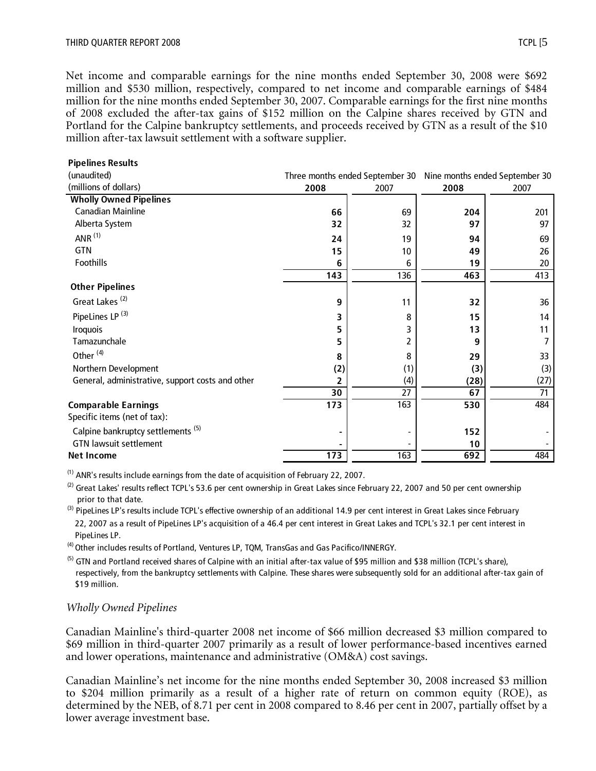Net income and comparable earnings for the nine months ended September 30, 2008 were $692 million and $530 million, respectively, compared to net income and comparable earnings of $484 million for the nine months ended September 30, 2007. Comparable earnings for the first nine months of 2008 excluded the after-tax gains of $152 million on the Calpine shares received by GTN and Portland for the Calpine bankruptcy settlements, and proceeds received by GTN as a result of the $10 million after-tax lawsuit settlement with a software supplier.

**Pipelines Results**

| (unaudited) | Three months ended September 30 | | Nine months ended September 30 | |
|---|---|---|---|---|
| (millions of dollars) | **2008** | 2007 | **2008** | 2007 |
| **Wholly Owned Pipelines** | | | | |
| Canadian Mainline | **66** | 69 | **204** | 201 |
| Alberta System | **32** | 32 | **97** | 97 |
| ANR [(1)] | **24** | 19 | **94** | 69 |
| GTN | **15** | 10 | **49** | 26 |
| Foothills | **6** | 6 | **19** | 20 |
| | **143** | 136 | **463** | 413 |
| **Other Pipelines** | | | | |
| Great Lakes [(2)] | **9** | 11 | **32** | 36 |
| PipeLines LP [(3)] | **3** | 8 | **15** | 14 |
| Iroquois | **5** | 3 | **13** | 11 |
| Tamazunchale | **5** | 2 | **9** | 7 |
| Other [(4)] | **8** | 8 | **29** | 33 |
| Northern Development | **(2)** | (1) | **(3)** | (3) |
| General, administrative, support costs and other | **2** | (4) | **(28)** | (27) |
| | **30** | 27 | **67** | 71 |
| **Comparable Earnings** | **173** | 163 | **530** | 484 |
| Specific items (net of tax): | | | | |
| Calpine bankruptcy settlements [(5)] | **-** | - | **152** | - |
| GTN lawsuit settlement | **-** | - | **10** | - |
| **Net Income** | **173** | 163 | **692** | 484 |

(1) ANR's results include earnings from the date of acquisition of February 22, 2007.

(2) Great Lakes' results reflect TCPL's 53.6 per cent ownership in Great Lakes since February 22, 2007 and 50 per cent ownership prior to that date.

(3) PipeLines LP's results include TCPL's effective ownership of an additional 14.9 per cent interest in Great Lakes since February 22, 2007 as a result of PipeLines LP's acquisition of a 46.4 per cent interest in Great Lakes and TCPL's 32.1 per cent interest in PipeLines LP.

(4) Other includes results of Portland, Ventures LP, TQM, TransGas and Gas Pacifico/INNERGY.

(5) GTN and Portland received shares of Calpine with an initial after-tax value of $95 million and $38 million (TCPL's share), respectively, from the bankruptcy settlements with Calpine. These shares were subsequently sold for an additional after-tax gain of $19 million.

*Wholly Owned Pipelines*

Canadian Mainline's third-quarter 2008 net income of $66 million decreased $3 million compared to $69 million in third-quarter 2007 primarily as a result of lower performance-based incentives earned and lower operations, maintenance and administrative (OM&A) cost savings.

Canadian Mainline's net income for the nine months ended September 30, 2008 increased $3 million to $204 million primarily as a result of a higher rate of return on common equity (ROE), as determined by the NEB, of 8.71 per cent in 2008 compared to 8.46 per cent in 2007, partially offset by a lower average investment base.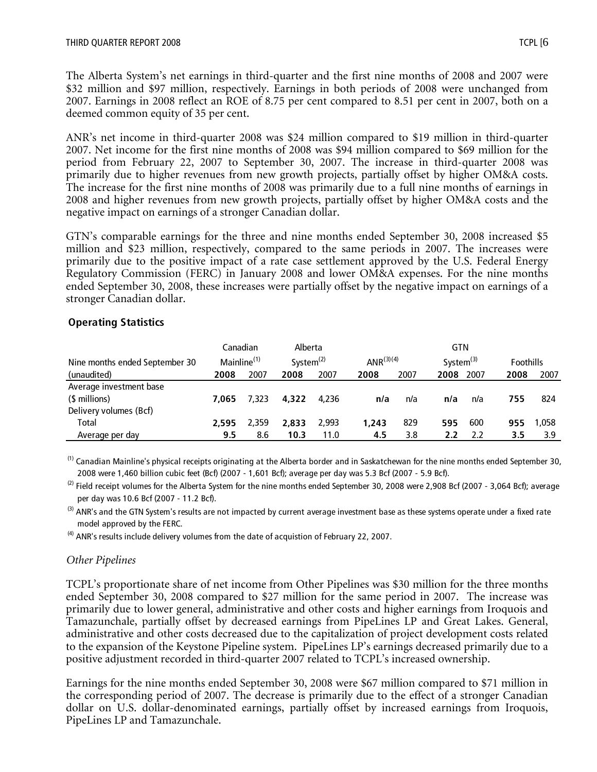The Alberta System's net earnings in third-quarter and the first nine months of 2008 and 2007 were $32 million and $97 million, respectively. Earnings in both periods of 2008 were unchanged from 2007. Earnings in 2008 reflect an ROE of 8.75 per cent compared to 8.51 per cent in 2007, both on a deemed common equity of 35 per cent.

ANR's net income in third-quarter 2008 was $24 million compared to $19 million in third-quarter 2007. Net income for the first nine months of 2008 was $94 million compared to $69 million for the period from February 22, 2007 to September 30, 2007. The increase in third-quarter 2008 was primarily due to higher revenues from new growth projects, partially offset by higher OM&A costs. The increase for the first nine months of 2008 was primarily due to a full nine months of earnings in 2008 and higher revenues from new growth projects, partially offset by higher OM&A costs and the negative impact on earnings of a stronger Canadian dollar.

GTN's comparable earnings for the three and nine months ended September 30, 2008 increased $5 million and $23 million, respectively, compared to the same periods in 2007. The increases were primarily due to the positive impact of a rate case settlement approved by the U.S. Federal Energy Regulatory Commission (FERC) in January 2008 and lower OM&A expenses. For the nine months ended September 30, 2008, these increases were partially offset by the negative impact on earnings of a stronger Canadian dollar.

**Operating Statistics**

| Nine months ended September 30 (unaudited) | Canadian Mainline[1] | | Alberta System[2] | | ANR[3][4] | | GTN System[3] | | Foothills | |
|---|---|---|---|---|---|---|---|---|---|---|
| | **2008** | 2007 | **2008** | 2007 | **2008** | 2007 | **2008** | 2007 | **2008** | 2007 |
| Average investment base ($ millions) | **7,065** | 7,323 | **4,322** | 4,236 | **n/a** | n/a | **n/a** | n/a | **755** | 824 |
| Delivery volumes (Bcf) | | | | | | | | | | |
| Total | **2,595** | 2,359 | **2,833** | 2,993 | **1,243** | 829 | **595** | 600 | **955** | 1,058 |
| Average per day | **9.5** | 8.6 | **10.3** | 11.0 | **4.5** | 3.8 | **2.2** | 2.2 | **3.5** | 3.9 |

[1] Canadian Mainline's physical receipts originating at the Alberta border and in Saskatchewan for the nine months ended September 30, 2008 were 1,460 billion cubic feet (Bcf) (2007 - 1,601 Bcf); average per day was 5.3 Bcf (2007 - 5.9 Bcf).

[2] Field receipt volumes for the Alberta System for the nine months ended September 30, 2008 were 2,908 Bcf (2007 - 3,064 Bcf); average per day was 10.6 Bcf (2007 - 11.2 Bcf).

[3] ANR's and the GTN System's results are not impacted by current average investment base as these systems operate under a fixed rate model approved by the FERC.

[4] ANR's results include delivery volumes from the date of acquistion of February 22, 2007.

*Other Pipelines*

TCPL's proportionate share of net income from Other Pipelines was $30 million for the three months ended September 30, 2008 compared to $27 million for the same period in 2007. The increase was primarily due to lower general, administrative and other costs and higher earnings from Iroquois and Tamazunchale, partially offset by decreased earnings from PipeLines LP and Great Lakes. General, administrative and other costs decreased due to the capitalization of project development costs related to the expansion of the Keystone Pipeline system. PipeLines LP's earnings decreased primarily due to a positive adjustment recorded in third-quarter 2007 related to TCPL's increased ownership.

Earnings for the nine months ended September 30, 2008 were $67 million compared to $71 million in the corresponding period of 2007. The decrease is primarily due to the effect of a stronger Canadian dollar on U.S. dollar-denominated earnings, partially offset by increased earnings from Iroquois, PipeLines LP and Tamazunchale.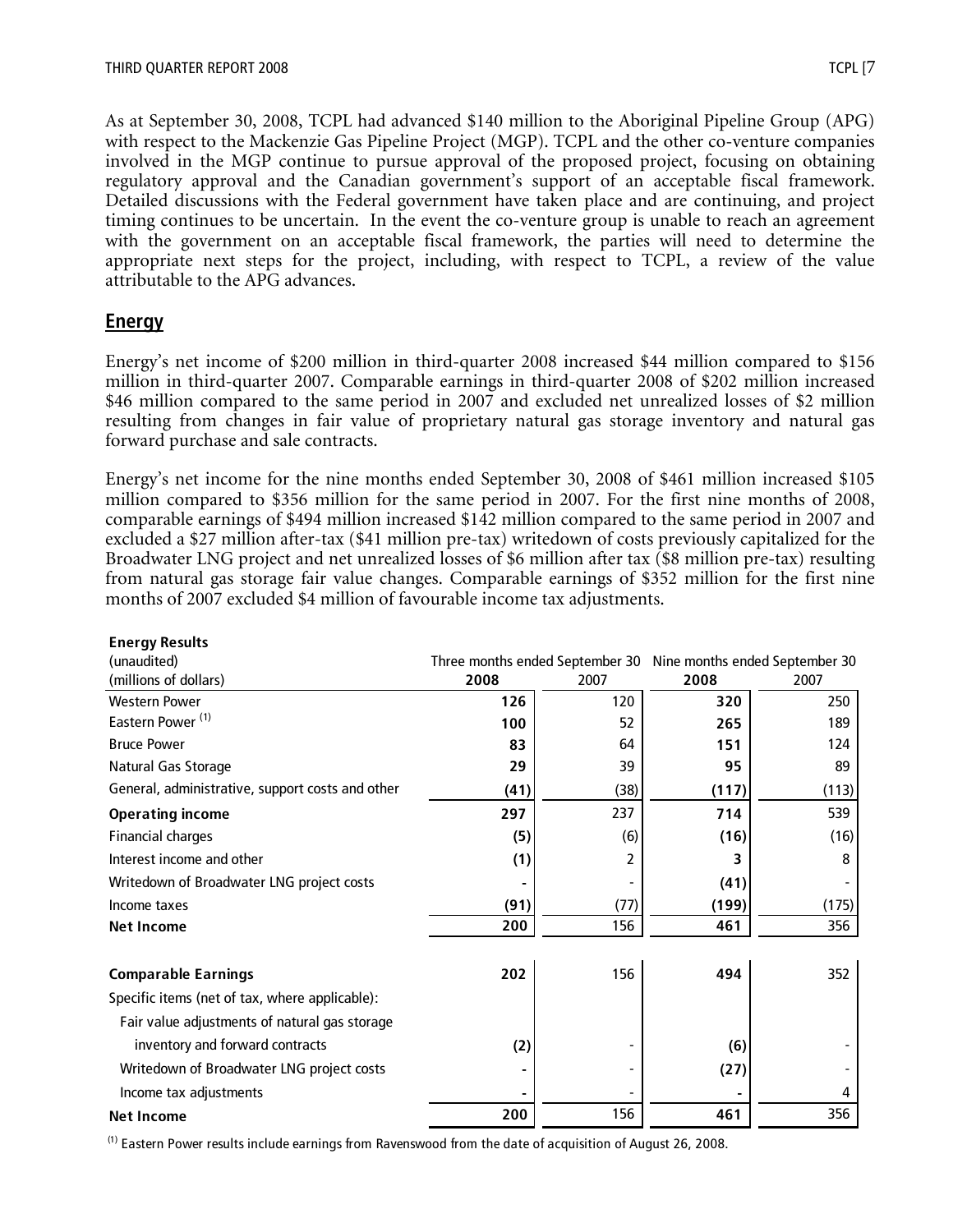As at September 30, 2008, TCPL had advanced $140 million to the Aboriginal Pipeline Group (APG) with respect to the Mackenzie Gas Pipeline Project (MGP). TCPL and the other co-venture companies involved in the MGP continue to pursue approval of the proposed project, focusing on obtaining regulatory approval and the Canadian government's support of an acceptable fiscal framework. Detailed discussions with the Federal government have taken place and are continuing, and project timing continues to be uncertain. In the event the co-venture group is unable to reach an agreement with the government on an acceptable fiscal framework, the parties will need to determine the appropriate next steps for the project, including, with respect to TCPL, a review of the value attributable to the APG advances.

## Energy

Energy's net income of $200 million in third-quarter 2008 increased $44 million compared to $156 million in third-quarter 2007. Comparable earnings in third-quarter 2008 of $202 million increased $46 million compared to the same period in 2007 and excluded net unrealized losses of $2 million resulting from changes in fair value of proprietary natural gas storage inventory and natural gas forward purchase and sale contracts.

Energy's net income for the nine months ended September 30, 2008 of $461 million increased $105 million compared to $356 million for the same period in 2007. For the first nine months of 2008, comparable earnings of $494 million increased $142 million compared to the same period in 2007 and excluded a $27 million after-tax ($41 million pre-tax) writedown of costs previously capitalized for the Broadwater LNG project and net unrealized losses of $6 million after tax ($8 million pre-tax) resulting from natural gas storage fair value changes. Comparable earnings of $352 million for the first nine months of 2007 excluded $4 million of favourable income tax adjustments.

**Energy Results**

| (unaudited) | Three months ended September 30 | | Nine months ended September 30 | |
|---|---|---|---|---|
| (millions of dollars) | **2008** | 2007 | **2008** | 2007 |
| Western Power | **126** | 120 | **320** | 250 |
| Eastern Power [(1)] | **100** | 52 | **265** | 189 |
| Bruce Power | **83** | 64 | **151** | 124 |
| Natural Gas Storage | **29** | 39 | **95** | 89 |
| General, administrative, support costs and other | **(41)** | (38) | **(117)** | (113) |
| **Operating income** | **297** | 237 | **714** | 539 |
| Financial charges | **(5)** | (6) | **(16)** | (16) |
| Interest income and other | **(1)** | 2 | **3** | 8 |
| Writedown of Broadwater LNG project costs | **-** | - | **(41)** | - |
| Income taxes | **(91)** | (77) | **(199)** | (175) |
| **Net Income** | **200** | 156 | **461** | 356 |
| | | | | |
| **Comparable Earnings** | **202** | 156 | **494** | 352 |
| Specific items (net of tax, where applicable): | | | | |
| Fair value adjustments of natural gas storage inventory and forward contracts | **(2)** | - | **(6)** | - |
| Writedown of Broadwater LNG project costs | **-** | - | **(27)** | - |
| Income tax adjustments | **-** | - | **-** | 4 |
| **Net Income** | **200** | 156 | **461** | 356 |

(1) Eastern Power results include earnings from Ravenswood from the date of acquisition of August 26, 2008.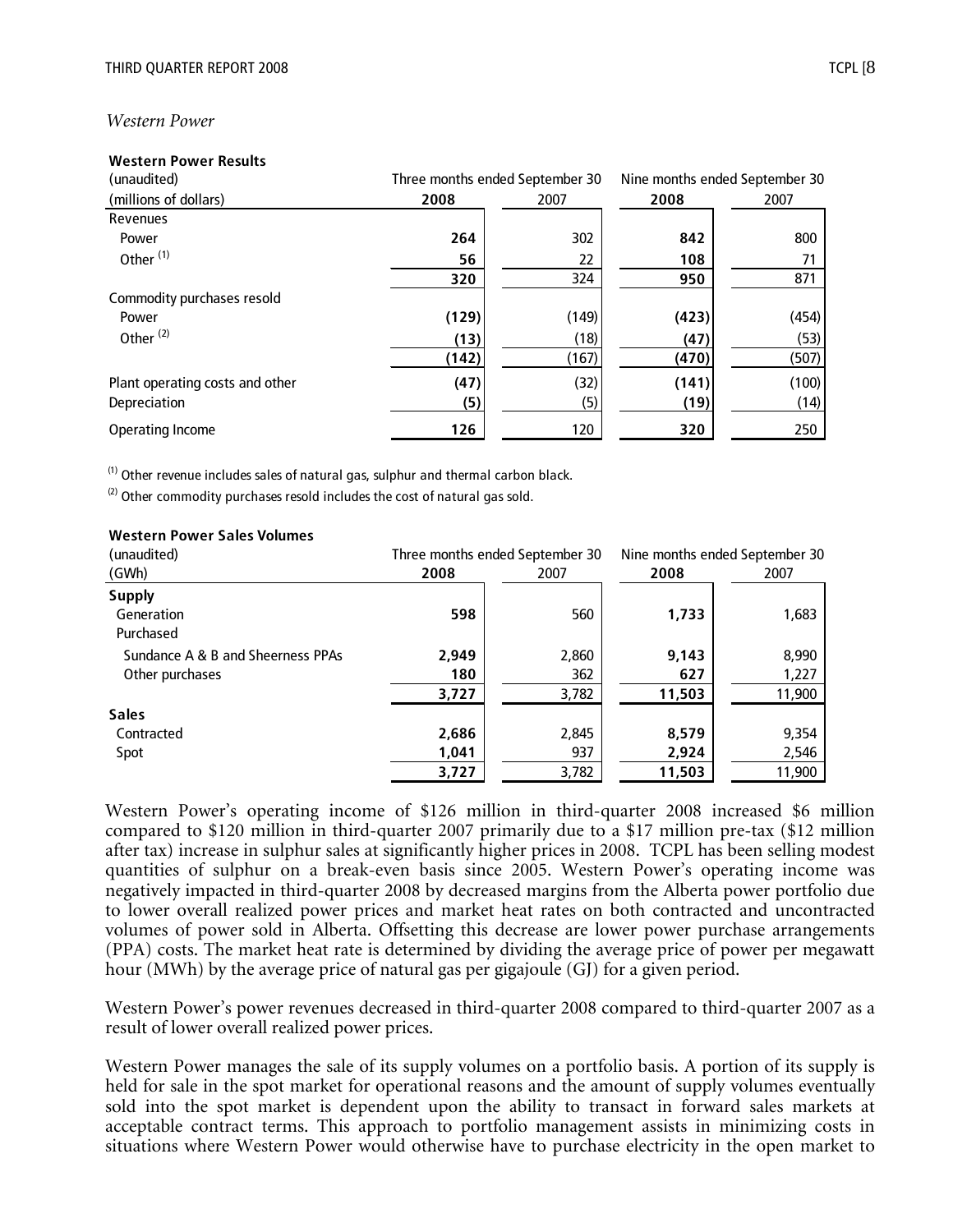*Western Power*

**Western Power Results**

| (unaudited) | Three months ended September 30 | | Nine months ended September 30 | |
|---|---|---|---|---|
| (millions of dollars) | **2008** | 2007 | **2008** | 2007 |
| Revenues | | | | |
| Power | **264** | 302 | **842** | 800 |
| Other [(1)] | **56** | 22 | **108** | 71 |
| | **320** | 324 | **950** | 871 |
| Commodity purchases resold | | | | |
| Power | **(129)** | (149) | **(423)** | (454) |
| Other [(2)] | **(13)** | (18) | **(47)** | (53) |
| | **(142)** | (167) | **(470)** | (507) |
| Plant operating costs and other | **(47)** | (32) | **(141)** | (100) |
| Depreciation | **(5)** | (5) | **(19)** | (14) |
| Operating Income | **126** | 120 | **320** | 250 |

[(1)] Other revenue includes sales of natural gas, sulphur and thermal carbon black.

[(2)] Other commodity purchases resold includes the cost of natural gas sold.

**Western Power Sales Volumes**

| (unaudited) | Three months ended September 30 | | Nine months ended September 30 | |
|---|---|---|---|---|
| (GWh) | **2008** | 2007 | **2008** | 2007 |
| **Supply** | | | | |
| Generation | **598** | 560 | **1,733** | 1,683 |
| Purchased | | | | |
| Sundance A & B and Sheerness PPAs | **2,949** | 2,860 | **9,143** | 8,990 |
| Other purchases | **180** | 362 | **627** | 1,227 |
| | **3,727** | 3,782 | **11,503** | 11,900 |
| **Sales** | | | | |
| Contracted | **2,686** | 2,845 | **8,579** | 9,354 |
| Spot | **1,041** | 937 | **2,924** | 2,546 |
| | **3,727** | 3,782 | **11,503** | 11,900 |

Western Power's operating income of $126 million in third-quarter 2008 increased $6 million compared to $120 million in third-quarter 2007 primarily due to a $17 million pre-tax ($12 million after tax) increase in sulphur sales at significantly higher prices in 2008. TCPL has been selling modest quantities of sulphur on a break-even basis since 2005. Western Power's operating income was negatively impacted in third-quarter 2008 by decreased margins from the Alberta power portfolio due to lower overall realized power prices and market heat rates on both contracted and uncontracted volumes of power sold in Alberta. Offsetting this decrease are lower power purchase arrangements (PPA) costs. The market heat rate is determined by dividing the average price of power per megawatt hour (MWh) by the average price of natural gas per gigajoule (GJ) for a given period.

Western Power's power revenues decreased in third-quarter 2008 compared to third-quarter 2007 as a result of lower overall realized power prices.

Western Power manages the sale of its supply volumes on a portfolio basis. A portion of its supply is held for sale in the spot market for operational reasons and the amount of supply volumes eventually sold into the spot market is dependent upon the ability to transact in forward sales markets at acceptable contract terms. This approach to portfolio management assists in minimizing costs in situations where Western Power would otherwise have to purchase electricity in the open market to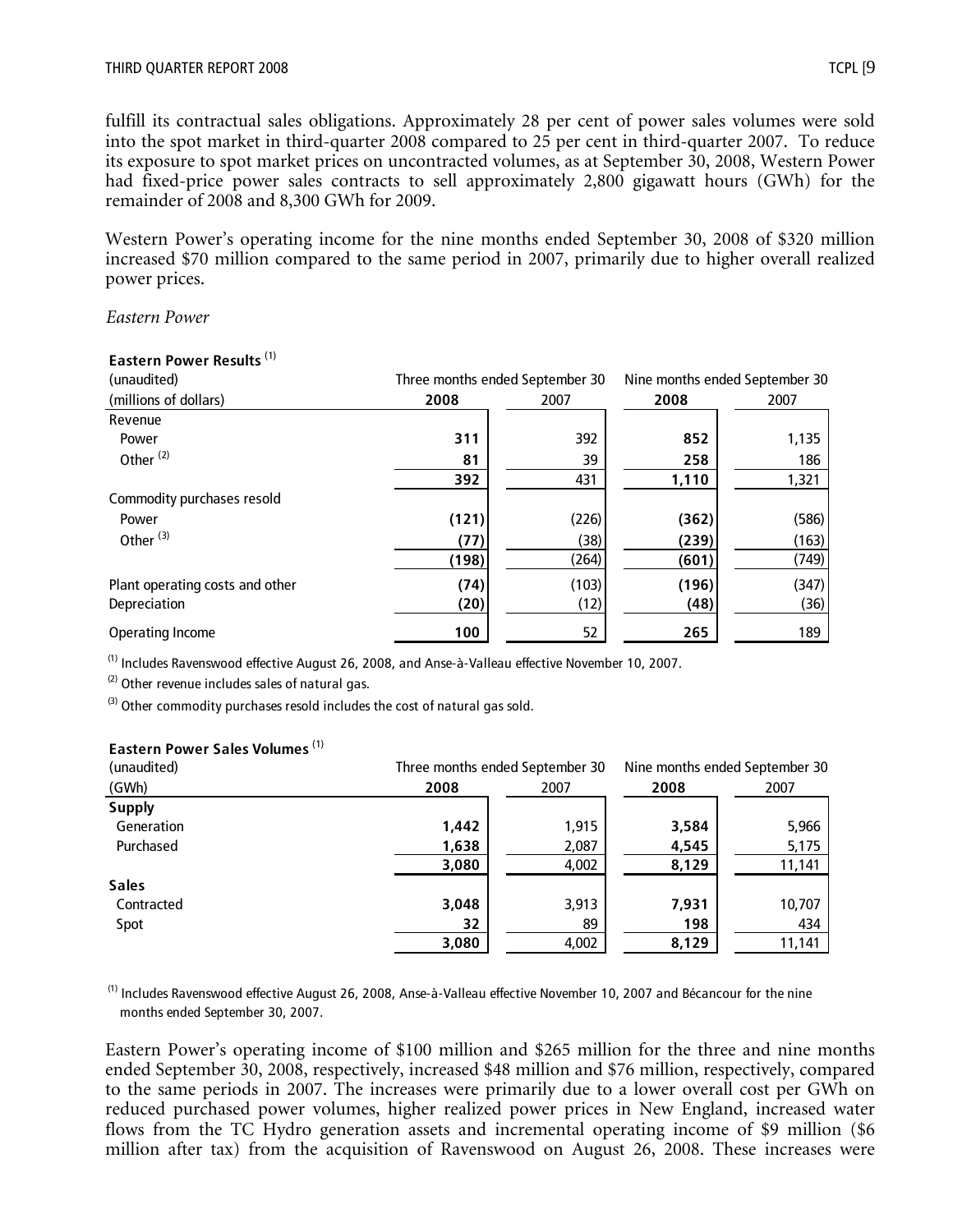fulfill its contractual sales obligations. Approximately 28 per cent of power sales volumes were sold into the spot market in third-quarter 2008 compared to 25 per cent in third-quarter 2007. To reduce its exposure to spot market prices on uncontracted volumes, as at September 30, 2008, Western Power had fixed-price power sales contracts to sell approximately 2,800 gigawatt hours (GWh) for the remainder of 2008 and 8,300 GWh for 2009.

Western Power's operating income for the nine months ended September 30, 2008 of $320 million increased $70 million compared to the same period in 2007, primarily due to higher overall realized power prices.

*Eastern Power*

**Eastern Power Results** [(1)]

| (unaudited) | Three months ended September 30 | | Nine months ended September 30 | |
|---|---|---|---|---|
| (millions of dollars) | **2008** | 2007 | **2008** | 2007 |
| Revenue | | | | |
| Power | **311** | 392 | **852** | 1,135 |
| Other [(2)] | **81** | 39 | **258** | 186 |
| | **392** | 431 | **1,110** | 1,321 |
| Commodity purchases resold | | | | |
| Power | **(121)** | (226) | **(362)** | (586) |
| Other [(3)] | **(77)** | (38) | **(239)** | (163) |
| | **(198)** | (264) | **(601)** | (749) |
| Plant operating costs and other | **(74)** | (103) | **(196)** | (347) |
| Depreciation | **(20)** | (12) | **(48)** | (36) |
| Operating Income | **100** | 52 | **265** | 189 |

[(1)] Includes Ravenswood effective August 26, 2008, and Anse-à-Valleau effective November 10, 2007.

[(2)] Other revenue includes sales of natural gas.

[(3)] Other commodity purchases resold includes the cost of natural gas sold.

**Eastern Power Sales Volumes** [(1)]

| (unaudited) | Three months ended September 30 | | Nine months ended September 30 | |
|---|---|---|---|---|
| (GWh) | **2008** | 2007 | **2008** | 2007 |
| **Supply** | | | | |
| Generation | **1,442** | 1,915 | **3,584** | 5,966 |
| Purchased | **1,638** | 2,087 | **4,545** | 5,175 |
| | **3,080** | 4,002 | **8,129** | 11,141 |
| **Sales** | | | | |
| Contracted | **3,048** | 3,913 | **7,931** | 10,707 |
| Spot | **32** | 89 | **198** | 434 |
| | **3,080** | 4,002 | **8,129** | 11,141 |

[(1)] Includes Ravenswood effective August 26, 2008, Anse-à-Valleau effective November 10, 2007 and Bécancour for the nine months ended September 30, 2007.

Eastern Power's operating income of $100 million and $265 million for the three and nine months ended September 30, 2008, respectively, increased $48 million and $76 million, respectively, compared to the same periods in 2007. The increases were primarily due to a lower overall cost per GWh on reduced purchased power volumes, higher realized power prices in New England, increased water flows from the TC Hydro generation assets and incremental operating income of $9 million ($6 million after tax) from the acquisition of Ravenswood on August 26, 2008. These increases were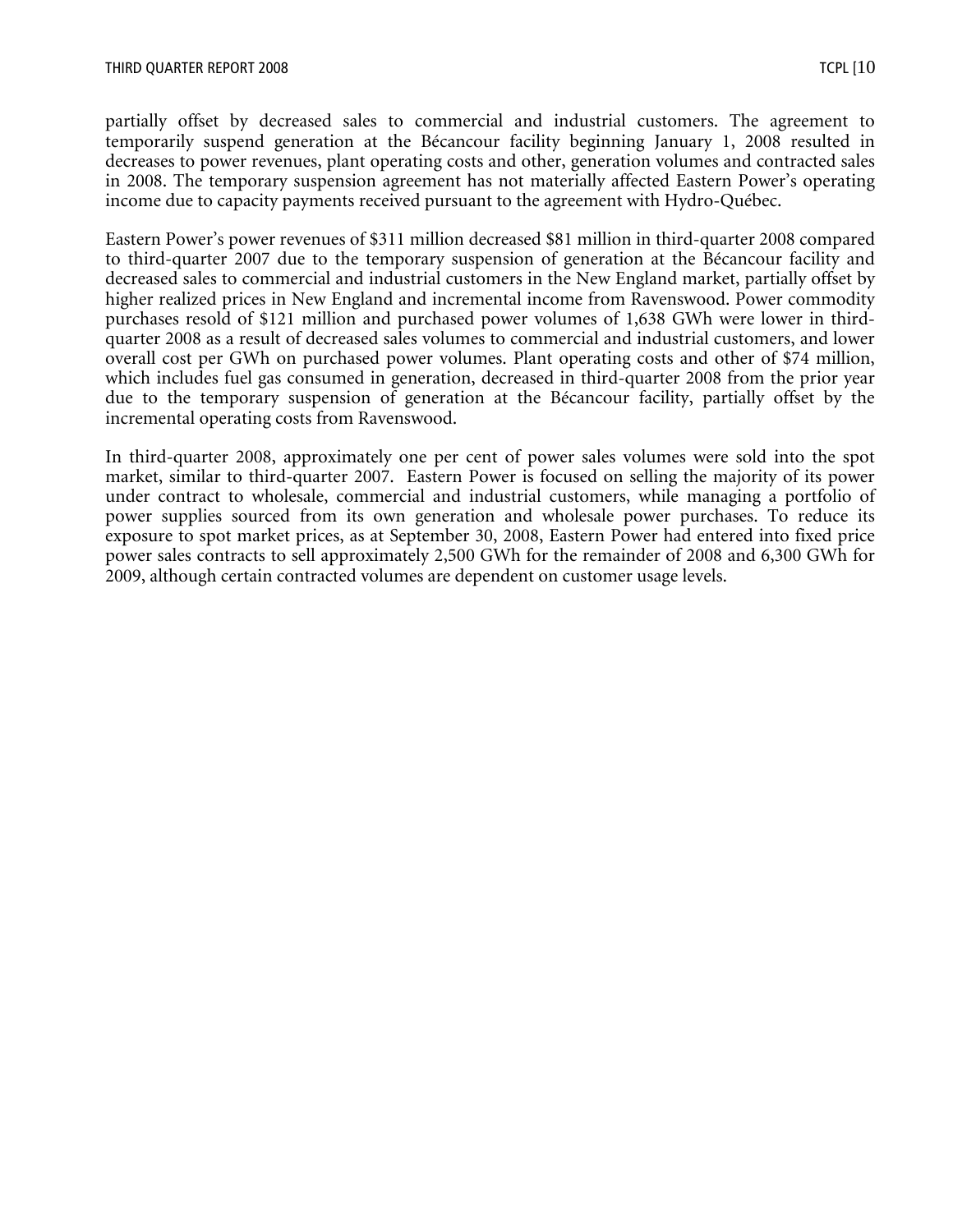partially offset by decreased sales to commercial and industrial customers. The agreement to temporarily suspend generation at the Bécancour facility beginning January 1, 2008 resulted in decreases to power revenues, plant operating costs and other, generation volumes and contracted sales in 2008. The temporary suspension agreement has not materially affected Eastern Power's operating income due to capacity payments received pursuant to the agreement with Hydro-Québec.

Eastern Power's power revenues of $311 million decreased $81 million in third-quarter 2008 compared to third-quarter 2007 due to the temporary suspension of generation at the Bécancour facility and decreased sales to commercial and industrial customers in the New England market, partially offset by higher realized prices in New England and incremental income from Ravenswood. Power commodity purchases resold of $121 million and purchased power volumes of 1,638 GWh were lower in third-quarter 2008 as a result of decreased sales volumes to commercial and industrial customers, and lower overall cost per GWh on purchased power volumes. Plant operating costs and other of $74 million, which includes fuel gas consumed in generation, decreased in third-quarter 2008 from the prior year due to the temporary suspension of generation at the Bécancour facility, partially offset by the incremental operating costs from Ravenswood.

In third-quarter 2008, approximately one per cent of power sales volumes were sold into the spot market, similar to third-quarter 2007. Eastern Power is focused on selling the majority of its power under contract to wholesale, commercial and industrial customers, while managing a portfolio of power supplies sourced from its own generation and wholesale power purchases. To reduce its exposure to spot market prices, as at September 30, 2008, Eastern Power had entered into fixed price power sales contracts to sell approximately 2,500 GWh for the remainder of 2008 and 6,300 GWh for 2009, although certain contracted volumes are dependent on customer usage levels.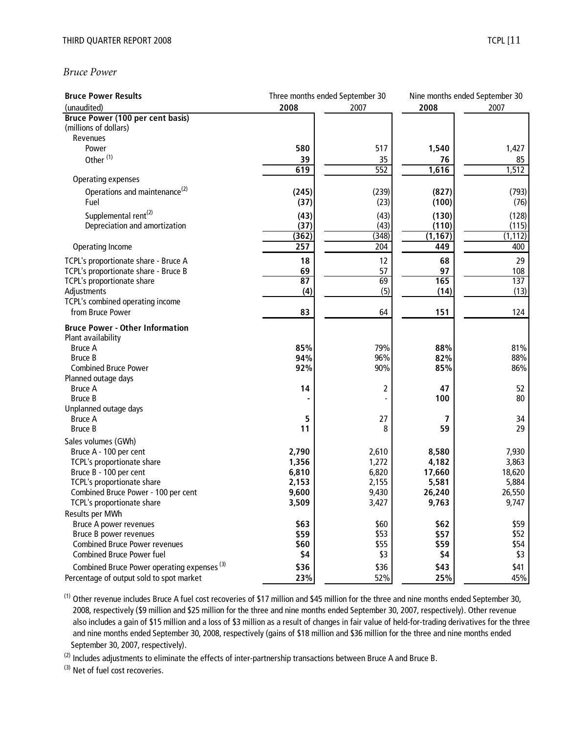*Bruce Power*

| **Bruce Power Results** | Three months ended September 30 | | Nine months ended September 30 | |
|---|---|---|---|---|
| (unaudited) | **2008** | 2007 | **2008** | 2007 |
| **Bruce Power (100 per cent basis)** | | | | |
| (millions of dollars) | | | | |
| Revenues | | | | |
| Power | **580** | 517 | **1,540** | 1,427 |
| Other [(1)] | **39** | 35 | **76** | 85 |
| | **619** | 552 | **1,616** | 1,512 |
| Operating expenses | | | | |
| Operations and maintenance[(2)] | **(245)** | (239) | **(827)** | (793) |
| Fuel | **(37)** | (23) | **(100)** | (76) |
| Supplemental rent[(2)] | **(43)** | (43) | **(130)** | (128) |
| Depreciation and amortization | **(37)** | (43) | **(110)** | (115) |
| | **(362)** | (348) | **(1,167)** | (1,112) |
| Operating Income | **257** | 204 | **449** | 400 |
| TCPL's proportionate share - Bruce A | **18** | 12 | **68** | 29 |
| TCPL's proportionate share - Bruce B | **69** | 57 | **97** | 108 |
| TCPL's proportionate share | **87** | 69 | **165** | 137 |
| Adjustments | **(4)** | (5) | **(14)** | (13) |
| TCPL's combined operating income from Bruce Power | **83** | 64 | **151** | 124 |
| **Bruce Power - Other Information** | | | | |
| Plant availability | | | | |
| Bruce A | **85%** | 79% | **88%** | 81% |
| Bruce B | **94%** | 96% | **82%** | 88% |
| Combined Bruce Power | **92%** | 90% | **85%** | 86% |
| Planned outage days | | | | |
| Bruce A | **14** | 2 | **47** | 52 |
| Bruce B | **-** | - | **100** | 80 |
| Unplanned outage days | | | | |
| Bruce A | **5** | 27 | **7** | 34 |
| Bruce B | **11** | 8 | **59** | 29 |
| Sales volumes (GWh) | | | | |
| Bruce A - 100 per cent | **2,790** | 2,610 | **8,580** | 7,930 |
| TCPL's proportionate share | **1,356** | 1,272 | **4,182** | 3,863 |
| Bruce B - 100 per cent | **6,810** | 6,820 | **17,660** | 18,620 |
| TCPL's proportionate share | **2,153** | 2,155 | **5,581** | 5,884 |
| Combined Bruce Power - 100 per cent | **9,600** | 9,430 | **26,240** | 26,550 |
| TCPL's proportionate share | **3,509** | 3,427 | **9,763** | 9,747 |
| Results per MWh | | | | |
| Bruce A power revenues | **$63** | $60 | **$62** | $59 |
| Bruce B power revenues | **$59** | $53 | **$57** | $52 |
| Combined Bruce Power revenues | **$60** | $55 | **$59** | $54 |
| Combined Bruce Power fuel | **$4** | $3 | **$4** | $3 |
| Combined Bruce Power operating expenses [(3)] | **$36** | $36 | **$43** | $41 |
| Percentage of output sold to spot market | **23%** | 52% | **25%** | 45% |

(1) Other revenue includes Bruce A fuel cost recoveries of $17 million and $45 million for the three and nine months ended September 30, 2008, respectively ($9 million and $25 million for the three and nine months ended September 30, 2007, respectively). Other revenue also includes a gain of $15 million and a loss of $3 million as a result of changes in fair value of held-for-trading derivatives for the three and nine months ended September 30, 2008, respectively (gains of $18 million and $36 million for the three and nine months ended September 30, 2007, respectively).

(2) Includes adjustments to eliminate the effects of inter-partnership transactions between Bruce A and Bruce B.

(3) Net of fuel cost recoveries.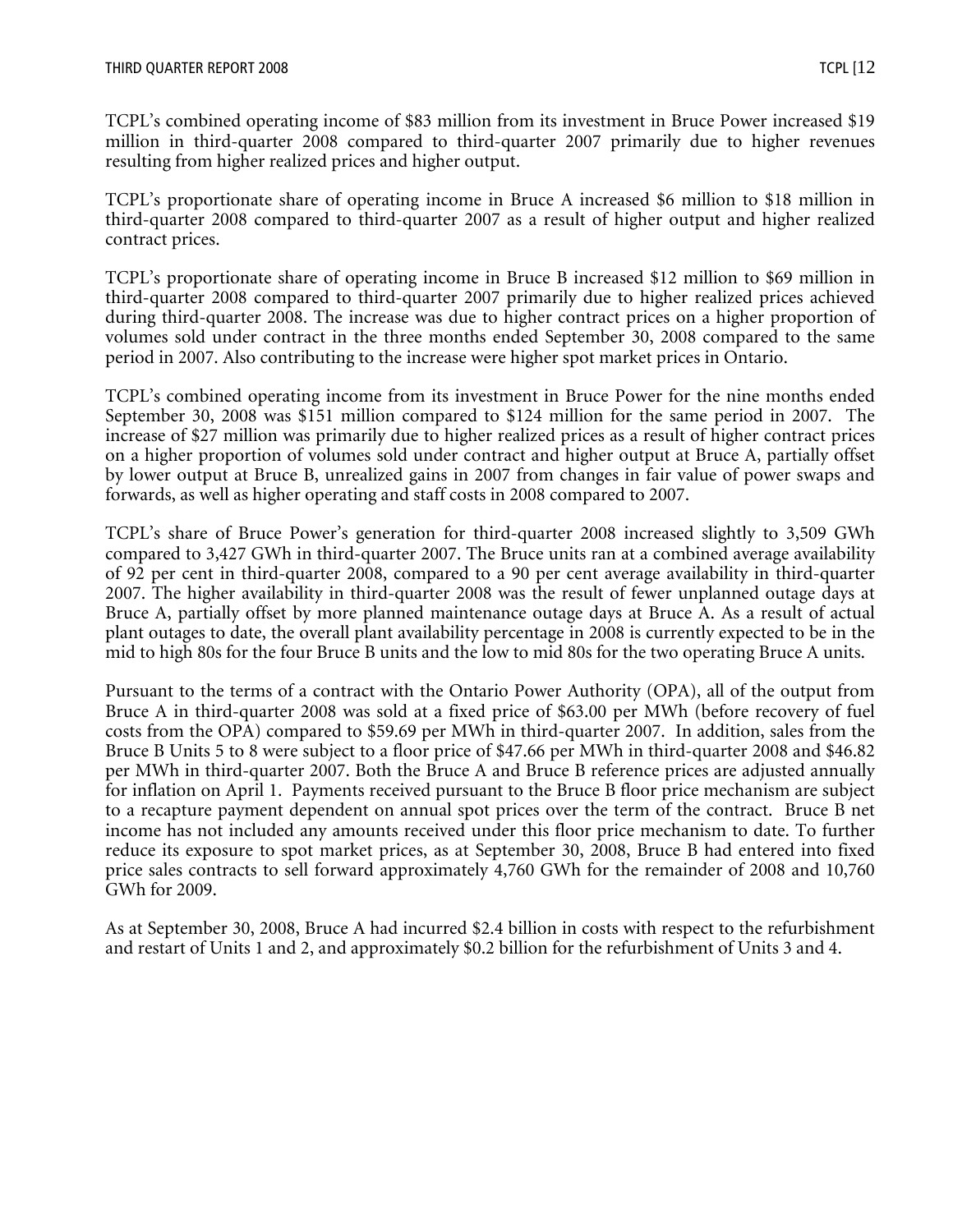TCPL's combined operating income of $83 million from its investment in Bruce Power increased $19 million in third-quarter 2008 compared to third-quarter 2007 primarily due to higher revenues resulting from higher realized prices and higher output.

TCPL's proportionate share of operating income in Bruce A increased $6 million to $18 million in third-quarter 2008 compared to third-quarter 2007 as a result of higher output and higher realized contract prices.

TCPL's proportionate share of operating income in Bruce B increased $12 million to $69 million in third-quarter 2008 compared to third-quarter 2007 primarily due to higher realized prices achieved during third-quarter 2008. The increase was due to higher contract prices on a higher proportion of volumes sold under contract in the three months ended September 30, 2008 compared to the same period in 2007. Also contributing to the increase were higher spot market prices in Ontario.

TCPL's combined operating income from its investment in Bruce Power for the nine months ended September 30, 2008 was $151 million compared to $124 million for the same period in 2007. The increase of $27 million was primarily due to higher realized prices as a result of higher contract prices on a higher proportion of volumes sold under contract and higher output at Bruce A, partially offset by lower output at Bruce B, unrealized gains in 2007 from changes in fair value of power swaps and forwards, as well as higher operating and staff costs in 2008 compared to 2007.

TCPL's share of Bruce Power's generation for third-quarter 2008 increased slightly to 3,509 GWh compared to 3,427 GWh in third-quarter 2007. The Bruce units ran at a combined average availability of 92 per cent in third-quarter 2008, compared to a 90 per cent average availability in third-quarter 2007. The higher availability in third-quarter 2008 was the result of fewer unplanned outage days at Bruce A, partially offset by more planned maintenance outage days at Bruce A. As a result of actual plant outages to date, the overall plant availability percentage in 2008 is currently expected to be in the mid to high 80s for the four Bruce B units and the low to mid 80s for the two operating Bruce A units.

Pursuant to the terms of a contract with the Ontario Power Authority (OPA), all of the output from Bruce A in third-quarter 2008 was sold at a fixed price of $63.00 per MWh (before recovery of fuel costs from the OPA) compared to $59.69 per MWh in third-quarter 2007. In addition, sales from the Bruce B Units 5 to 8 were subject to a floor price of $47.66 per MWh in third-quarter 2008 and $46.82 per MWh in third-quarter 2007. Both the Bruce A and Bruce B reference prices are adjusted annually for inflation on April 1. Payments received pursuant to the Bruce B floor price mechanism are subject to a recapture payment dependent on annual spot prices over the term of the contract. Bruce B net income has not included any amounts received under this floor price mechanism to date. To further reduce its exposure to spot market prices, as at September 30, 2008, Bruce B had entered into fixed price sales contracts to sell forward approximately 4,760 GWh for the remainder of 2008 and 10,760 GWh for 2009.

As at September 30, 2008, Bruce A had incurred $2.4 billion in costs with respect to the refurbishment and restart of Units 1 and 2, and approximately $0.2 billion for the refurbishment of Units 3 and 4.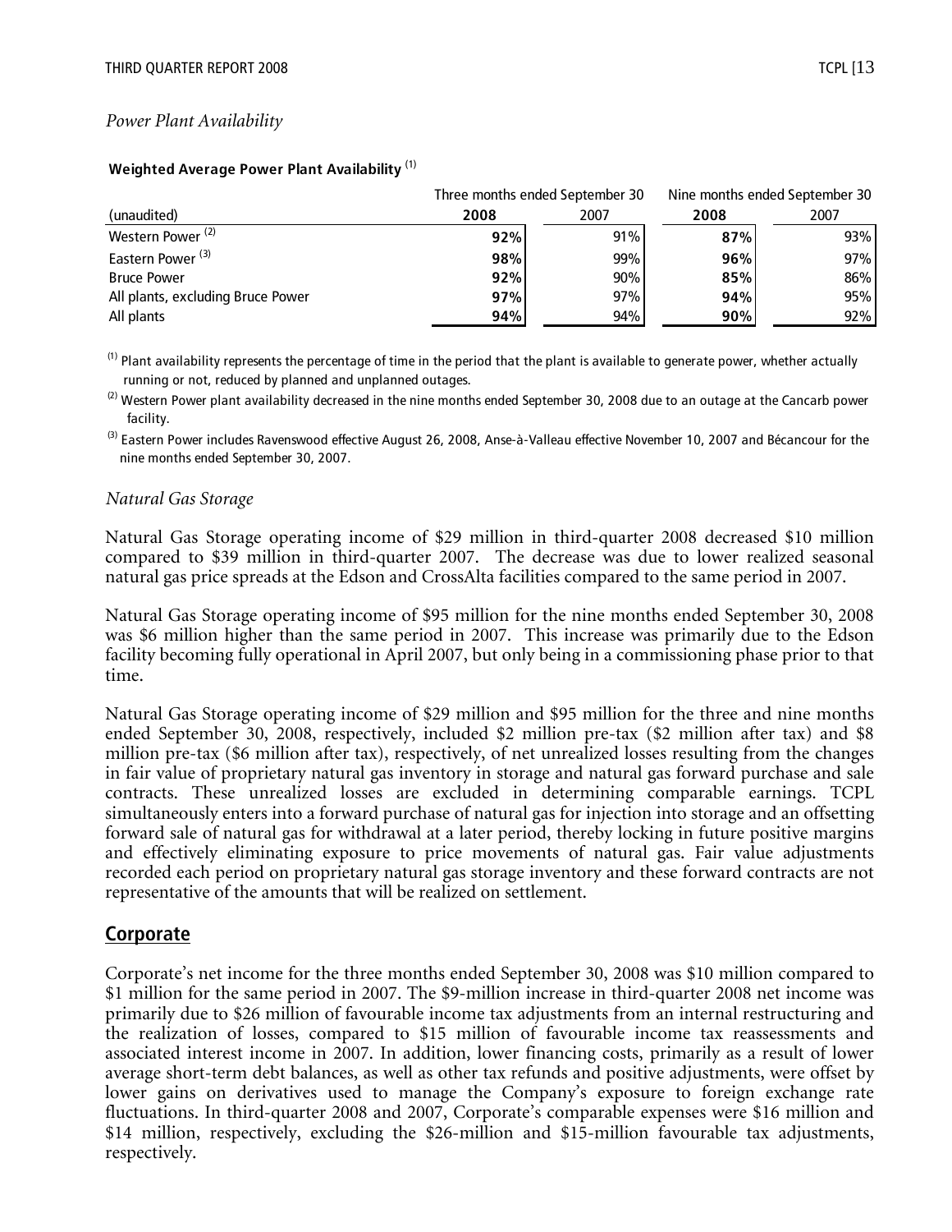*Power Plant Availability*

**Weighted Average Power Plant Availability** [(1)]

| | Three months ended September 30 | | Nine months ended September 30 | |
|---|---|---|---|---|
| (unaudited) | **2008** | 2007 | **2008** | 2007 |
| Western Power [(2)] | **92%** | 91% | **87%** | 93% |
| Eastern Power [(3)] | **98%** | 99% | **96%** | 97% |
| Bruce Power | **92%** | 90% | **85%** | 86% |
| All plants, excluding Bruce Power | **97%** | 97% | **94%** | 95% |
| All plants | **94%** | 94% | **90%** | 92% |

(1) Plant availability represents the percentage of time in the period that the plant is available to generate power, whether actually running or not, reduced by planned and unplanned outages.

(2) Western Power plant availability decreased in the nine months ended September 30, 2008 due to an outage at the Cancarb power facility.

(3) Eastern Power includes Ravenswood effective August 26, 2008, Anse-à-Valleau effective November 10, 2007 and Bécancour for the nine months ended September 30, 2007.

*Natural Gas Storage*

Natural Gas Storage operating income of $29 million in third-quarter 2008 decreased $10 million compared to $39 million in third-quarter 2007. The decrease was due to lower realized seasonal natural gas price spreads at the Edson and CrossAlta facilities compared to the same period in 2007.

Natural Gas Storage operating income of $95 million for the nine months ended September 30, 2008 was $6 million higher than the same period in 2007. This increase was primarily due to the Edson facility becoming fully operational in April 2007, but only being in a commissioning phase prior to that time.

Natural Gas Storage operating income of $29 million and $95 million for the three and nine months ended September 30, 2008, respectively, included $2 million pre-tax ($2 million after tax) and $8 million pre-tax ($6 million after tax), respectively, of net unrealized losses resulting from the changes in fair value of proprietary natural gas inventory in storage and natural gas forward purchase and sale contracts. These unrealized losses are excluded in determining comparable earnings. TCPL simultaneously enters into a forward purchase of natural gas for injection into storage and an offsetting forward sale of natural gas for withdrawal at a later period, thereby locking in future positive margins and effectively eliminating exposure to price movements of natural gas. Fair value adjustments recorded each period on proprietary natural gas storage inventory and these forward contracts are not representative of the amounts that will be realized on settlement.

## Corporate

Corporate's net income for the three months ended September 30, 2008 was $10 million compared to $1 million for the same period in 2007. The $9-million increase in third-quarter 2008 net income was primarily due to $26 million of favourable income tax adjustments from an internal restructuring and the realization of losses, compared to $15 million of favourable income tax reassessments and associated interest income in 2007. In addition, lower financing costs, primarily as a result of lower average short-term debt balances, as well as other tax refunds and positive adjustments, were offset by lower gains on derivatives used to manage the Company's exposure to foreign exchange rate fluctuations. In third-quarter 2008 and 2007, Corporate's comparable expenses were $16 million and $14 million, respectively, excluding the $26-million and $15-million favourable tax adjustments, respectively.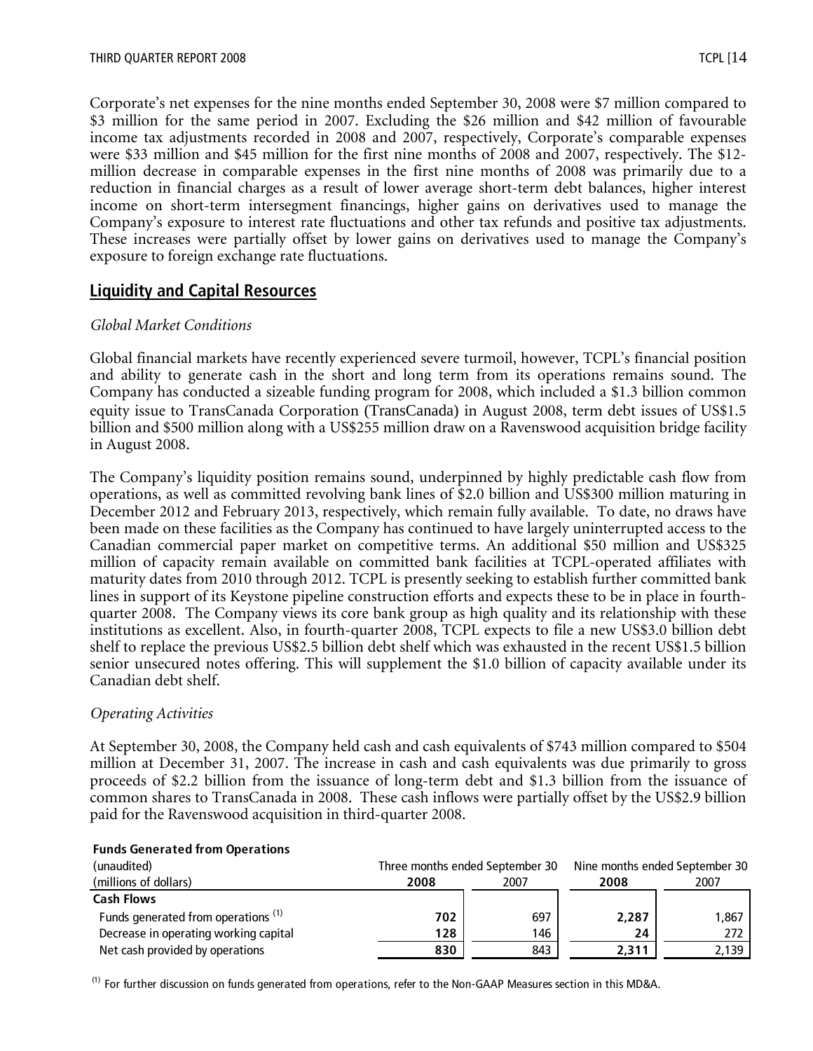Corporate's net expenses for the nine months ended September 30, 2008 were $7 million compared to $3 million for the same period in 2007. Excluding the $26 million and $42 million of favourable income tax adjustments recorded in 2008 and 2007, respectively, Corporate's comparable expenses were $33 million and $45 million for the first nine months of 2008 and 2007, respectively. The $12-million decrease in comparable expenses in the first nine months of 2008 was primarily due to a reduction in financial charges as a result of lower average short-term debt balances, higher interest income on short-term intersegment financings, higher gains on derivatives used to manage the Company's exposure to interest rate fluctuations and other tax refunds and positive tax adjustments. These increases were partially offset by lower gains on derivatives used to manage the Company's exposure to foreign exchange rate fluctuations.

## Liquidity and Capital Resources

*Global Market Conditions*

Global financial markets have recently experienced severe turmoil, however, TCPL's financial position and ability to generate cash in the short and long term from its operations remains sound. The Company has conducted a sizeable funding program for 2008, which included a $1.3 billion common equity issue to TransCanada Corporation (TransCanada) in August 2008, term debt issues of US$1.5 billion and $500 million along with a US$255 million draw on a Ravenswood acquisition bridge facility in August 2008.

The Company's liquidity position remains sound, underpinned by highly predictable cash flow from operations, as well as committed revolving bank lines of $2.0 billion and US$300 million maturing in December 2012 and February 2013, respectively, which remain fully available. To date, no draws have been made on these facilities as the Company has continued to have largely uninterrupted access to the Canadian commercial paper market on competitive terms. An additional $50 million and US$325 million of capacity remain available on committed bank facilities at TCPL-operated affiliates with maturity dates from 2010 through 2012. TCPL is presently seeking to establish further committed bank lines in support of its Keystone pipeline construction efforts and expects these to be in place in fourth-quarter 2008. The Company views its core bank group as high quality and its relationship with these institutions as excellent. Also, in fourth-quarter 2008, TCPL expects to file a new US$3.0 billion debt shelf to replace the previous US$2.5 billion debt shelf which was exhausted in the recent US$1.5 billion senior unsecured notes offering. This will supplement the $1.0 billion of capacity available under its Canadian debt shelf.

*Operating Activities*

At September 30, 2008, the Company held cash and cash equivalents of $743 million compared to $504 million at December 31, 2007. The increase in cash and cash equivalents was due primarily to gross proceeds of $2.2 billion from the issuance of long-term debt and $1.3 billion from the issuance of common shares to TransCanada in 2008. These cash inflows were partially offset by the US$2.9 billion paid for the Ravenswood acquisition in third-quarter 2008.

**Funds Generated from Operations**

| (unaudited) | Three months ended September 30 | | Nine months ended September 30 | |
|---|---|---|---|---|
| (millions of dollars) | **2008** | 2007 | **2008** | 2007 |
| **Cash Flows** | | | | |
| Funds generated from operations [(1)] | **702** | 697 | **2,287** | 1,867 |
| Decrease in operating working capital | **128** | 146 | **24** | 272 |
| Net cash provided by operations | **830** | 843 | **2,311** | 2,139 |

[(1)] For further discussion on funds generated from operations, refer to the Non-GAAP Measures section in this MD&A.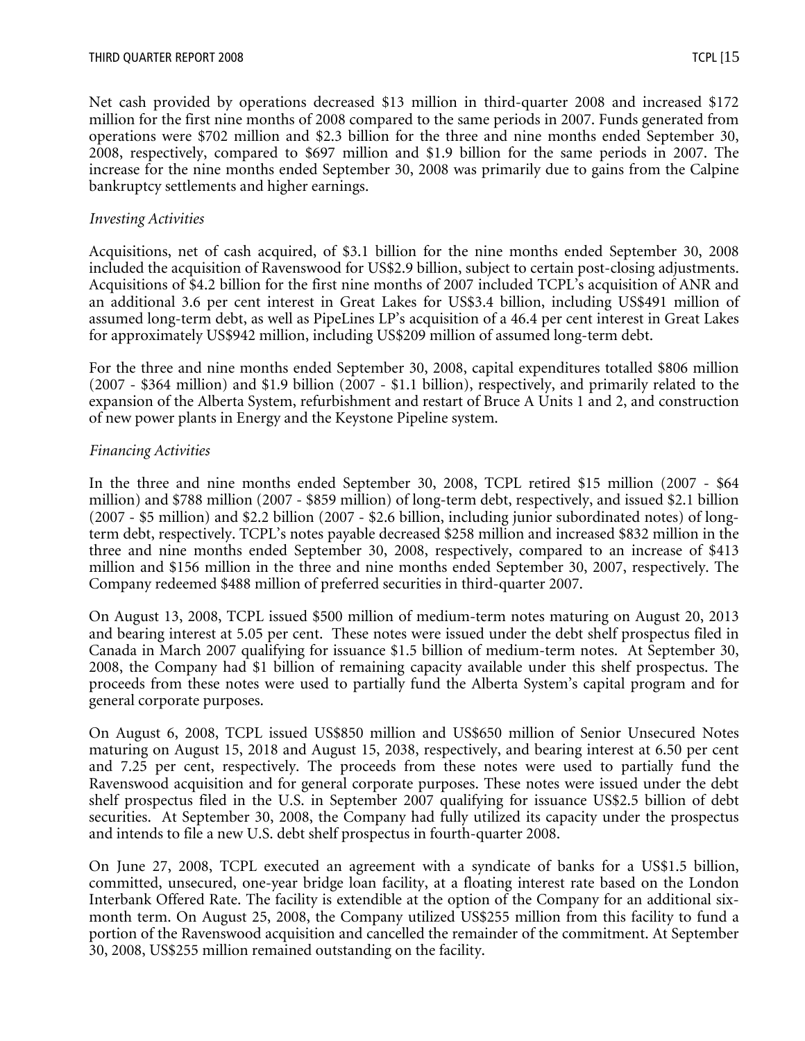Net cash provided by operations decreased US$13 million in third-quarter 2008 and increased $172 million for the first nine months of 2008 compared to the same periods in 2007. Funds generated from operations were $702 million and $2.3 billion for the three and nine months ended September 30, 2008, respectively, compared to $697 million and $1.9 billion for the same periods in 2007. The increase for the nine months ended September 30, 2008 was primarily due to gains from the Calpine bankruptcy settlements and higher earnings.

*Investing Activities*

Acquisitions, net of cash acquired, of $3.1 billion for the nine months ended September 30, 2008 included the acquisition of Ravenswood for US$2.9 billion, subject to certain post-closing adjustments. Acquisitions of $4.2 billion for the first nine months of 2007 included TCPL's acquisition of ANR and an additional 3.6 per cent interest in Great Lakes for US$3.4 billion, including US$491 million of assumed long-term debt, as well as PipeLines LP's acquisition of a 46.4 per cent interest in Great Lakes for approximately US$942 million, including US$209 million of assumed long-term debt.

For the three and nine months ended September 30, 2008, capital expenditures totalled $806 million (2007 - $364 million) and $1.9 billion (2007 - $1.1 billion), respectively, and primarily related to the expansion of the Alberta System, refurbishment and restart of Bruce A Units 1 and 2, and construction of new power plants in Energy and the Keystone Pipeline system.

*Financing Activities*

In the three and nine months ended September 30, 2008, TCPL retired $15 million (2007 - $64 million) and $788 million (2007 - $859 million) of long-term debt, respectively, and issued $2.1 billion (2007 - $5 million) and $2.2 billion (2007 - $2.6 billion, including junior subordinated notes) of long-term debt, respectively. TCPL's notes payable decreased $258 million and increased $832 million in the three and nine months ended September 30, 2008, respectively, compared to an increase of $413 million and $156 million in the three and nine months ended September 30, 2007, respectively. The Company redeemed $488 million of preferred securities in third-quarter 2007.

On August 13, 2008, TCPL issued $500 million of medium-term notes maturing on August 20, 2013 and bearing interest at 5.05 per cent. These notes were issued under the debt shelf prospectus filed in Canada in March 2007 qualifying for issuance $1.5 billion of medium-term notes. At September 30, 2008, the Company had $1 billion of remaining capacity available under this shelf prospectus. The proceeds from these notes were used to partially fund the Alberta System's capital program and for general corporate purposes.

On August 6, 2008, TCPL issued US$850 million and US$650 million of Senior Unsecured Notes maturing on August 15, 2018 and August 15, 2038, respectively, and bearing interest at 6.50 per cent and 7.25 per cent, respectively. The proceeds from these notes were used to partially fund the Ravenswood acquisition and for general corporate purposes. These notes were issued under the debt shelf prospectus filed in the U.S. in September 2007 qualifying for issuance US$2.5 billion of debt securities. At September 30, 2008, the Company had fully utilized its capacity under the prospectus and intends to file a new U.S. debt shelf prospectus in fourth-quarter 2008.

On June 27, 2008, TCPL executed an agreement with a syndicate of banks for a US$1.5 billion, committed, unsecured, one-year bridge loan facility, at a floating interest rate based on the London Interbank Offered Rate. The facility is extendible at the option of the Company for an additional six-month term. On August 25, 2008, the Company utilized US$255 million from this facility to fund a portion of the Ravenswood acquisition and cancelled the remainder of the commitment. At September 30, 2008, US$255 million remained outstanding on the facility.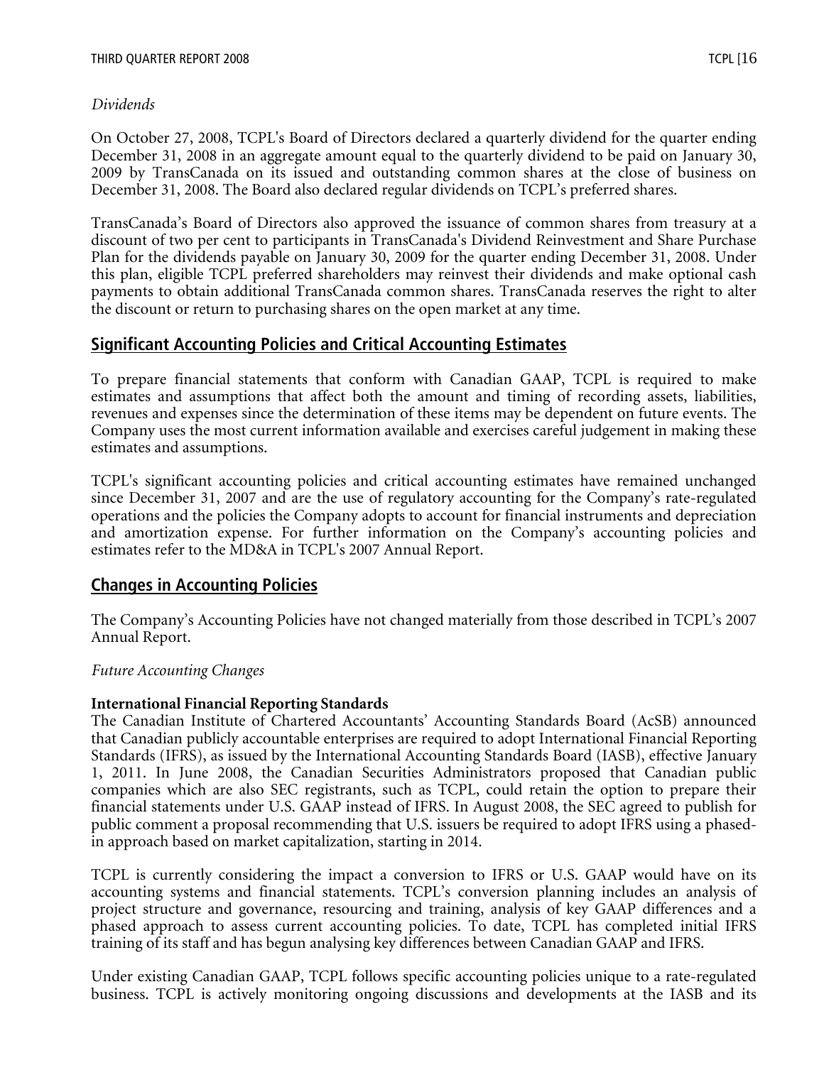*Dividends*

On October 27, 2008, TCPL's Board of Directors declared a quarterly dividend for the quarter ending December 31, 2008 in an aggregate amount equal to the quarterly dividend to be paid on January 30, 2009 by TransCanada on its issued and outstanding common shares at the close of business on December 31, 2008. The Board also declared regular dividends on TCPL's preferred shares.

TransCanada's Board of Directors also approved the issuance of common shares from treasury at a discount of two per cent to participants in TransCanada's Dividend Reinvestment and Share Purchase Plan for the dividends payable on January 30, 2009 for the quarter ending December 31, 2008. Under this plan, eligible TCPL preferred shareholders may reinvest their dividends and make optional cash payments to obtain additional TransCanada common shares. TransCanada reserves the right to alter the discount or return to purchasing shares on the open market at any time.

## Significant Accounting Policies and Critical Accounting Estimates

To prepare financial statements that conform with Canadian GAAP, TCPL is required to make estimates and assumptions that affect both the amount and timing of recording assets, liabilities, revenues and expenses since the determination of these items may be dependent on future events. The Company uses the most current information available and exercises careful judgement in making these estimates and assumptions.

TCPL's significant accounting policies and critical accounting estimates have remained unchanged since December 31, 2007 and are the use of regulatory accounting for the Company's rate-regulated operations and the policies the Company adopts to account for financial instruments and depreciation and amortization expense. For further information on the Company's accounting policies and estimates refer to the MD&A in TCPL's 2007 Annual Report.

## Changes in Accounting Policies

The Company's Accounting Policies have not changed materially from those described in TCPL's 2007 Annual Report.

*Future Accounting Changes*

**International Financial Reporting Standards**

The Canadian Institute of Chartered Accountants' Accounting Standards Board (AcSB) announced that Canadian publicly accountable enterprises are required to adopt International Financial Reporting Standards (IFRS), as issued by the International Accounting Standards Board (IASB), effective January 1, 2011. In June 2008, the Canadian Securities Administrators proposed that Canadian public companies which are also SEC registrants, such as TCPL, could retain the option to prepare their financial statements under U.S. GAAP instead of IFRS. In August 2008, the SEC agreed to publish for public comment a proposal recommending that U.S. issuers be required to adopt IFRS using a phased-in approach based on market capitalization, starting in 2014.

TCPL is currently considering the impact a conversion to IFRS or U.S. GAAP would have on its accounting systems and financial statements. TCPL's conversion planning includes an analysis of project structure and governance, resourcing and training, analysis of key GAAP differences and a phased approach to assess current accounting policies. To date, TCPL has completed initial IFRS training of its staff and has begun analysing key differences between Canadian GAAP and IFRS.

Under existing Canadian GAAP, TCPL follows specific accounting policies unique to a rate-regulated business. TCPL is actively monitoring ongoing discussions and developments at the IASB and its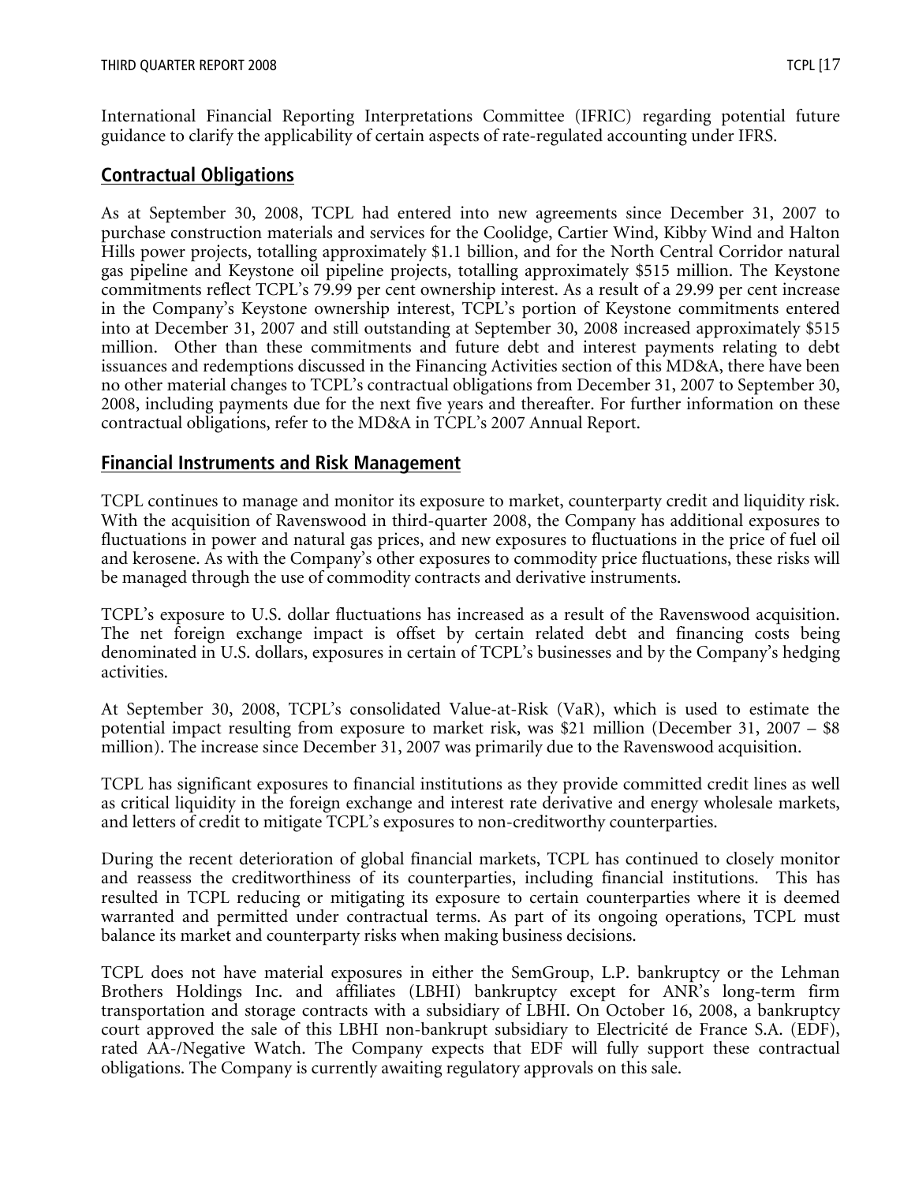International Financial Reporting Interpretations Committee (IFRIC) regarding potential future guidance to clarify the applicability of certain aspects of rate-regulated accounting under IFRS.

## Contractual Obligations

As at September 30, 2008, TCPL had entered into new agreements since December 31, 2007 to purchase construction materials and services for the Coolidge, Cartier Wind, Kibby Wind and Halton Hills power projects, totalling approximately $1.1 billion, and for the North Central Corridor natural gas pipeline and Keystone oil pipeline projects, totalling approximately $515 million. The Keystone commitments reflect TCPL's 79.99 per cent ownership interest. As a result of a 29.99 per cent increase in the Company's Keystone ownership interest, TCPL's portion of Keystone commitments entered into at December 31, 2007 and still outstanding at September 30, 2008 increased approximately $515 million. Other than these commitments and future debt and interest payments relating to debt issuances and redemptions discussed in the Financing Activities section of this MD&A, there have been no other material changes to TCPL's contractual obligations from December 31, 2007 to September 30, 2008, including payments due for the next five years and thereafter. For further information on these contractual obligations, refer to the MD&A in TCPL's 2007 Annual Report.

## Financial Instruments and Risk Management

TCPL continues to manage and monitor its exposure to market, counterparty credit and liquidity risk. With the acquisition of Ravenswood in third-quarter 2008, the Company has additional exposures to fluctuations in power and natural gas prices, and new exposures to fluctuations in the price of fuel oil and kerosene. As with the Company's other exposures to commodity price fluctuations, these risks will be managed through the use of commodity contracts and derivative instruments.

TCPL's exposure to U.S. dollar fluctuations has increased as a result of the Ravenswood acquisition. The net foreign exchange impact is offset by certain related debt and financing costs being denominated in U.S. dollars, exposures in certain of TCPL's businesses and by the Company's hedging activities.

At September 30, 2008, TCPL's consolidated Value-at-Risk (VaR), which is used to estimate the potential impact resulting from exposure to market risk, was $21 million (December 31, 2007 – $8 million). The increase since December 31, 2007 was primarily due to the Ravenswood acquisition.

TCPL has significant exposures to financial institutions as they provide committed credit lines as well as critical liquidity in the foreign exchange and interest rate derivative and energy wholesale markets, and letters of credit to mitigate TCPL's exposures to non-creditworthy counterparties.

During the recent deterioration of global financial markets, TCPL has continued to closely monitor and reassess the creditworthiness of its counterparties, including financial institutions. This has resulted in TCPL reducing or mitigating its exposure to certain counterparties where it is deemed warranted and permitted under contractual terms. As part of its ongoing operations, TCPL must balance its market and counterparty risks when making business decisions.

TCPL does not have material exposures in either the SemGroup, L.P. bankruptcy or the Lehman Brothers Holdings Inc. and affiliates (LBHI) bankruptcy except for ANR's long-term firm transportation and storage contracts with a subsidiary of LBHI. On October 16, 2008, a bankruptcy court approved the sale of this LBHI non-bankrupt subsidiary to Electricité de France S.A. (EDF), rated AA-/Negative Watch. The Company expects that EDF will fully support these contractual obligations. The Company is currently awaiting regulatory approvals on this sale.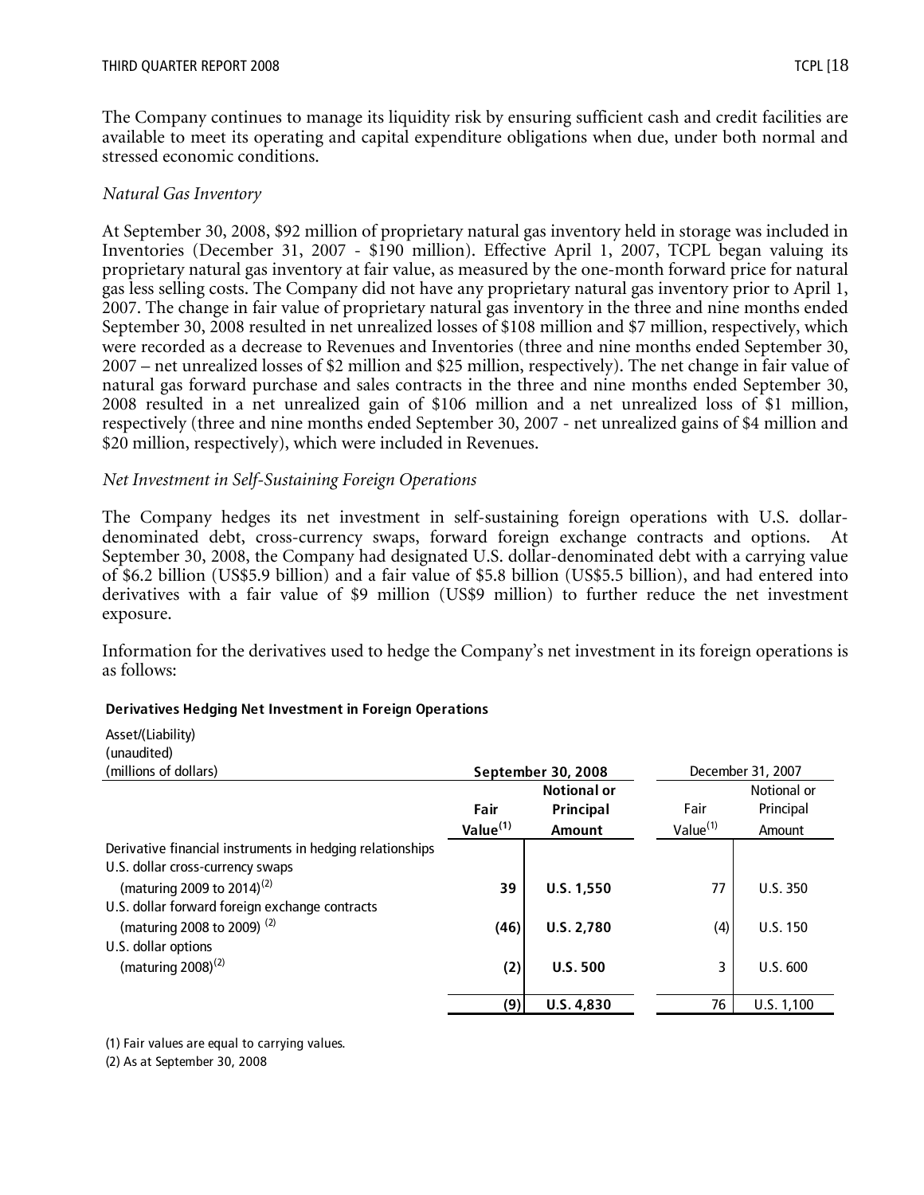The Company continues to manage its liquidity risk by ensuring sufficient cash and credit facilities are available to meet its operating and capital expenditure obligations when due, under both normal and stressed economic conditions.

*Natural Gas Inventory*

At September 30, 2008, $92 million of proprietary natural gas inventory held in storage was included in Inventories (December 31, 2007 - $190 million). Effective April 1, 2007, TCPL began valuing its proprietary natural gas inventory at fair value, as measured by the one-month forward price for natural gas less selling costs. The Company did not have any proprietary natural gas inventory prior to April 1, 2007. The change in fair value of proprietary natural gas inventory in the three and nine months ended September 30, 2008 resulted in net unrealized losses of $108 million and $7 million, respectively, which were recorded as a decrease to Revenues and Inventories (three and nine months ended September 30, 2007 – net unrealized losses of $2 million and $25 million, respectively). The net change in fair value of natural gas forward purchase and sales contracts in the three and nine months ended September 30, 2008 resulted in a net unrealized gain of $106 million and a net unrealized loss of $1 million, respectively (three and nine months ended September 30, 2007 - net unrealized gains of $4 million and $20 million, respectively), which were included in Revenues.

*Net Investment in Self-Sustaining Foreign Operations*

The Company hedges its net investment in self-sustaining foreign operations with U.S. dollar-denominated debt, cross-currency swaps, forward foreign exchange contracts and options. At September 30, 2008, the Company had designated U.S. dollar-denominated debt with a carrying value of $6.2 billion (US$5.9 billion) and a fair value of $5.8 billion (US$5.5 billion), and had entered into derivatives with a fair value of $9 million (US$9 million) to further reduce the net investment exposure.

Information for the derivatives used to hedge the Company's net investment in its foreign operations is as follows:

**Derivatives Hedging Net Investment in Foreign Operations**

| Asset/(Liability) (unaudited) (millions of dollars) | **September 30, 2008** | | December 31, 2007 | |
|---|---|---|---|---|
| | **Fair Value(1)** | **Notional or Principal Amount** | Fair Value(1) | Notional or Principal Amount |
| Derivative financial instruments in hedging relationships | | | | |
| U.S. dollar cross-currency swaps (maturing 2009 to 2014)(2) | **39** | **U.S. 1,550** | 77 | U.S. 350 |
| U.S. dollar forward foreign exchange contracts (maturing 2008 to 2009)(2) | **(46)** | **U.S. 2,780** | (4) | U.S. 150 |
| U.S. dollar options (maturing 2008)(2) | **(2)** | **U.S. 500** | 3 | U.S. 600 |
| | **(9)** | **U.S. 4,830** | 76 | U.S. 1,100 |

(1) Fair values are equal to carrying values.

(2) As at September 30, 2008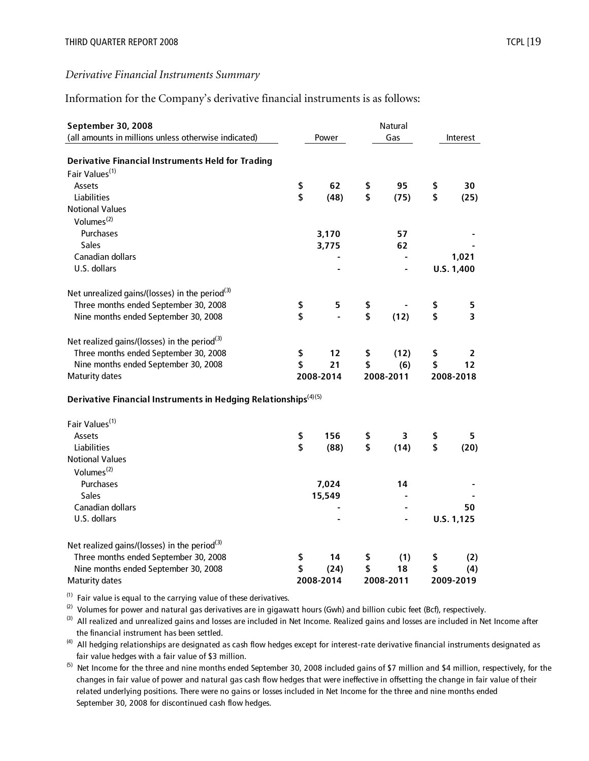*Derivative Financial Instruments Summary*

Information for the Company's derivative financial instruments is as follows:

| **September 30, 2008** (all amounts in millions unless otherwise indicated) | Power | Natural Gas | Interest |
|---|---|---|---|
| **Derivative Financial Instruments Held for Trading** | | | |
| Fair Values[1] | | | |
| Assets | **$ 62** | **$ 95** | **$ 30** |
| Liabilities | **$ (48)** | **$ (75)** | **$ (25)** |
| Notional Values | | | |
| Volumes[2] | | | |
| Purchases | **3,170** | **57** | **-** |
| Sales | **3,775** | **62** | **-** |
| Canadian dollars | **-** | **-** | **1,021** |
| U.S. dollars | **-** | **-** | **U.S. 1,400** |
| Net unrealized gains/(losses) in the period[3] | | | |
| Three months ended September 30, 2008 | **$ 5** | **$ -** | **$ 5** |
| Nine months ended September 30, 2008 | **$ -** | **$ (12)** | **$ 3** |
| Net realized gains/(losses) in the period[3] | | | |
| Three months ended September 30, 2008 | **$ 12** | **$ (12)** | **$ 2** |
| Nine months ended September 30, 2008 | **$ 21** | **$ (6)** | **$ 12** |
| Maturity dates | **2008-2014** | **2008-2011** | **2008-2018** |
| **Derivative Financial Instruments in Hedging Relationships**[4][5] | | | |
| Fair Values[1] | | | |
| Assets | **$ 156** | **$ 3** | **$ 5** |
| Liabilities | **$ (88)** | **$ (14)** | **$ (20)** |
| Notional Values | | | |
| Volumes[2] | | | |
| Purchases | **7,024** | **14** | **-** |
| Sales | **15,549** | **-** | **-** |
| Canadian dollars | **-** | **-** | **50** |
| U.S. dollars | **-** | **-** | **U.S. 1,125** |
| Net realized gains/(losses) in the period[3] | | | |
| Three months ended September 30, 2008 | **$ 14** | **$ (1)** | **$ (2)** |
| Nine months ended September 30, 2008 | **$ (24)** | **$ 18** | **$ (4)** |
| Maturity dates | **2008-2014** | **2008-2011** | **2009-2019** |

[1] Fair value is equal to the carrying value of these derivatives.

[2] Volumes for power and natural gas derivatives are in gigawatt hours (Gwh) and billion cubic feet (Bcf), respectively.

[3] All realized and unrealized gains and losses are included in Net Income. Realized gains and losses are included in Net Income after the financial instrument has been settled.

[4] All hedging relationships are designated as cash flow hedges except for interest-rate derivative financial instruments designated as fair value hedges with a fair value of $3 million.

[5] Net Income for the three and nine months ended September 30, 2008 included gains of $7 million and $4 million, respectively, for the changes in fair value of power and natural gas cash flow hedges that were ineffective in offsetting the change in fair value of their related underlying positions. There were no gains or losses included in Net Income for the three and nine months ended September 30, 2008 for discontinued cash flow hedges.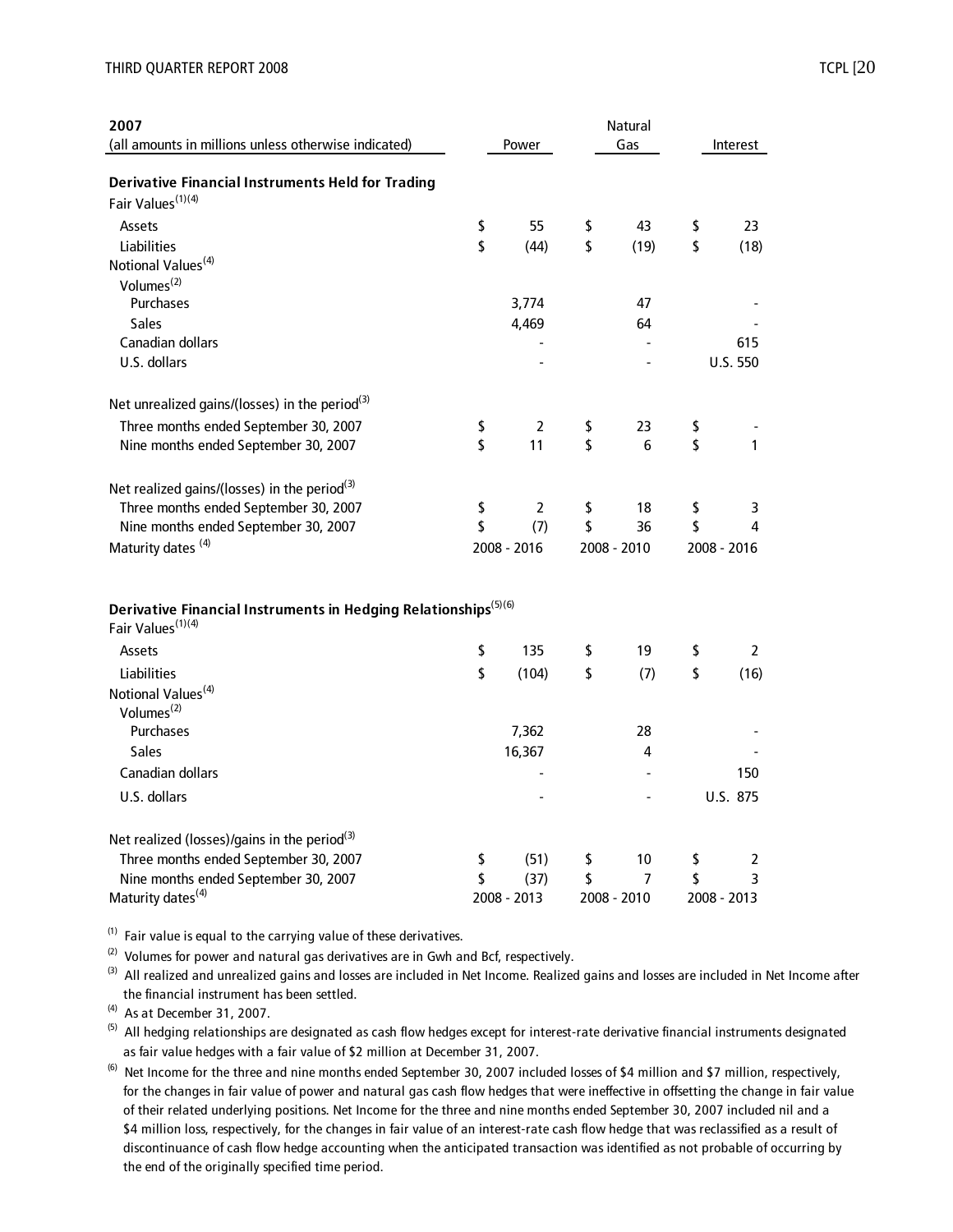| 2007 (all amounts in millions unless otherwise indicated) | Power | Natural Gas | Interest |
|---|---|---|---|
| **Derivative Financial Instruments Held for Trading** | | | |
| Fair Values[(1)(4)] | | | |
| Assets | $ 55 | $ 43 | $ 23 |
| Liabilities | $ (44) | $ (19) | $ (18) |
| Notional Values[(4)] | | | |
| Volumes[(2)] | | | |
| Purchases | 3,774 | 47 | - |
| Sales | 4,469 | 64 | - |
| Canadian dollars | - | - | 615 |
| U.S. dollars | - | - | U.S. 550 |
| Net unrealized gains/(losses) in the period[(3)] | | | |
| Three months ended September 30, 2007 | $ 2 | $ 23 | $ - |
| Nine months ended September 30, 2007 | $ 11 | $ 6 | $ 1 |
| Net realized gains/(losses) in the period[(3)] | | | |
| Three months ended September 30, 2007 | $ 2 | $ 18 | $ 3 |
| Nine months ended September 30, 2007 | $ (7) | $ 36 | $ 4 |
| Maturity dates[(4)] | 2008 - 2016 | 2008 - 2010 | 2008 - 2016 |
| **Derivative Financial Instruments in Hedging Relationships**[(5)(6)] | | | |
| Fair Values[(1)(4)] | | | |
| Assets | $ 135 | $ 19 | $ 2 |
| Liabilities | $ (104) | $ (7) | $ (16) |
| Notional Values[(4)] | | | |
| Volumes[(2)] | | | |
| Purchases | 7,362 | 28 | - |
| Sales | 16,367 | 4 | - |
| Canadian dollars | - | - | 150 |
| U.S. dollars | - | - | U.S. 875 |
| Net realized (losses)/gains in the period[(3)] | | | |
| Three months ended September 30, 2007 | $ (51) | $ 10 | $ 2 |
| Nine months ended September 30, 2007 | $ (37) | $ 7 | $ 3 |
| Maturity dates[(4)] | 2008 - 2013 | 2008 - 2010 | 2008 - 2013 |

(1) Fair value is equal to the carrying value of these derivatives.

(2) Volumes for power and natural gas derivatives are in Gwh and Bcf, respectively.

(3) All realized and unrealized gains and losses are included in Net Income. Realized gains and losses are included in Net Income after the financial instrument has been settled.

(4) As at December 31, 2007.

(5) All hedging relationships are designated as cash flow hedges except for interest-rate derivative financial instruments designated as fair value hedges with a fair value of $2 million at December 31, 2007.

(6) Net Income for the three and nine months ended September 30, 2007 included losses of $4 million and $7 million, respectively, for the changes in fair value of power and natural gas cash flow hedges that were ineffective in offsetting the change in fair value of their related underlying positions. Net Income for the three and nine months ended September 30, 2007 included nil and a $4 million loss, respectively, for the changes in fair value of an interest-rate cash flow hedge that was reclassified as a result of discontinuance of cash flow hedge accounting when the anticipated transaction was identified as not probable of occurring by the end of the originally specified time period.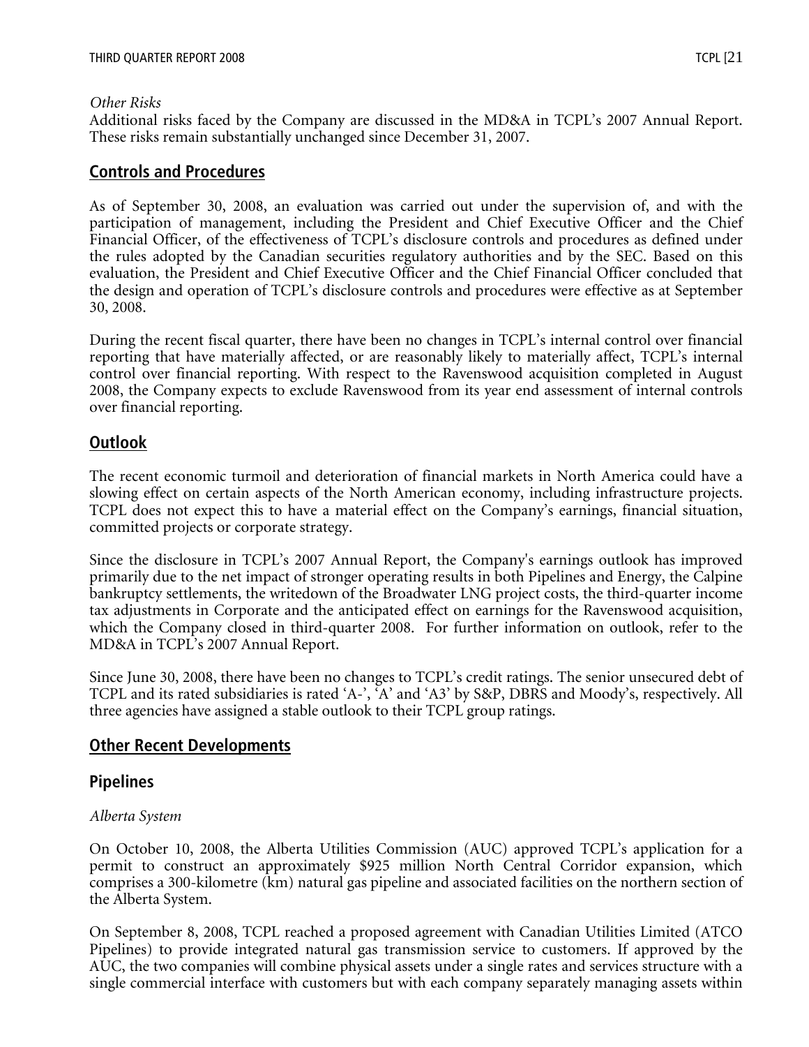*Other Risks*
Additional risks faced by the Company are discussed in the MD&A in TCPL's 2007 Annual Report. These risks remain substantially unchanged since December 31, 2007.

## Controls and Procedures

As of September 30, 2008, an evaluation was carried out under the supervision of, and with the participation of management, including the President and Chief Executive Officer and the Chief Financial Officer, of the effectiveness of TCPL's disclosure controls and procedures as defined under the rules adopted by the Canadian securities regulatory authorities and by the SEC. Based on this evaluation, the President and Chief Executive Officer and the Chief Financial Officer concluded that the design and operation of TCPL's disclosure controls and procedures were effective as at September 30, 2008.

During the recent fiscal quarter, there have been no changes in TCPL's internal control over financial reporting that have materially affected, or are reasonably likely to materially affect, TCPL's internal control over financial reporting. With respect to the Ravenswood acquisition completed in August 2008, the Company expects to exclude Ravenswood from its year end assessment of internal controls over financial reporting.

## Outlook

The recent economic turmoil and deterioration of financial markets in North America could have a slowing effect on certain aspects of the North American economy, including infrastructure projects. TCPL does not expect this to have a material effect on the Company's earnings, financial situation, committed projects or corporate strategy.

Since the disclosure in TCPL's 2007 Annual Report, the Company's earnings outlook has improved primarily due to the net impact of stronger operating results in both Pipelines and Energy, the Calpine bankruptcy settlements, the writedown of the Broadwater LNG project costs, the third-quarter income tax adjustments in Corporate and the anticipated effect on earnings for the Ravenswood acquisition, which the Company closed in third-quarter 2008. For further information on outlook, refer to the MD&A in TCPL's 2007 Annual Report.

Since June 30, 2008, there have been no changes to TCPL's credit ratings. The senior unsecured debt of TCPL and its rated subsidiaries is rated 'A-', 'A' and 'A3' by S&P, DBRS and Moody's, respectively. All three agencies have assigned a stable outlook to their TCPL group ratings.

## Other Recent Developments

### Pipelines

*Alberta System*

On October 10, 2008, the Alberta Utilities Commission (AUC) approved TCPL's application for a permit to construct an approximately $925 million North Central Corridor expansion, which comprises a 300-kilometre (km) natural gas pipeline and associated facilities on the northern section of the Alberta System.

On September 8, 2008, TCPL reached a proposed agreement with Canadian Utilities Limited (ATCO Pipelines) to provide integrated natural gas transmission service to customers. If approved by the AUC, the two companies will combine physical assets under a single rates and services structure with a single commercial interface with customers but with each company separately managing assets within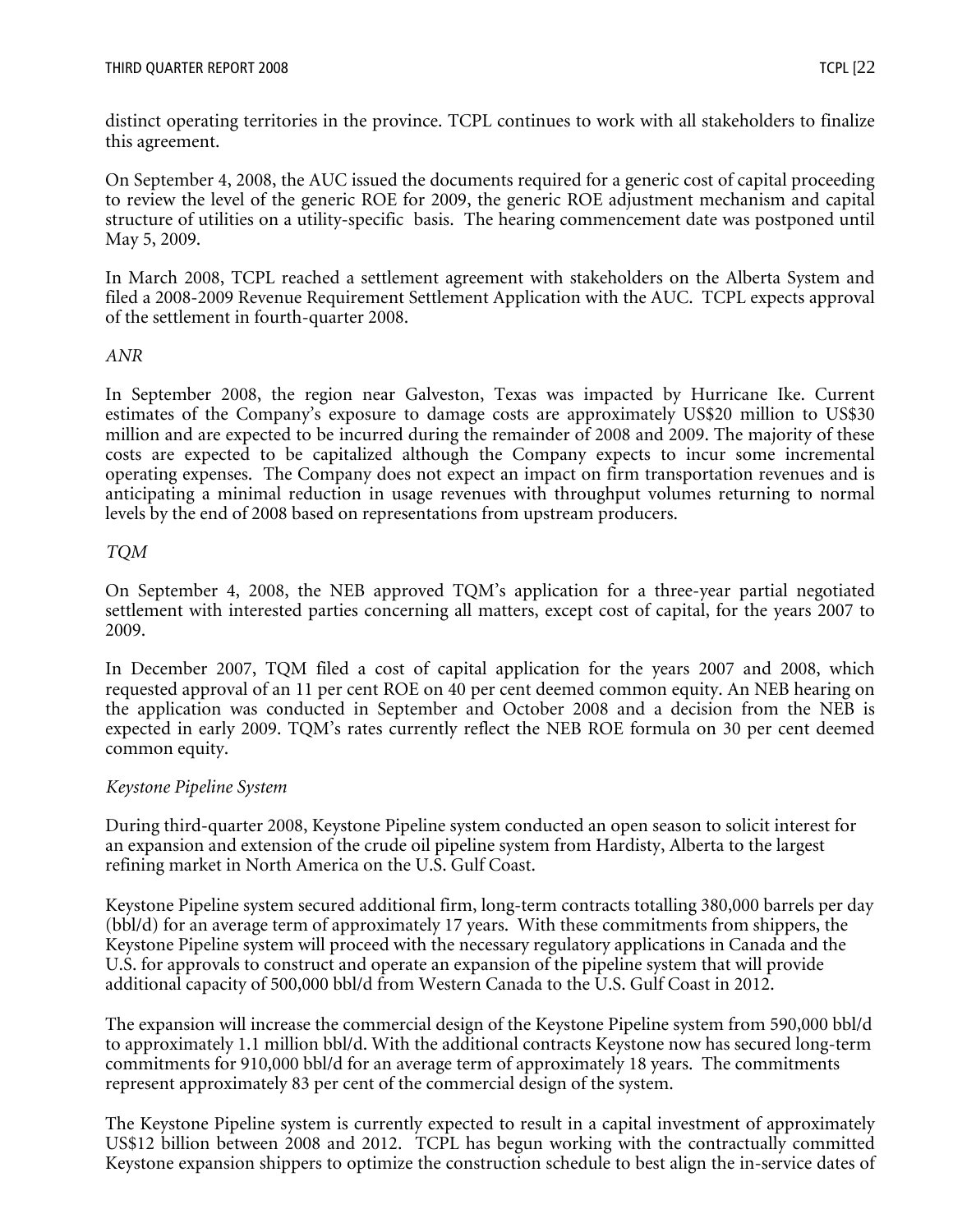distinct operating territories in the province. TCPL continues to work with all stakeholders to finalize this agreement.

On September 4, 2008, the AUC issued the documents required for a generic cost of capital proceeding to review the level of the generic ROE for 2009, the generic ROE adjustment mechanism and capital structure of utilities on a utility-specific basis. The hearing commencement date was postponed until May 5, 2009.

In March 2008, TCPL reached a settlement agreement with stakeholders on the Alberta System and filed a 2008-2009 Revenue Requirement Settlement Application with the AUC. TCPL expects approval of the settlement in fourth-quarter 2008.

*ANR*

In September 2008, the region near Galveston, Texas was impacted by Hurricane Ike. Current estimates of the Company's exposure to damage costs are approximately US$20 million to US$30 million and are expected to be incurred during the remainder of 2008 and 2009. The majority of these costs are expected to be capitalized although the Company expects to incur some incremental operating expenses. The Company does not expect an impact on firm transportation revenues and is anticipating a minimal reduction in usage revenues with throughput volumes returning to normal levels by the end of 2008 based on representations from upstream producers.

*TQM*

On September 4, 2008, the NEB approved TQM's application for a three-year partial negotiated settlement with interested parties concerning all matters, except cost of capital, for the years 2007 to 2009.

In December 2007, TQM filed a cost of capital application for the years 2007 and 2008, which requested approval of an 11 per cent ROE on 40 per cent deemed common equity. An NEB hearing on the application was conducted in September and October 2008 and a decision from the NEB is expected in early 2009. TQM's rates currently reflect the NEB ROE formula on 30 per cent deemed common equity.

*Keystone Pipeline System*

During third-quarter 2008, Keystone Pipeline system conducted an open season to solicit interest for an expansion and extension of the crude oil pipeline system from Hardisty, Alberta to the largest refining market in North America on the U.S. Gulf Coast.

Keystone Pipeline system secured additional firm, long-term contracts totalling 380,000 barrels per day (bbl/d) for an average term of approximately 17 years. With these commitments from shippers, the Keystone Pipeline system will proceed with the necessary regulatory applications in Canada and the U.S. for approvals to construct and operate an expansion of the pipeline system that will provide additional capacity of 500,000 bbl/d from Western Canada to the U.S. Gulf Coast in 2012.

The expansion will increase the commercial design of the Keystone Pipeline system from 590,000 bbl/d to approximately 1.1 million bbl/d. With the additional contracts Keystone now has secured long-term commitments for 910,000 bbl/d for an average term of approximately 18 years. The commitments represent approximately 83 per cent of the commercial design of the system.

The Keystone Pipeline system is currently expected to result in a capital investment of approximately US$12 billion between 2008 and 2012. TCPL has begun working with the contractually committed Keystone expansion shippers to optimize the construction schedule to best align the in-service dates of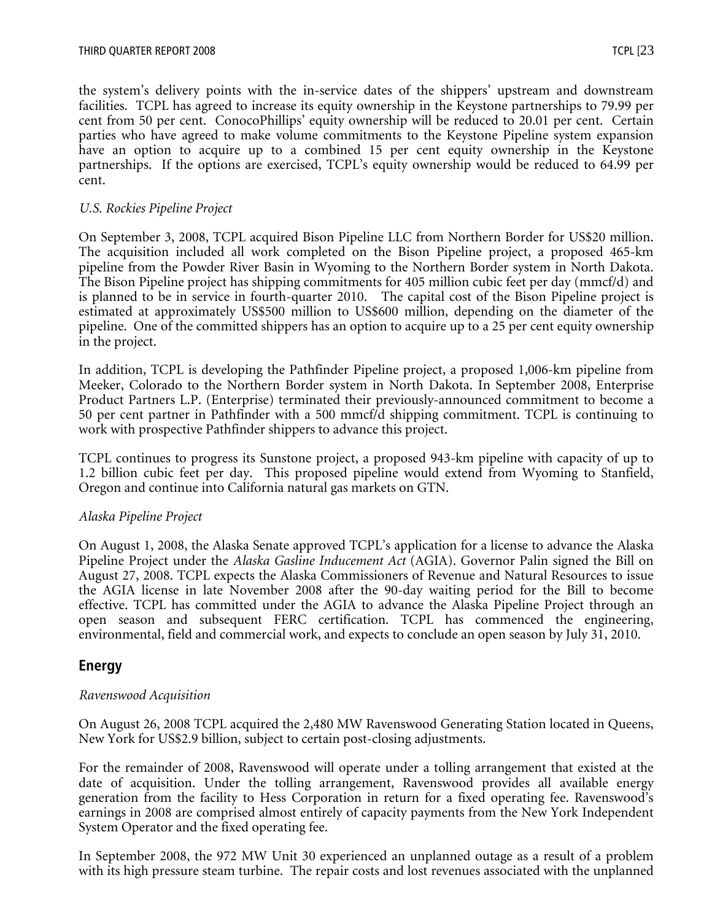the system's delivery points with the in-service dates of the shippers' upstream and downstream facilities. TCPL has agreed to increase its equity ownership in the Keystone partnerships to 79.99 per cent from 50 per cent. ConocoPhillips' equity ownership will be reduced to 20.01 per cent. Certain parties who have agreed to make volume commitments to the Keystone Pipeline system expansion have an option to acquire up to a combined 15 per cent equity ownership in the Keystone partnerships. If the options are exercised, TCPL's equity ownership would be reduced to 64.99 per cent.

*U.S. Rockies Pipeline Project*

On September 3, 2008, TCPL acquired Bison Pipeline LLC from Northern Border for US$20 million. The acquisition included all work completed on the Bison Pipeline project, a proposed 465-km pipeline from the Powder River Basin in Wyoming to the Northern Border system in North Dakota. The Bison Pipeline project has shipping commitments for 405 million cubic feet per day (mmcf/d) and is planned to be in service in fourth-quarter 2010. The capital cost of the Bison Pipeline project is estimated at approximately US$500 million to US$600 million, depending on the diameter of the pipeline. One of the committed shippers has an option to acquire up to a 25 per cent equity ownership in the project.

In addition, TCPL is developing the Pathfinder Pipeline project, a proposed 1,006-km pipeline from Meeker, Colorado to the Northern Border system in North Dakota. In September 2008, Enterprise Product Partners L.P. (Enterprise) terminated their previously-announced commitment to become a 50 per cent partner in Pathfinder with a 500 mmcf/d shipping commitment. TCPL is continuing to work with prospective Pathfinder shippers to advance this project.

TCPL continues to progress its Sunstone project, a proposed 943-km pipeline with capacity of up to 1.2 billion cubic feet per day. This proposed pipeline would extend from Wyoming to Stanfield, Oregon and continue into California natural gas markets on GTN.

*Alaska Pipeline Project*

On August 1, 2008, the Alaska Senate approved TCPL's application for a license to advance the Alaska Pipeline Project under the *Alaska Gasline Inducement Act* (AGIA). Governor Palin signed the Bill on August 27, 2008. TCPL expects the Alaska Commissioners of Revenue and Natural Resources to issue the AGIA license in late November 2008 after the 90-day waiting period for the Bill to become effective. TCPL has committed under the AGIA to advance the Alaska Pipeline Project through an open season and subsequent FERC certification. TCPL has commenced the engineering, environmental, field and commercial work, and expects to conclude an open season by July 31, 2010.

## Energy

*Ravenswood Acquisition*

On August 26, 2008 TCPL acquired the 2,480 MW Ravenswood Generating Station located in Queens, New York for US$2.9 billion, subject to certain post-closing adjustments.

For the remainder of 2008, Ravenswood will operate under a tolling arrangement that existed at the date of acquisition. Under the tolling arrangement, Ravenswood provides all available energy generation from the facility to Hess Corporation in return for a fixed operating fee. Ravenswood's earnings in 2008 are comprised almost entirely of capacity payments from the New York Independent System Operator and the fixed operating fee.

In September 2008, the 972 MW Unit 30 experienced an unplanned outage as a result of a problem with its high pressure steam turbine. The repair costs and lost revenues associated with the unplanned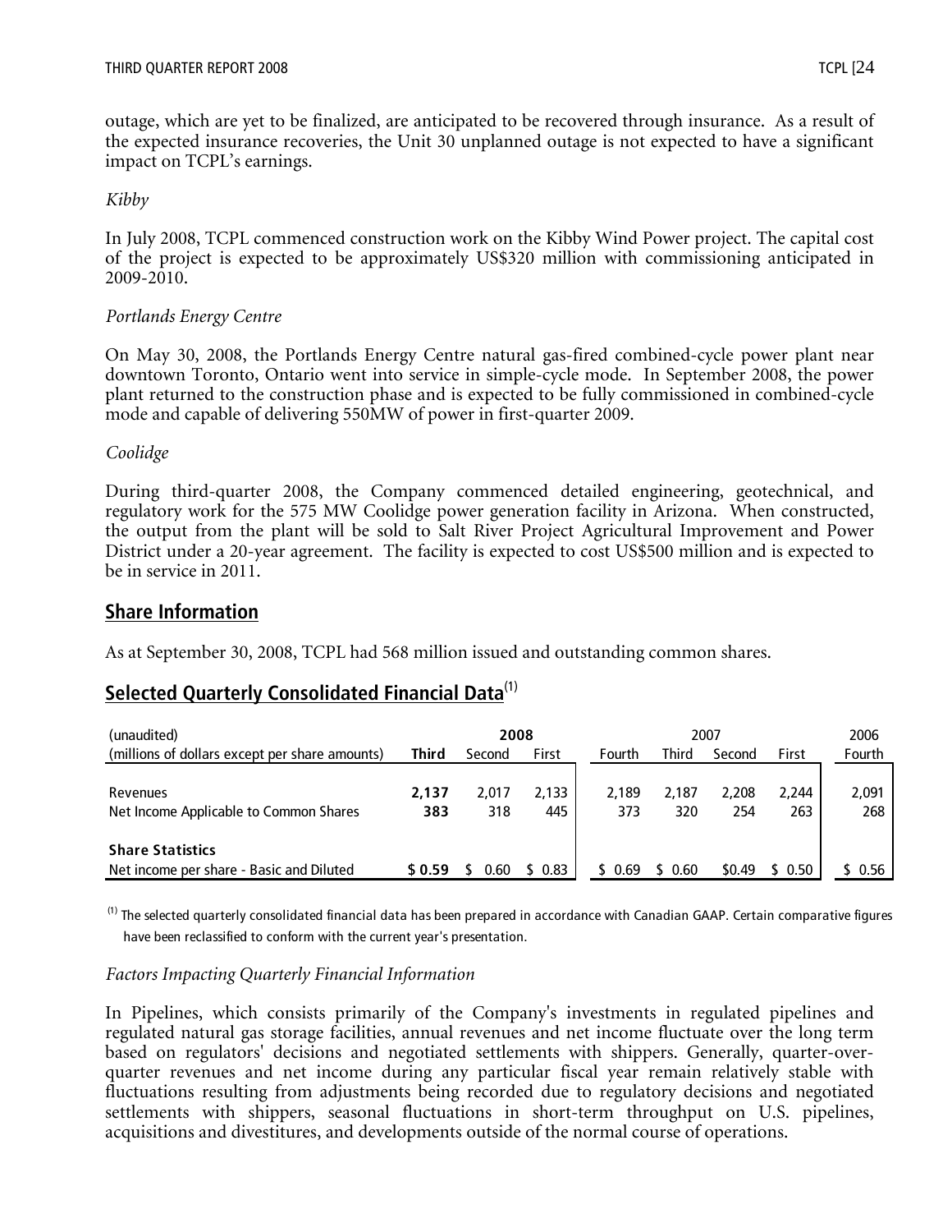outage, which are yet to be finalized, are anticipated to be recovered through insurance. As a result of the expected insurance recoveries, the Unit 30 unplanned outage is not expected to have a significant impact on TCPL's earnings.

*Kibby*

In July 2008, TCPL commenced construction work on the Kibby Wind Power project. The capital cost of the project is expected to be approximately US$320 million with commissioning anticipated in 2009-2010.

*Portlands Energy Centre*

On May 30, 2008, the Portlands Energy Centre natural gas-fired combined-cycle power plant near downtown Toronto, Ontario went into service in simple-cycle mode. In September 2008, the power plant returned to the construction phase and is expected to be fully commissioned in combined-cycle mode and capable of delivering 550MW of power in first-quarter 2009.

*Coolidge*

During third-quarter 2008, the Company commenced detailed engineering, geotechnical, and regulatory work for the 575 MW Coolidge power generation facility in Arizona. When constructed, the output from the plant will be sold to Salt River Project Agricultural Improvement and Power District under a 20-year agreement. The facility is expected to cost US$500 million and is expected to be in service in 2011.

## Share Information

As at September 30, 2008, TCPL had 568 million issued and outstanding common shares.

## Selected Quarterly Consolidated Financial Data[(1)]

| (unaudited) | 2008 | | | 2007 | | | | 2006 |
|---|---|---|---|---|---|---|---|---|
| (millions of dollars except per share amounts) | **Third** | Second | First | Fourth | Third | Second | First | Fourth |
| Revenues | **2,137** | 2,017 | 2,133 | 2,189 | 2,187 | 2,208 | 2,244 | 2,091 |
| Net Income Applicable to Common Shares | **383** | 318 | 445 | 373 | 320 | 254 | 263 | 268 |
| **Share Statistics** | | | | | | | | |
| Net income per share - Basic and Diluted | **$ 0.59** | $ 0.60 | $ 0.83 | $ 0.69 | $ 0.60 | $0.49 | $ 0.50 | $ 0.56 |

(1) The selected quarterly consolidated financial data has been prepared in accordance with Canadian GAAP. Certain comparative figures have been reclassified to conform with the current year's presentation.

*Factors Impacting Quarterly Financial Information*

In Pipelines, which consists primarily of the Company's investments in regulated pipelines and regulated natural gas storage facilities, annual revenues and net income fluctuate over the long term based on regulators' decisions and negotiated settlements with shippers. Generally, quarter-over-quarter revenues and net income during any particular fiscal year remain relatively stable with fluctuations resulting from adjustments being recorded due to regulatory decisions and negotiated settlements with shippers, seasonal fluctuations in short-term throughput on U.S. pipelines, acquisitions and divestitures, and developments outside of the normal course of operations.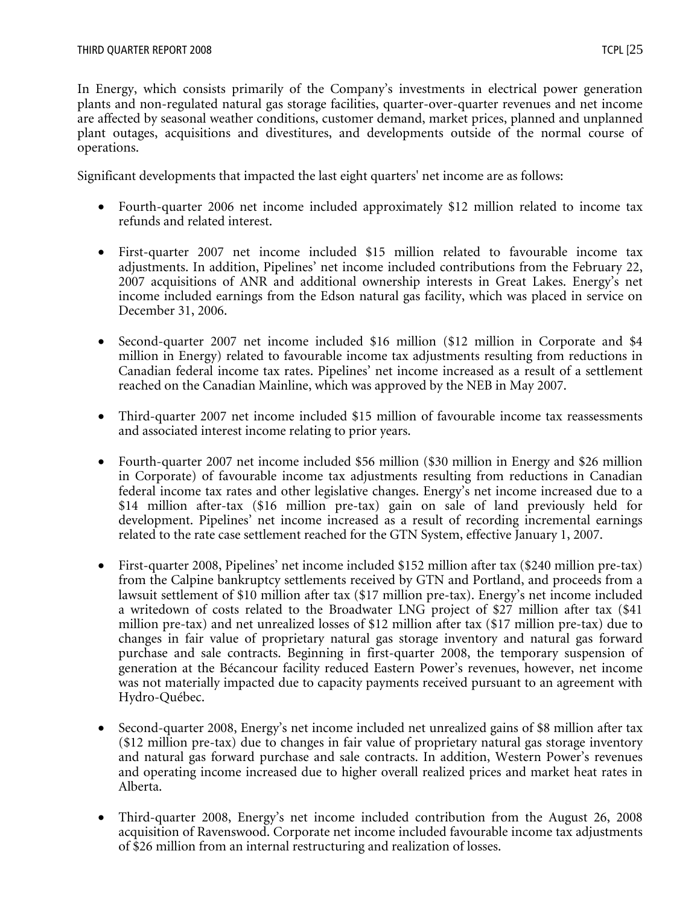In Energy, which consists primarily of the Company's investments in electrical power generation plants and non-regulated natural gas storage facilities, quarter-over-quarter revenues and net income are affected by seasonal weather conditions, customer demand, market prices, planned and unplanned plant outages, acquisitions and divestitures, and developments outside of the normal course of operations.

Significant developments that impacted the last eight quarters' net income are as follows:

- Fourth-quarter 2006 net income included approximately $12 million related to income tax refunds and related interest.

- First-quarter 2007 net income included $15 million related to favourable income tax adjustments. In addition, Pipelines' net income included contributions from the February 22, 2007 acquisitions of ANR and additional ownership interests in Great Lakes. Energy's net income included earnings from the Edson natural gas facility, which was placed in service on December 31, 2006.

- Second-quarter 2007 net income included $16 million ($12 million in Corporate and $4 million in Energy) related to favourable income tax adjustments resulting from reductions in Canadian federal income tax rates. Pipelines' net income increased as a result of a settlement reached on the Canadian Mainline, which was approved by the NEB in May 2007.

- Third-quarter 2007 net income included $15 million of favourable income tax reassessments and associated interest income relating to prior years.

- Fourth-quarter 2007 net income included $56 million ($30 million in Energy and $26 million in Corporate) of favourable income tax adjustments resulting from reductions in Canadian federal income tax rates and other legislative changes. Energy's net income increased due to a $14 million after-tax ($16 million pre-tax) gain on sale of land previously held for development. Pipelines' net income increased as a result of recording incremental earnings related to the rate case settlement reached for the GTN System, effective January 1, 2007.

- First-quarter 2008, Pipelines' net income included $152 million after tax ($240 million pre-tax) from the Calpine bankruptcy settlements received by GTN and Portland, and proceeds from a lawsuit settlement of $10 million after tax ($17 million pre-tax). Energy's net income included a writedown of costs related to the Broadwater LNG project of $27 million after tax ($41 million pre-tax) and net unrealized losses of $12 million after tax ($17 million pre-tax) due to changes in fair value of proprietary natural gas storage inventory and natural gas forward purchase and sale contracts. Beginning in first-quarter 2008, the temporary suspension of generation at the Bécancour facility reduced Eastern Power's revenues, however, net income was not materially impacted due to capacity payments received pursuant to an agreement with Hydro-Québec.

- Second-quarter 2008, Energy's net income included net unrealized gains of $8 million after tax ($12 million pre-tax) due to changes in fair value of proprietary natural gas storage inventory and natural gas forward purchase and sale contracts. In addition, Western Power's revenues and operating income increased due to higher overall realized prices and market heat rates in Alberta.

- Third-quarter 2008, Energy's net income included contribution from the August 26, 2008 acquisition of Ravenswood. Corporate net income included favourable income tax adjustments of $26 million from an internal restructuring and realization of losses.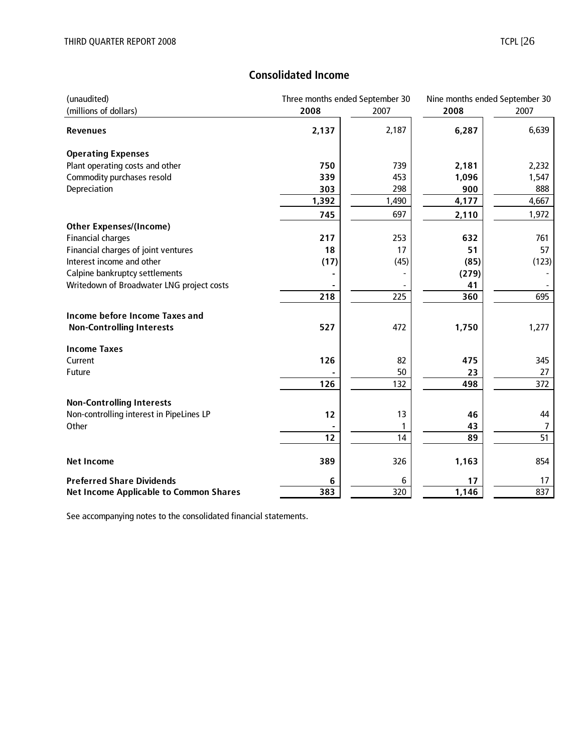## Consolidated Income

| (unaudited)<br>(millions of dollars) | Three months ended September 30<br>**2008** | <br>2007 | Nine months ended September 30<br>**2008** | <br>2007 |
|---|---|---|---|---|
| **Revenues** | **2,137** | 2,187 | **6,287** | 6,639 |
| **Operating Expenses** | | | | |
| Plant operating costs and other | **750** | 739 | **2,181** | 2,232 |
| Commodity purchases resold | **339** | 453 | **1,096** | 1,547 |
| Depreciation | **303** | 298 | **900** | 888 |
| | **1,392** | 1,490 | **4,177** | 4,667 |
| | **745** | 697 | **2,110** | 1,972 |
| **Other Expenses/(Income)** | | | | |
| Financial charges | **217** | 253 | **632** | 761 |
| Financial charges of joint ventures | **18** | 17 | **51** | 57 |
| Interest income and other | **(17)** | (45) | **(85)** | (123) |
| Calpine bankruptcy settlements | **-** | - | **(279)** | - |
| Writedown of Broadwater LNG project costs | **-** | - | **41** | - |
| | **218** | 225 | **360** | 695 |
| **Income before Income Taxes and Non-Controlling Interests** | **527** | 472 | **1,750** | 1,277 |
| **Income Taxes** | | | | |
| Current | **126** | 82 | **475** | 345 |
| Future | **-** | 50 | **23** | 27 |
| | **126** | 132 | **498** | 372 |
| **Non-Controlling Interests** | | | | |
| Non-controlling interest in PipeLines LP | **12** | 13 | **46** | 44 |
| Other | **-** | 1 | **43** | 7 |
| | **12** | 14 | **89** | 51 |
| **Net Income** | **389** | 326 | **1,163** | 854 |
| **Preferred Share Dividends** | **6** | 6 | **17** | 17 |
| **Net Income Applicable to Common Shares** | **383** | 320 | **1,146** | 837 |

See accompanying notes to the consolidated financial statements.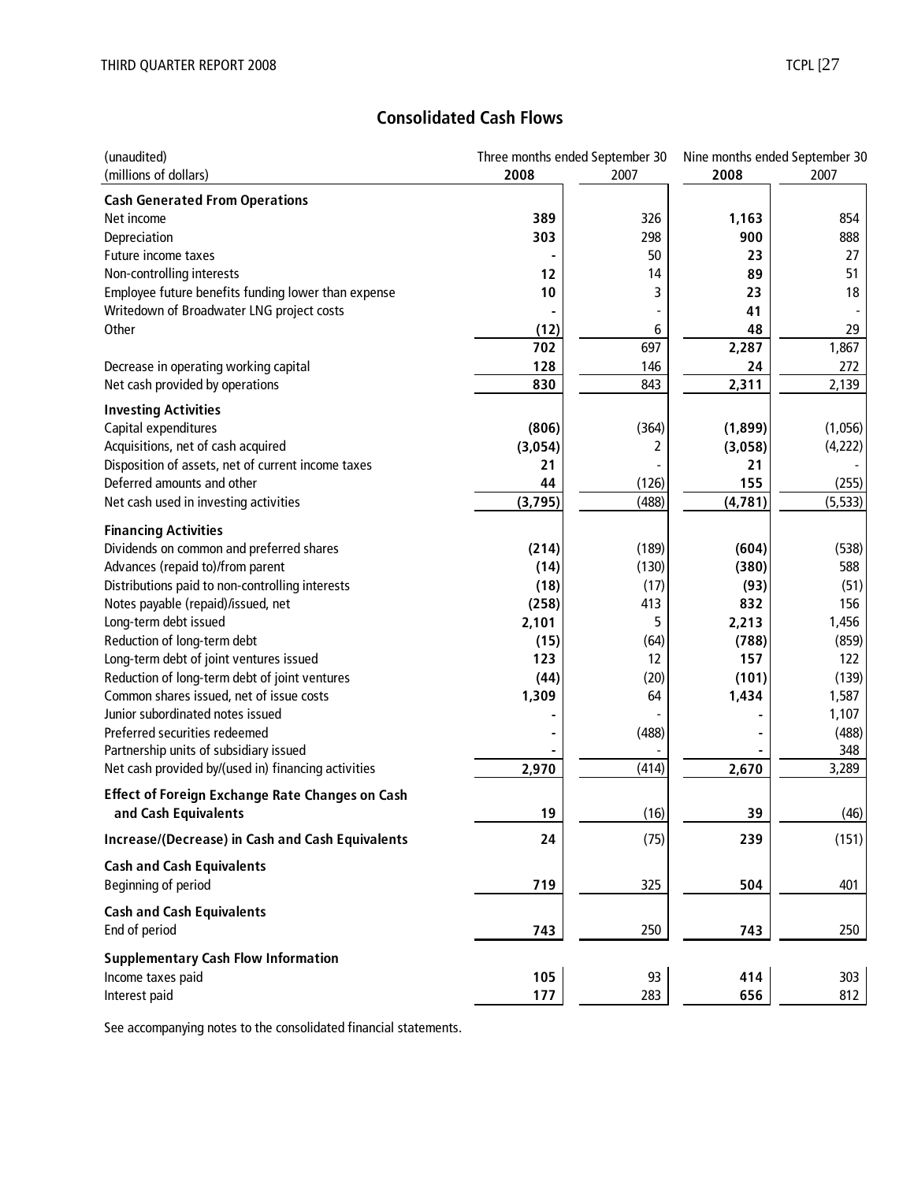## Consolidated Cash Flows

| (unaudited) (millions of dollars) | Three months ended September 30 2008 | 2007 | Nine months ended September 30 2008 | 2007 |
|---|---|---|---|---|
| **Cash Generated From Operations** | | | | |
| Net income | **389** | 326 | **1,163** | 854 |
| Depreciation | **303** | 298 | **900** | 888 |
| Future income taxes | **-** | 50 | **23** | 27 |
| Non-controlling interests | **12** | 14 | **89** | 51 |
| Employee future benefits funding lower than expense | **10** | 3 | **23** | 18 |
| Writedown of Broadwater LNG project costs | **-** | - | **41** | - |
| Other | **(12)** | 6 | **48** | 29 |
| | **702** | 697 | **2,287** | 1,867 |
| Decrease in operating working capital | **128** | 146 | **24** | 272 |
| Net cash provided by operations | **830** | 843 | **2,311** | 2,139 |
| **Investing Activities** | | | | |
| Capital expenditures | **(806)** | (364) | **(1,899)** | (1,056) |
| Acquisitions, net of cash acquired | **(3,054)** | 2 | **(3,058)** | (4,222) |
| Disposition of assets, net of current income taxes | **21** | - | **21** | - |
| Deferred amounts and other | **44** | (126) | **155** | (255) |
| Net cash used in investing activities | **(3,795)** | (488) | **(4,781)** | (5,533) |
| **Financing Activities** | | | | |
| Dividends on common and preferred shares | **(214)** | (189) | **(604)** | (538) |
| Advances (repaid to)/from parent | **(14)** | (130) | **(380)** | 588 |
| Distributions paid to non-controlling interests | **(18)** | (17) | **(93)** | (51) |
| Notes payable (repaid)/issued, net | **(258)** | 413 | **832** | 156 |
| Long-term debt issued | **2,101** | 5 | **2,213** | 1,456 |
| Reduction of long-term debt | **(15)** | (64) | **(788)** | (859) |
| Long-term debt of joint ventures issued | **123** | 12 | **157** | 122 |
| Reduction of long-term debt of joint ventures | **(44)** | (20) | **(101)** | (139) |
| Common shares issued, net of issue costs | **1,309** | 64 | **1,434** | 1,587 |
| Junior subordinated notes issued | **-** | - | **-** | 1,107 |
| Preferred securities redeemed | **-** | (488) | **-** | (488) |
| Partnership units of subsidiary issued | **-** | - | **-** | 348 |
| Net cash provided by/(used in) financing activities | **2,970** | (414) | **2,670** | 3,289 |
| **Effect of Foreign Exchange Rate Changes on Cash and Cash Equivalents** | **19** | (16) | **39** | (46) |
| **Increase/(Decrease) in Cash and Cash Equivalents** | **24** | (75) | **239** | (151) |
| **Cash and Cash Equivalents** | | | | |
| Beginning of period | **719** | 325 | **504** | 401 |
| **Cash and Cash Equivalents** | | | | |
| End of period | **743** | 250 | **743** | 250 |
| **Supplementary Cash Flow Information** | | | | |
| Income taxes paid | **105** | 93 | **414** | 303 |
| Interest paid | **177** | 283 | **656** | 812 |

See accompanying notes to the consolidated financial statements.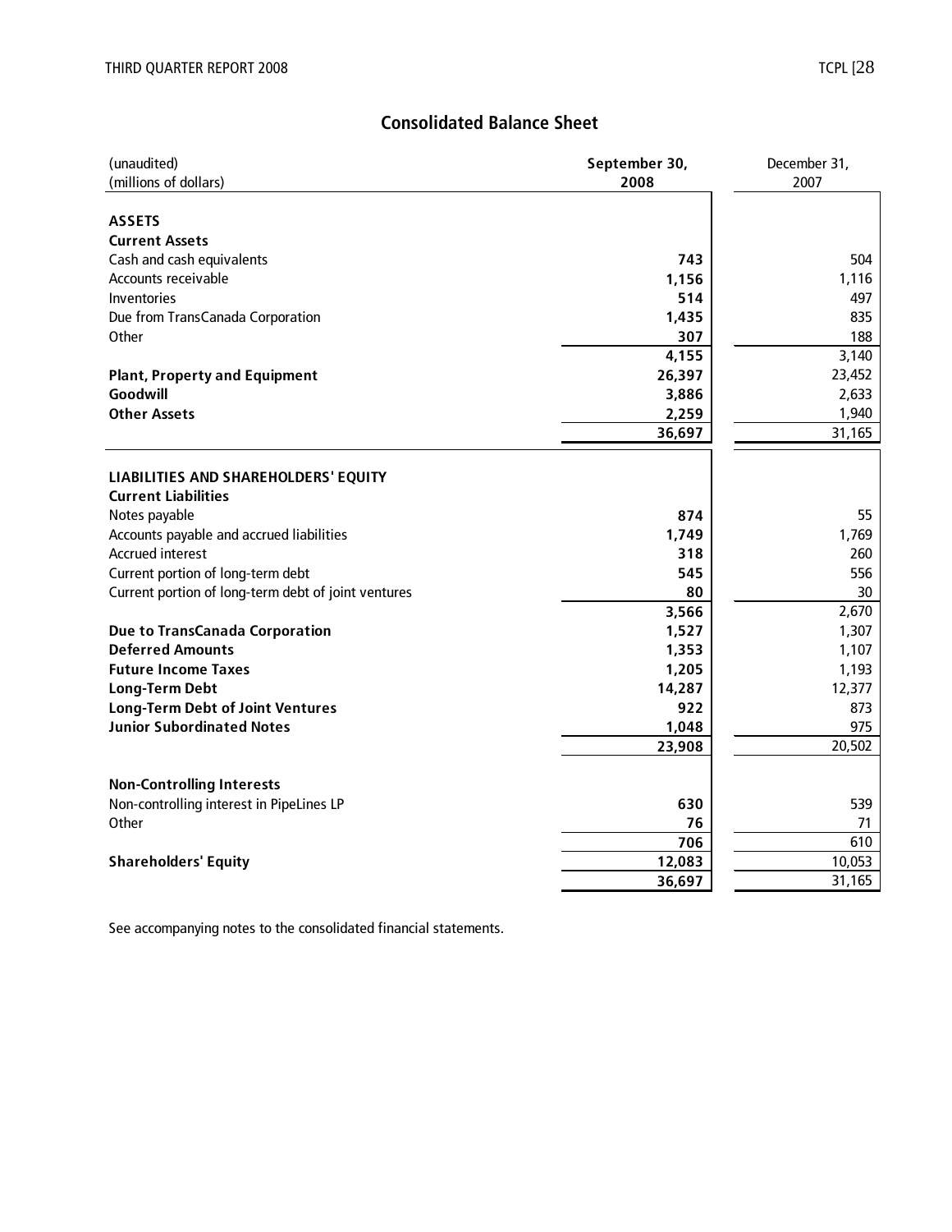## Consolidated Balance Sheet

| (unaudited)<br>(millions of dollars) | September 30, 2008 | December 31, 2007 |
|---|---|---|
| **ASSETS** | | |
| **Current Assets** | | |
| Cash and cash equivalents | **743** | 504 |
| Accounts receivable | **1,156** | 1,116 |
| Inventories | **514** | 497 |
| Due from TransCanada Corporation | **1,435** | 835 |
| Other | **307** | 188 |
| | **4,155** | 3,140 |
| **Plant, Property and Equipment** | **26,397** | 23,452 |
| **Goodwill** | **3,886** | 2,633 |
| **Other Assets** | **2,259** | 1,940 |
| | **36,697** | 31,165 |
| **LIABILITIES AND SHAREHOLDERS' EQUITY** | | |
| **Current Liabilities** | | |
| Notes payable | **874** | 55 |
| Accounts payable and accrued liabilities | **1,749** | 1,769 |
| Accrued interest | **318** | 260 |
| Current portion of long-term debt | **545** | 556 |
| Current portion of long-term debt of joint ventures | **80** | 30 |
| | **3,566** | 2,670 |
| **Due to TransCanada Corporation** | **1,527** | 1,307 |
| **Deferred Amounts** | **1,353** | 1,107 |
| **Future Income Taxes** | **1,205** | 1,193 |
| **Long-Term Debt** | **14,287** | 12,377 |
| **Long-Term Debt of Joint Ventures** | **922** | 873 |
| **Junior Subordinated Notes** | **1,048** | 975 |
| | **23,908** | 20,502 |
| **Non-Controlling Interests** | | |
| Non-controlling interest in PipeLines LP | **630** | 539 |
| Other | **76** | 71 |
| | **706** | 610 |
| **Shareholders' Equity** | **12,083** | 10,053 |
| | **36,697** | 31,165 |

See accompanying notes to the consolidated financial statements.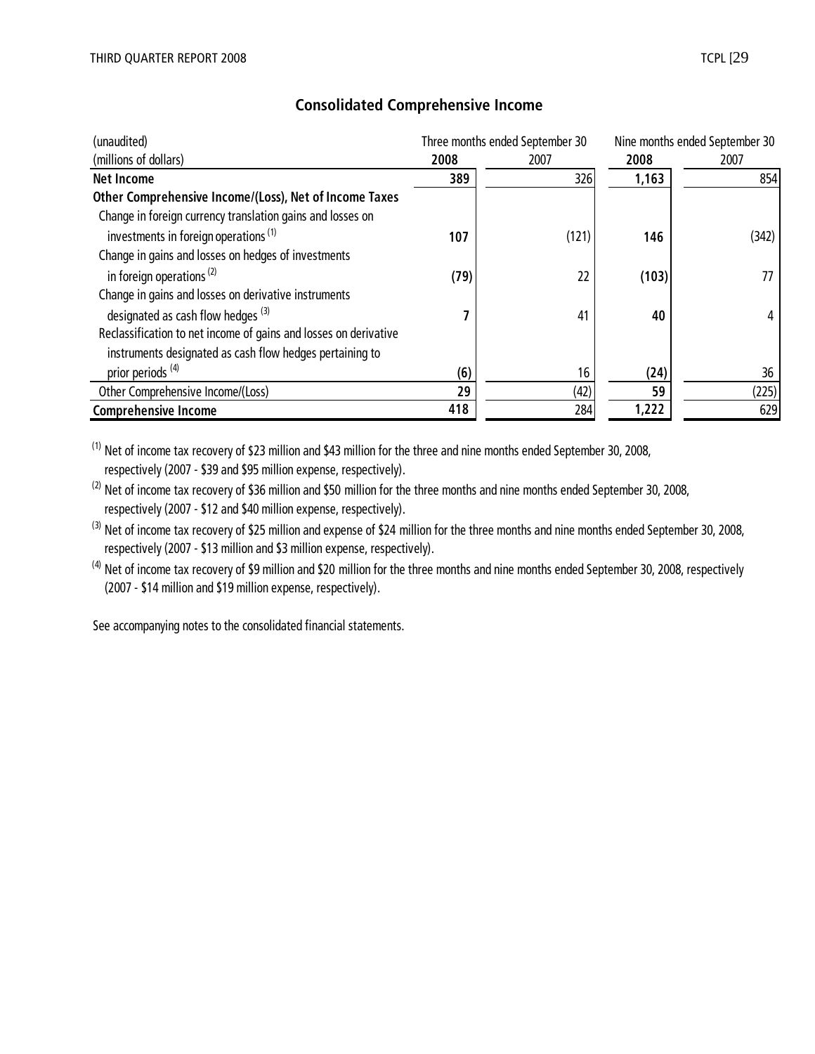## Consolidated Comprehensive Income

| (unaudited) | Three months ended September 30 | | Nine months ended September 30 | |
|---|---|---|---|---|
| (millions of dollars) | **2008** | 2007 | **2008** | 2007 |
| **Net Income** | **389** | 326 | **1,163** | 854 |
| **Other Comprehensive Income/(Loss), Net of Income Taxes** | | | | |
| Change in foreign currency translation gains and losses on investments in foreign operations [(1)] | **107** | (121) | **146** | (342) |
| Change in gains and losses on hedges of investments in foreign operations [(2)] | **(79)** | 22 | **(103)** | 77 |
| Change in gains and losses on derivative instruments designated as cash flow hedges [(3)] | **7** | 41 | **40** | 4 |
| Reclassification to net income of gains and losses on derivative instruments designated as cash flow hedges pertaining to prior periods [(4)] | **(6)** | 16 | **(24)** | 36 |
| Other Comprehensive Income/(Loss) | **29** | (42) | **59** | (225) |
| **Comprehensive Income** | **418** | 284 | **1,222** | 629 |

[(1)] Net of income tax recovery of $23 million and $43 million for the three and nine months ended September 30, 2008, respectively (2007 - $39 and $95 million expense, respectively).

[(2)] Net of income tax recovery of $36 million and $50 million for the three months and nine months ended September 30, 2008, respectively (2007 - $12 and $40 million expense, respectively).

[(3)] Net of income tax recovery of $25 million and expense of $24 million for the three months and nine months ended September 30, 2008, respectively (2007 - $13 million and $3 million expense, respectively).

[(4)] Net of income tax recovery of $9 million and $20 million for the three months and nine months ended September 30, 2008, respectively (2007 - $14 million and $19 million expense, respectively).

See accompanying notes to the consolidated financial statements.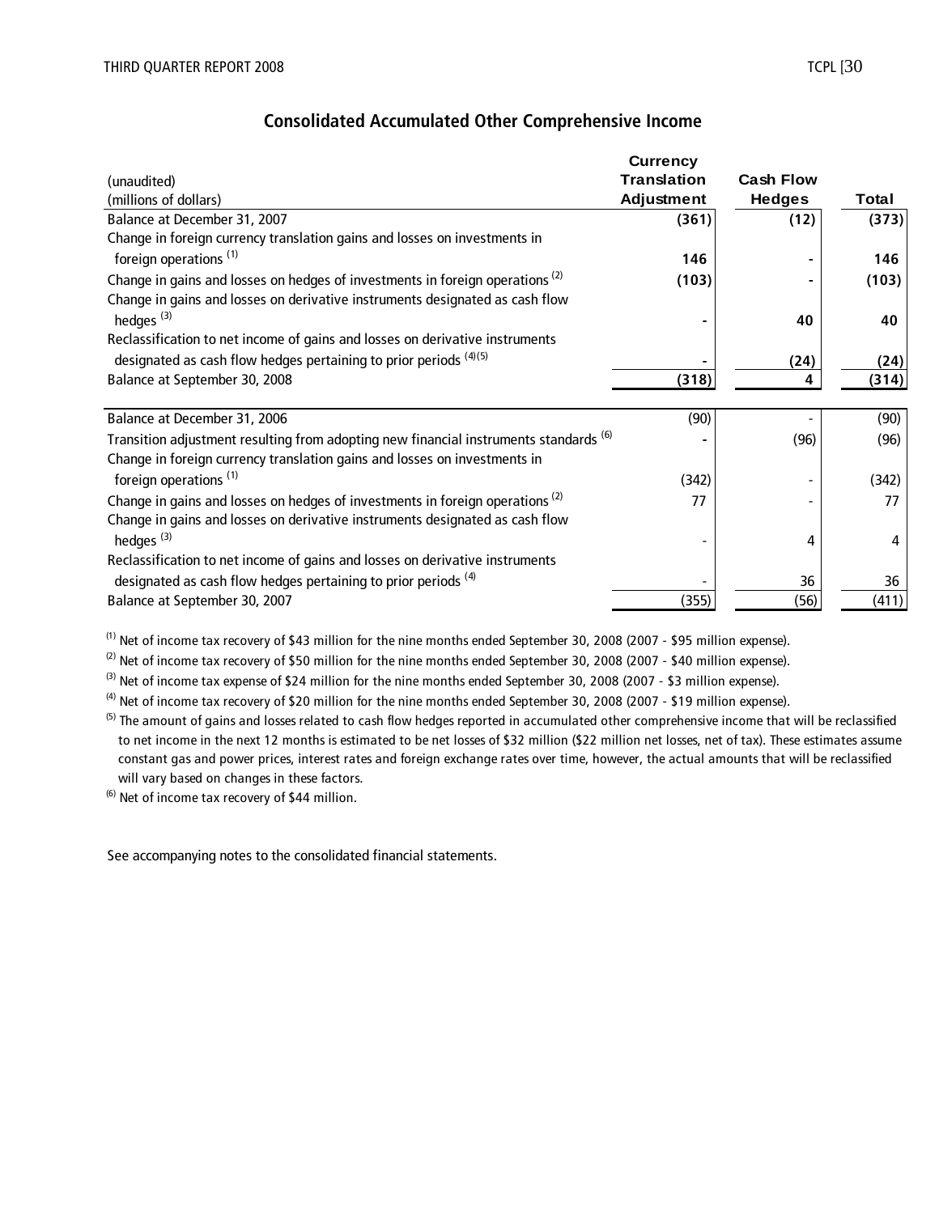## Consolidated Accumulated Other Comprehensive Income

| (unaudited)<br>(millions of dollars) | Currency Translation Adjustment | Cash Flow Hedges | Total |
|---|---|---|---|
| Balance at December 31, 2007 | **(361)** | **(12)** | **(373)** |
| Change in foreign currency translation gains and losses on investments in foreign operations [(1)] | **146** | **-** | **146** |
| Change in gains and losses on hedges of investments in foreign operations [(2)] | **(103)** | **-** | **(103)** |
| Change in gains and losses on derivative instruments designated as cash flow hedges [(3)] | **-** | **40** | **40** |
| Reclassification to net income of gains and losses on derivative instruments designated as cash flow hedges pertaining to prior periods [(4)(5)] | **-** | **(24)** | **(24)** |
| Balance at September 30, 2008 | **(318)** | **4** | **(314)** |
| | | | |
| Balance at December 31, 2006 | (90) | - | (90) |
| Transition adjustment resulting from adopting new financial instruments standards [(6)] | - | (96) | (96) |
| Change in foreign currency translation gains and losses on investments in foreign operations [(1)] | (342) | - | (342) |
| Change in gains and losses on hedges of investments in foreign operations [(2)] | 77 | - | 77 |
| Change in gains and losses on derivative instruments designated as cash flow hedges [(3)] | - | 4 | 4 |
| Reclassification to net income of gains and losses on derivative instruments designated as cash flow hedges pertaining to prior periods [(4)] | - | 36 | 36 |
| Balance at September 30, 2007 | (355) | (56) | (411) |

[(1)] Net of income tax recovery of $43 million for the nine months ended September 30, 2008 (2007 - $95 million expense).

[(2)] Net of income tax recovery of $50 million for the nine months ended September 30, 2008 (2007 - $40 million expense).

[(3)] Net of income tax expense of $24 million for the nine months ended September 30, 2008 (2007 - $3 million expense).

[(4)] Net of income tax recovery of $20 million for the nine months ended September 30, 2008 (2007 - $19 million expense).

[(5)] The amount of gains and losses related to cash flow hedges reported in accumulated other comprehensive income that will be reclassified to net income in the next 12 months is estimated to be net losses of $32 million ($22 million net losses, net of tax). These estimates assume constant gas and power prices, interest rates and foreign exchange rates over time, however, the actual amounts that will be reclassified will vary based on changes in these factors.

[(6)] Net of income tax recovery of $44 million.

See accompanying notes to the consolidated financial statements.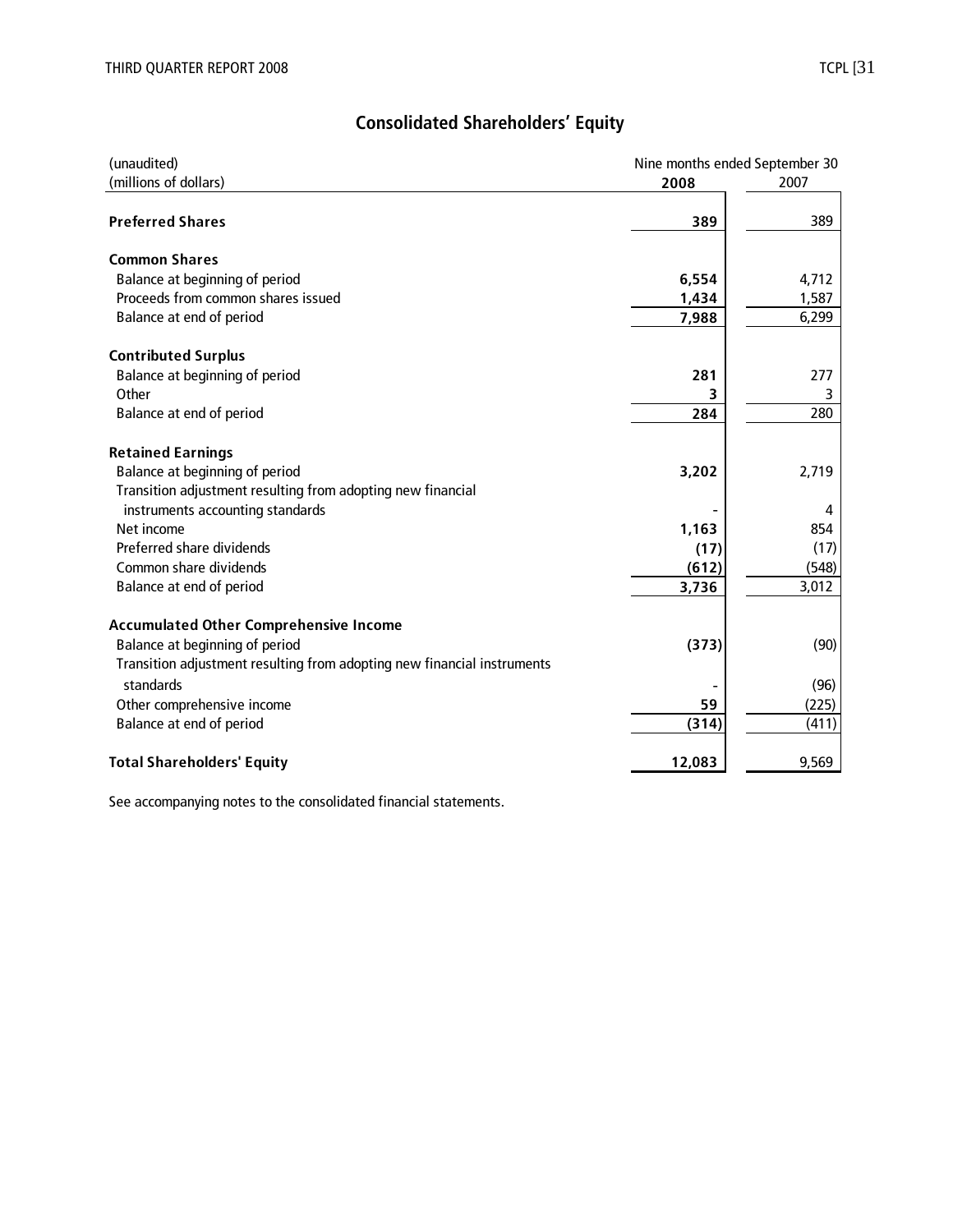## Consolidated Shareholders' Equity

| (unaudited)<br>(millions of dollars) | Nine months ended September 30<br>2008 | <br>2007 |
|---|---|---|
| **Preferred Shares** | **389** | 389 |
| **Common Shares** | | |
| Balance at beginning of period | **6,554** | 4,712 |
| Proceeds from common shares issued | **1,434** | 1,587 |
| Balance at end of period | **7,988** | 6,299 |
| **Contributed Surplus** | | |
| Balance at beginning of period | **281** | 277 |
| Other | **3** | 3 |
| Balance at end of period | **284** | 280 |
| **Retained Earnings** | | |
| Balance at beginning of period | **3,202** | 2,719 |
| Transition adjustment resulting from adopting new financial instruments accounting standards | **-** | 4 |
| Net income | **1,163** | 854 |
| Preferred share dividends | **(17)** | (17) |
| Common share dividends | **(612)** | (548) |
| Balance at end of period | **3,736** | 3,012 |
| **Accumulated Other Comprehensive Income** | | |
| Balance at beginning of period | **(373)** | (90) |
| Transition adjustment resulting from adopting new financial instruments standards | **-** | (96) |
| Other comprehensive income | **59** | (225) |
| Balance at end of period | **(314)** | (411) |
| **Total Shareholders' Equity** | **12,083** | 9,569 |

See accompanying notes to the consolidated financial statements.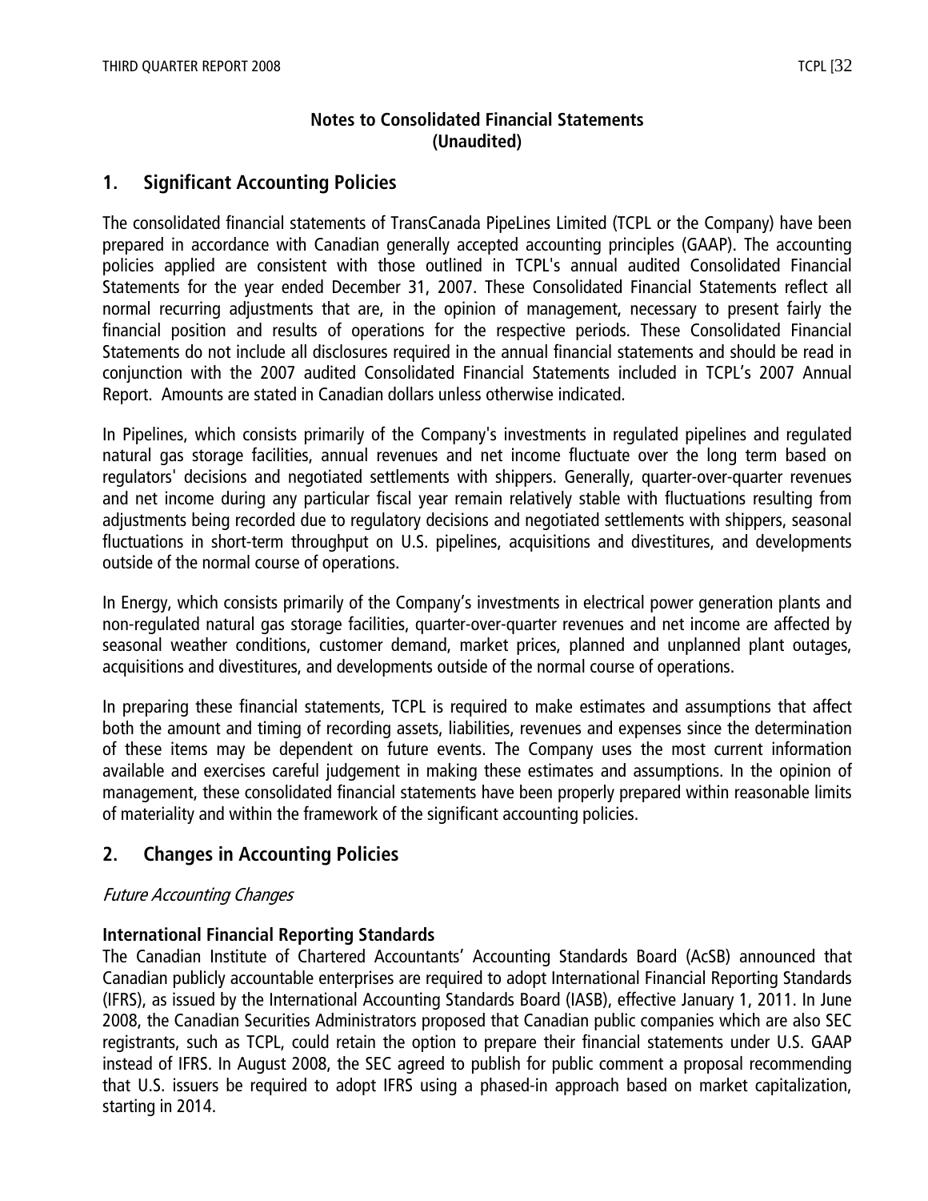**Notes to Consolidated Financial Statements**
**(Unaudited)**

## 1. Significant Accounting Policies

The consolidated financial statements of TransCanada PipeLines Limited (TCPL or the Company) have been prepared in accordance with Canadian generally accepted accounting principles (GAAP). The accounting policies applied are consistent with those outlined in TCPL's annual audited Consolidated Financial Statements for the year ended December 31, 2007. These Consolidated Financial Statements reflect all normal recurring adjustments that are, in the opinion of management, necessary to present fairly the financial position and results of operations for the respective periods. These Consolidated Financial Statements do not include all disclosures required in the annual financial statements and should be read in conjunction with the 2007 audited Consolidated Financial Statements included in TCPL's 2007 Annual Report. Amounts are stated in Canadian dollars unless otherwise indicated.

In Pipelines, which consists primarily of the Company's investments in regulated pipelines and regulated natural gas storage facilities, annual revenues and net income fluctuate over the long term based on regulators' decisions and negotiated settlements with shippers. Generally, quarter-over-quarter revenues and net income during any particular fiscal year remain relatively stable with fluctuations resulting from adjustments being recorded due to regulatory decisions and negotiated settlements with shippers, seasonal fluctuations in short-term throughput on U.S. pipelines, acquisitions and divestitures, and developments outside of the normal course of operations.

In Energy, which consists primarily of the Company's investments in electrical power generation plants and non-regulated natural gas storage facilities, quarter-over-quarter revenues and net income are affected by seasonal weather conditions, customer demand, market prices, planned and unplanned plant outages, acquisitions and divestitures, and developments outside of the normal course of operations.

In preparing these financial statements, TCPL is required to make estimates and assumptions that affect both the amount and timing of recording assets, liabilities, revenues and expenses since the determination of these items may be dependent on future events. The Company uses the most current information available and exercises careful judgement in making these estimates and assumptions. In the opinion of management, these consolidated financial statements have been properly prepared within reasonable limits of materiality and within the framework of the significant accounting policies.

## 2. Changes in Accounting Policies

*Future Accounting Changes*

**International Financial Reporting Standards**

The Canadian Institute of Chartered Accountants' Accounting Standards Board (AcSB) announced that Canadian publicly accountable enterprises are required to adopt International Financial Reporting Standards (IFRS), as issued by the International Accounting Standards Board (IASB), effective January 1, 2011. In June 2008, the Canadian Securities Administrators proposed that Canadian public companies which are also SEC registrants, such as TCPL, could retain the option to prepare their financial statements under U.S. GAAP instead of IFRS. In August 2008, the SEC agreed to publish for public comment a proposal recommending that U.S. issuers be required to adopt IFRS using a phased-in approach based on market capitalization, starting in 2014.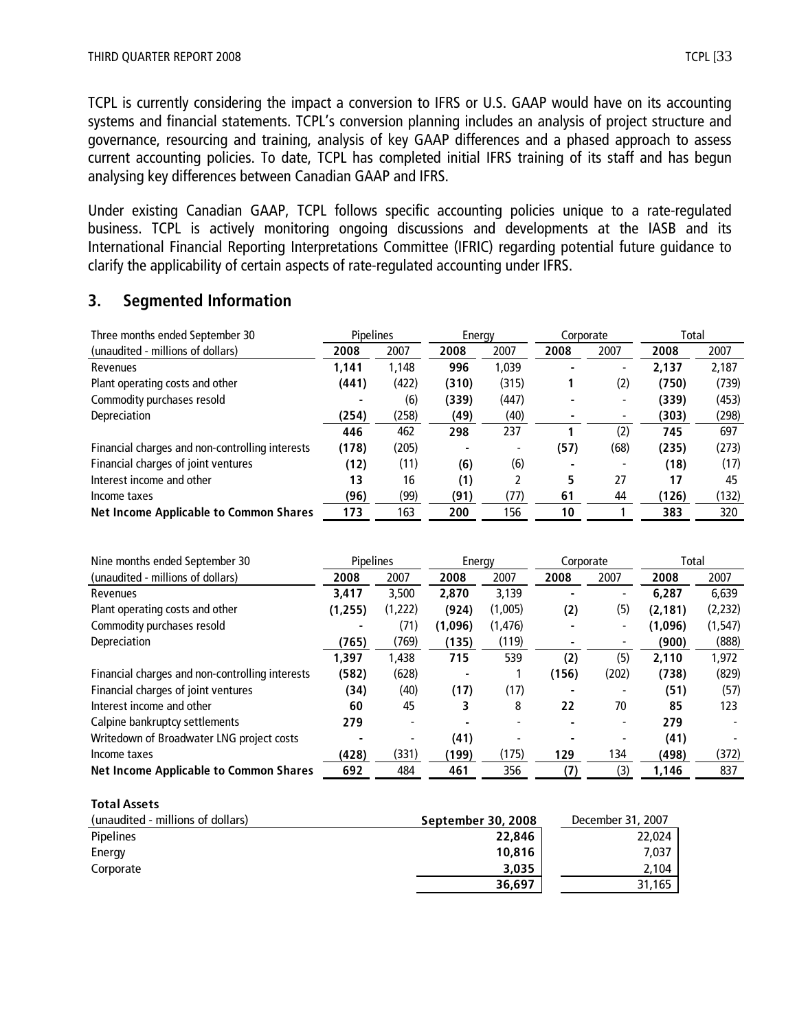TCPL is currently considering the impact a conversion to IFRS or U.S. GAAP would have on its accounting systems and financial statements. TCPL's conversion planning includes an analysis of project structure and governance, resourcing and training, analysis of key GAAP differences and a phased approach to assess current accounting policies. To date, TCPL has completed initial IFRS training of its staff and has begun analysing key differences between Canadian GAAP and IFRS.

Under existing Canadian GAAP, TCPL follows specific accounting policies unique to a rate-regulated business. TCPL is actively monitoring ongoing discussions and developments at the IASB and its International Financial Reporting Interpretations Committee (IFRIC) regarding potential future guidance to clarify the applicability of certain aspects of rate-regulated accounting under IFRS.

## 3. Segmented Information

| Three months ended September 30 | Pipelines | | Energy | | Corporate | | Total | |
|---|---|---|---|---|---|---|---|---|
| (unaudited - millions of dollars) | **2008** | 2007 | **2008** | 2007 | **2008** | 2007 | **2008** | 2007 |
| Revenues | **1,141** | 1,148 | **996** | 1,039 | **-** | - | **2,137** | 2,187 |
| Plant operating costs and other | **(441)** | (422) | **(310)** | (315) | **1** | (2) | **(750)** | (739) |
| Commodity purchases resold | **-** | (6) | **(339)** | (447) | **-** | - | **(339)** | (453) |
| Depreciation | **(254)** | (258) | **(49)** | (40) | **-** | - | **(303)** | (298) |
| | **446** | 462 | **298** | 237 | **1** | (2) | **745** | 697 |
| Financial charges and non-controlling interests | **(178)** | (205) | **-** | - | **(57)** | (68) | **(235)** | (273) |
| Financial charges of joint ventures | **(12)** | (11) | **(6)** | (6) | **-** | - | **(18)** | (17) |
| Interest income and other | **13** | 16 | **(1)** | 2 | **5** | 27 | **17** | 45 |
| Income taxes | **(96)** | (99) | **(91)** | (77) | **61** | 44 | **(126)** | (132) |
| **Net Income Applicable to Common Shares** | **173** | 163 | **200** | 156 | **10** | 1 | **383** | 320 |

| Nine months ended September 30 | Pipelines | | Energy | | Corporate | | Total | |
|---|---|---|---|---|---|---|---|---|
| (unaudited - millions of dollars) | **2008** | 2007 | **2008** | 2007 | **2008** | 2007 | **2008** | 2007 |
| Revenues | **3,417** | 3,500 | **2,870** | 3,139 | **-** | - | **6,287** | 6,639 |
| Plant operating costs and other | **(1,255)** | (1,222) | **(924)** | (1,005) | **(2)** | (5) | **(2,181)** | (2,232) |
| Commodity purchases resold | **-** | (71) | **(1,096)** | (1,476) | **-** | - | **(1,096)** | (1,547) |
| Depreciation | **(765)** | (769) | **(135)** | (119) | **-** | - | **(900)** | (888) |
| | **1,397** | 1,438 | **715** | 539 | **(2)** | (5) | **2,110** | 1,972 |
| Financial charges and non-controlling interests | **(582)** | (628) | **-** | 1 | **(156)** | (202) | **(738)** | (829) |
| Financial charges of joint ventures | **(34)** | (40) | **(17)** | (17) | **-** | - | **(51)** | (57) |
| Interest income and other | **60** | 45 | **3** | 8 | **22** | 70 | **85** | 123 |
| Calpine bankruptcy settlements | **279** | - | **-** | - | **-** | - | **279** | - |
| Writedown of Broadwater LNG project costs | **-** | - | **(41)** | - | **-** | - | **(41)** | - |
| Income taxes | **(428)** | (331) | **(199)** | (175) | **129** | 134 | **(498)** | (372) |
| **Net Income Applicable to Common Shares** | **692** | 484 | **461** | 356 | **(7)** | (3) | **1,146** | 837 |

**Total Assets**

| (unaudited - millions of dollars) | **September 30, 2008** | December 31, 2007 |
|---|---|---|
| Pipelines | **22,846** | 22,024 |
| Energy | **10,816** | 7,037 |
| Corporate | **3,035** | 2,104 |
| | **36,697** | 31,165 |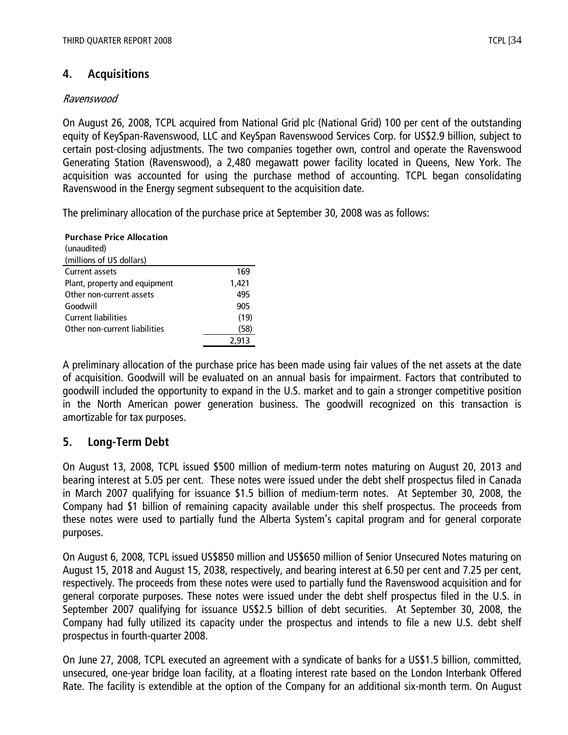## 4. Acquisitions

*Ravenswood*

On August 26, 2008, TCPL acquired from National Grid plc (National Grid) 100 per cent of the outstanding equity of KeySpan-Ravenswood, LLC and KeySpan Ravenswood Services Corp. for US$2.9 billion, subject to certain post-closing adjustments. The two companies together own, control and operate the Ravenswood Generating Station (Ravenswood), a 2,480 megawatt power facility located in Queens, New York. The acquisition was accounted for using the purchase method of accounting. TCPL began consolidating Ravenswood in the Energy segment subsequent to the acquisition date.

The preliminary allocation of the purchase price at September 30, 2008 was as follows:

| **Purchase Price Allocation**<br>(unaudited)<br>(millions of US dollars) | |
|---|---|
| Current assets | 169 |
| Plant, property and equipment | 1,421 |
| Other non-current assets | 495 |
| Goodwill | 905 |
| Current liabilities | (19) |
| Other non-current liabilities | (58) |
| | 2,913 |

A preliminary allocation of the purchase price has been made using fair values of the net assets at the date of acquisition. Goodwill will be evaluated on an annual basis for impairment. Factors that contributed to goodwill included the opportunity to expand in the U.S. market and to gain a stronger competitive position in the North American power generation business. The goodwill recognized on this transaction is amortizable for tax purposes.

## 5. Long-Term Debt

On August 13, 2008, TCPL issued $500 million of medium-term notes maturing on August 20, 2013 and bearing interest at 5.05 per cent. These notes were issued under the debt shelf prospectus filed in Canada in March 2007 qualifying for issuance $1.5 billion of medium-term notes. At September 30, 2008, the Company had $1 billion of remaining capacity available under this shelf prospectus. The proceeds from these notes were used to partially fund the Alberta System's capital program and for general corporate purposes.

On August 6, 2008, TCPL issued US$850 million and US$650 million of Senior Unsecured Notes maturing on August 15, 2018 and August 15, 2038, respectively, and bearing interest at 6.50 per cent and 7.25 per cent, respectively. The proceeds from these notes were used to partially fund the Ravenswood acquisition and for general corporate purposes. These notes were issued under the debt shelf prospectus filed in the U.S. in September 2007 qualifying for issuance US$2.5 billion of debt securities. At September 30, 2008, the Company had fully utilized its capacity under the prospectus and intends to file a new U.S. debt shelf prospectus in fourth-quarter 2008.

On June 27, 2008, TCPL executed an agreement with a syndicate of banks for a US$1.5 billion, committed, unsecured, one-year bridge loan facility, at a floating interest rate based on the London Interbank Offered Rate. The facility is extendible at the option of the Company for an additional six-month term. On August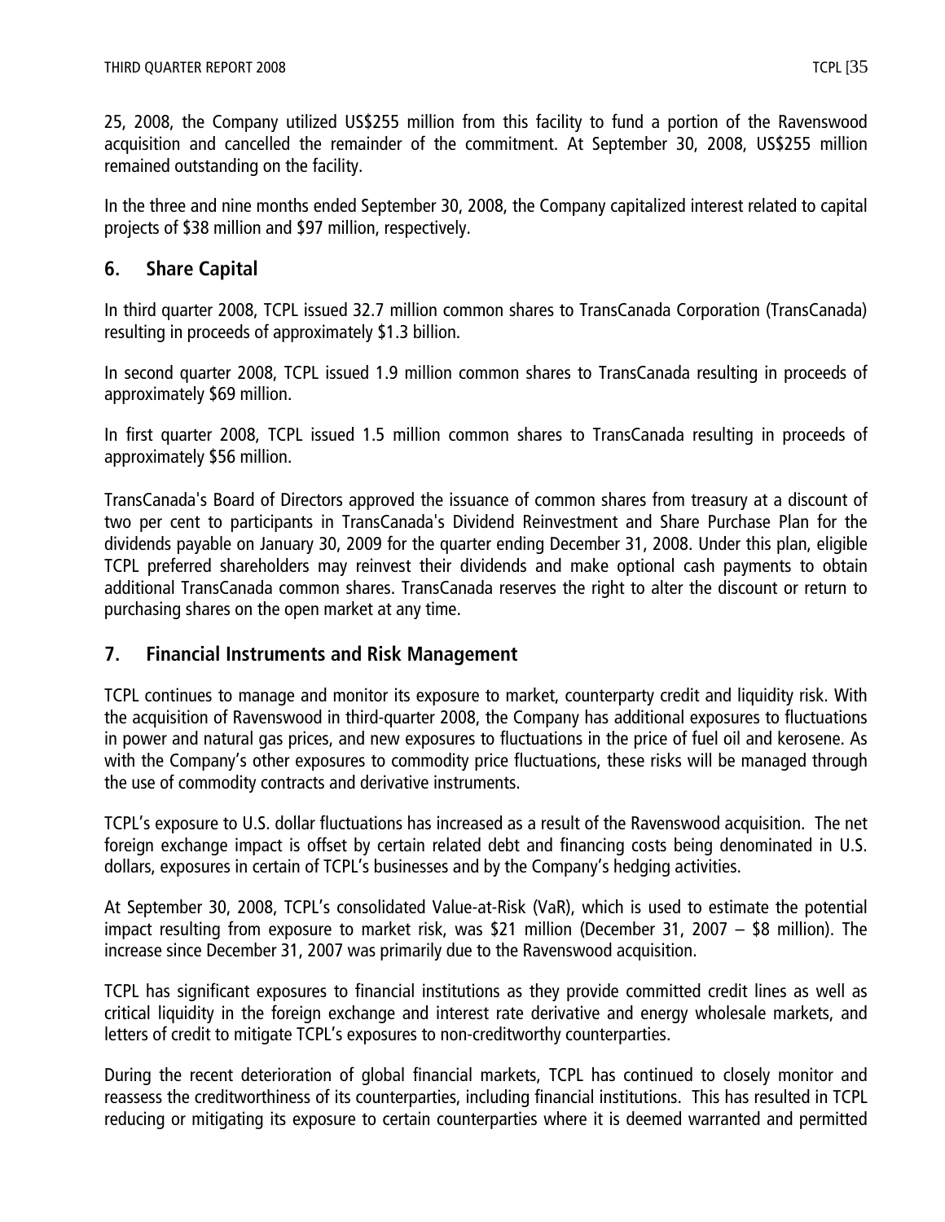25, 2008, the Company utilized US$255 million from this facility to fund a portion of the Ravenswood acquisition and cancelled the remainder of the commitment. At September 30, 2008, US$255 million remained outstanding on the facility.

In the three and nine months ended September 30, 2008, the Company capitalized interest related to capital projects of $38 million and $97 million, respectively.

## 6. Share Capital

In third quarter 2008, TCPL issued 32.7 million common shares to TransCanada Corporation (TransCanada) resulting in proceeds of approximately $1.3 billion.

In second quarter 2008, TCPL issued 1.9 million common shares to TransCanada resulting in proceeds of approximately $69 million.

In first quarter 2008, TCPL issued 1.5 million common shares to TransCanada resulting in proceeds of approximately $56 million.

TransCanada's Board of Directors approved the issuance of common shares from treasury at a discount of two per cent to participants in TransCanada's Dividend Reinvestment and Share Purchase Plan for the dividends payable on January 30, 2009 for the quarter ending December 31, 2008. Under this plan, eligible TCPL preferred shareholders may reinvest their dividends and make optional cash payments to obtain additional TransCanada common shares. TransCanada reserves the right to alter the discount or return to purchasing shares on the open market at any time.

## 7. Financial Instruments and Risk Management

TCPL continues to manage and monitor its exposure to market, counterparty credit and liquidity risk. With the acquisition of Ravenswood in third-quarter 2008, the Company has additional exposures to fluctuations in power and natural gas prices, and new exposures to fluctuations in the price of fuel oil and kerosene. As with the Company's other exposures to commodity price fluctuations, these risks will be managed through the use of commodity contracts and derivative instruments.

TCPL's exposure to U.S. dollar fluctuations has increased as a result of the Ravenswood acquisition. The net foreign exchange impact is offset by certain related debt and financing costs being denominated in U.S. dollars, exposures in certain of TCPL's businesses and by the Company's hedging activities.

At September 30, 2008, TCPL's consolidated Value-at-Risk (VaR), which is used to estimate the potential impact resulting from exposure to market risk, was $21 million (December 31, 2007 – $8 million). The increase since December 31, 2007 was primarily due to the Ravenswood acquisition.

TCPL has significant exposures to financial institutions as they provide committed credit lines as well as critical liquidity in the foreign exchange and interest rate derivative and energy wholesale markets, and letters of credit to mitigate TCPL's exposures to non-creditworthy counterparties.

During the recent deterioration of global financial markets, TCPL has continued to closely monitor and reassess the creditworthiness of its counterparties, including financial institutions. This has resulted in TCPL reducing or mitigating its exposure to certain counterparties where it is deemed warranted and permitted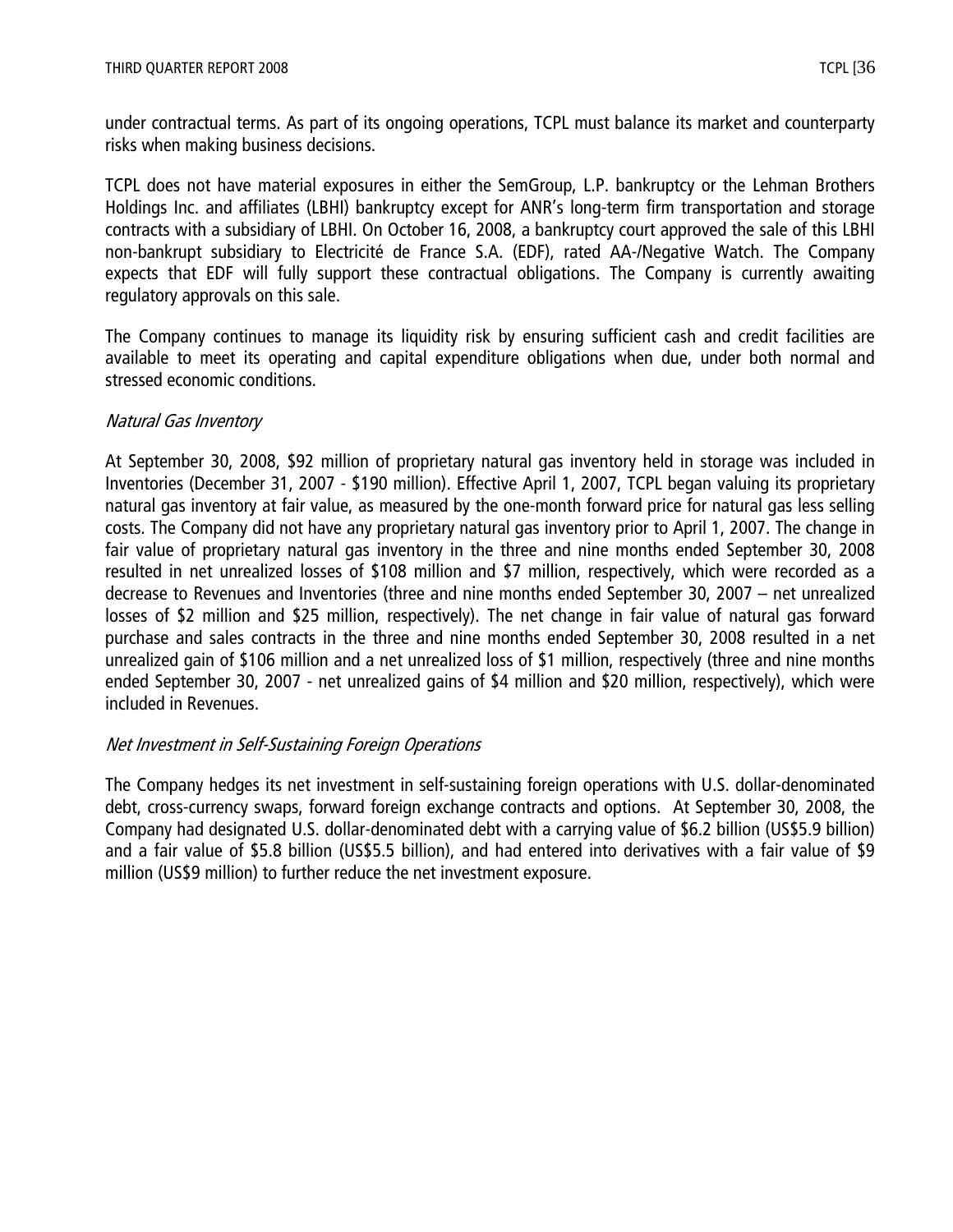under contractual terms. As part of its ongoing operations, TCPL must balance its market and counterparty risks when making business decisions.

TCPL does not have material exposures in either the SemGroup, L.P. bankruptcy or the Lehman Brothers Holdings Inc. and affiliates (LBHI) bankruptcy except for ANR's long-term firm transportation and storage contracts with a subsidiary of LBHI. On October 16, 2008, a bankruptcy court approved the sale of this LBHI non-bankrupt subsidiary to Electricité de France S.A. (EDF), rated AA-/Negative Watch. The Company expects that EDF will fully support these contractual obligations. The Company is currently awaiting regulatory approvals on this sale.

The Company continues to manage its liquidity risk by ensuring sufficient cash and credit facilities are available to meet its operating and capital expenditure obligations when due, under both normal and stressed economic conditions.

*Natural Gas Inventory*

At September 30, 2008, $92 million of proprietary natural gas inventory held in storage was included in Inventories (December 31, 2007 - $190 million). Effective April 1, 2007, TCPL began valuing its proprietary natural gas inventory at fair value, as measured by the one-month forward price for natural gas less selling costs. The Company did not have any proprietary natural gas inventory prior to April 1, 2007. The change in fair value of proprietary natural gas inventory in the three and nine months ended September 30, 2008 resulted in net unrealized losses of $108 million and $7 million, respectively, which were recorded as a decrease to Revenues and Inventories (three and nine months ended September 30, 2007 – net unrealized losses of $2 million and $25 million, respectively). The net change in fair value of natural gas forward purchase and sales contracts in the three and nine months ended September 30, 2008 resulted in a net unrealized gain of $106 million and a net unrealized loss of $1 million, respectively (three and nine months ended September 30, 2007 - net unrealized gains of $4 million and $20 million, respectively), which were included in Revenues.

*Net Investment in Self-Sustaining Foreign Operations*

The Company hedges its net investment in self-sustaining foreign operations with U.S. dollar-denominated debt, cross-currency swaps, forward foreign exchange contracts and options. At September 30, 2008, the Company had designated U.S. dollar-denominated debt with a carrying value of $6.2 billion (US$5.9 billion) and a fair value of $5.8 billion (US$5.5 billion), and had entered into derivatives with a fair value of $9 million (US$9 million) to further reduce the net investment exposure.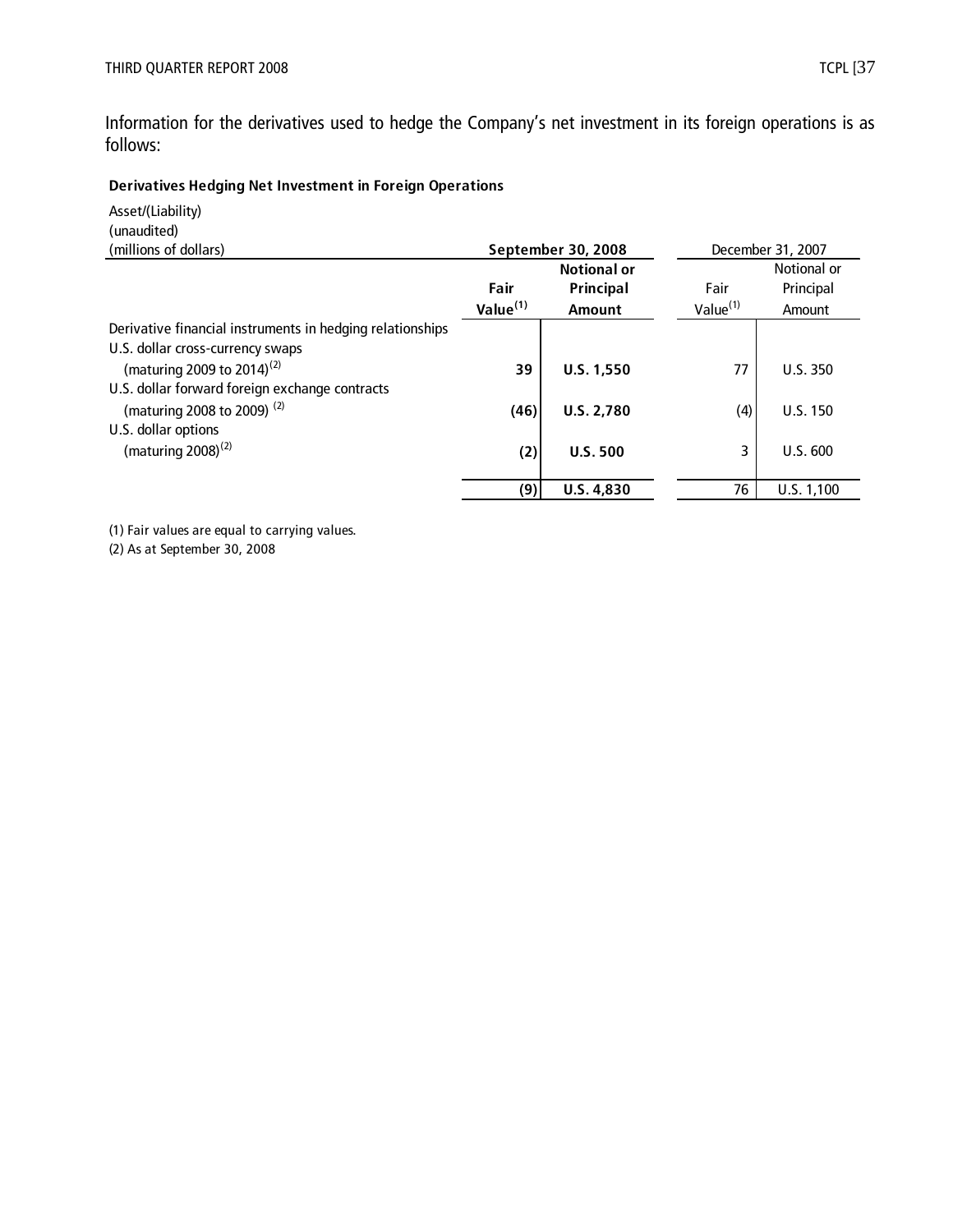Information for the derivatives used to hedge the Company's net investment in its foreign operations is as follows:

**Derivatives Hedging Net Investment in Foreign Operations**

| Asset/(Liability)<br>(unaudited)<br>(millions of dollars) | **September 30, 2008** | | December 31, 2007 | |
|---|---|---|---|---|
| | **Fair Value[(1)]** | **Notional or Principal Amount** | Fair Value[(1)] | Notional or Principal Amount |
| Derivative financial instruments in hedging relationships | | | | |
| U.S. dollar cross-currency swaps | | | | |
| (maturing 2009 to 2014)[(2)] | **39** | **U.S. 1,550** | 77 | U.S. 350 |
| U.S. dollar forward foreign exchange contracts | | | | |
| (maturing 2008 to 2009)[(2)] | **(46)** | **U.S. 2,780** | (4) | U.S. 150 |
| U.S. dollar options | | | | |
| (maturing 2008)[(2)] | **(2)** | **U.S. 500** | 3 | U.S. 600 |
| | **(9)** | **U.S. 4,830** | 76 | U.S. 1,100 |

(1) Fair values are equal to carrying values.

(2) As at September 30, 2008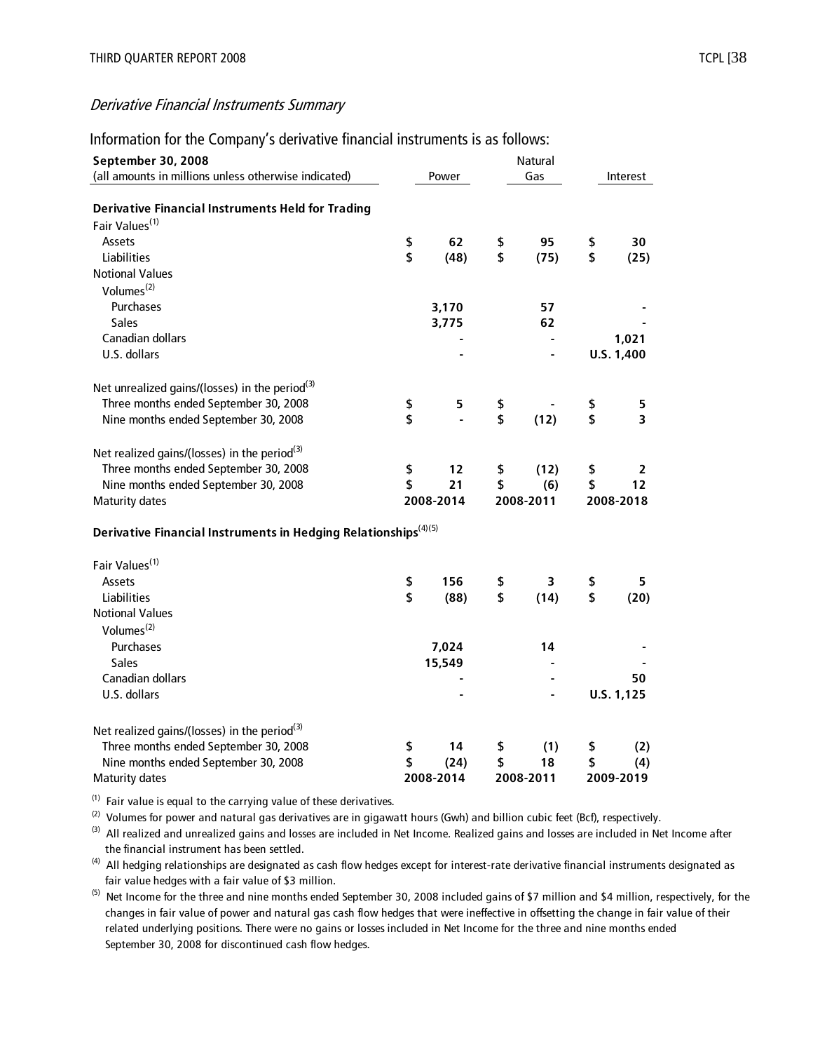*Derivative Financial Instruments Summary*

Information for the Company's derivative financial instruments is as follows:

| **September 30, 2008**<br>(all amounts in millions unless otherwise indicated) | Power | Natural Gas | Interest |
|---|---|---|---|
| **Derivative Financial Instruments Held for Trading** | | | |
| Fair Values[(1)] | | | |
| Assets | $ 62 | $ 95 | $ 30 |
| Liabilities | $ (48) | $ (75) | $ (25) |
| Notional Values | | | |
| Volumes[(2)] | | | |
| Purchases | 3,170 | 57 | - |
| Sales | 3,775 | 62 | - |
| Canadian dollars | - | - | 1,021 |
| U.S. dollars | - | - | U.S. 1,400 |
| Net unrealized gains/(losses) in the period[(3)] | | | |
| Three months ended September 30, 2008 | $ 5 | $ - | $ 5 |
| Nine months ended September 30, 2008 | $ - | $ (12) | $ 3 |
| Net realized gains/(losses) in the period[(3)] | | | |
| Three months ended September 30, 2008 | $ 12 | $ (12) | $ 2 |
| Nine months ended September 30, 2008 | $ 21 | $ (6) | $ 12 |
| Maturity dates | 2008-2014 | 2008-2011 | 2008-2018 |
| **Derivative Financial Instruments in Hedging Relationships[(4)(5)]** | | | |
| Fair Values[(1)] | | | |
| Assets | $ 156 | $ 3 | $ 5 |
| Liabilities | $ (88) | $ (14) | $ (20) |
| Notional Values | | | |
| Volumes[(2)] | | | |
| Purchases | 7,024 | 14 | - |
| Sales | 15,549 | - | - |
| Canadian dollars | - | - | 50 |
| U.S. dollars | - | - | U.S. 1,125 |
| Net realized gains/(losses) in the period[(3)] | | | |
| Three months ended September 30, 2008 | $ 14 | $ (1) | $ (2) |
| Nine months ended September 30, 2008 | $ (24) | $ 18 | $ (4) |
| Maturity dates | 2008-2014 | 2008-2011 | 2009-2019 |

(1) Fair value is equal to the carrying value of these derivatives.

(2) Volumes for power and natural gas derivatives are in gigawatt hours (Gwh) and billion cubic feet (Bcf), respectively.

(3) All realized and unrealized gains and losses are included in Net Income. Realized gains and losses are included in Net Income after the financial instrument has been settled.

(4) All hedging relationships are designated as cash flow hedges except for interest-rate derivative financial instruments designated as fair value hedges with a fair value of $3 million.

(5) Net Income for the three and nine months ended September 30, 2008 included gains of $7 million and $4 million, respectively, for the changes in fair value of power and natural gas cash flow hedges that were ineffective in offsetting the change in fair value of their related underlying positions. There were no gains or losses included in Net Income for the three and nine months ended September 30, 2008 for discontinued cash flow hedges.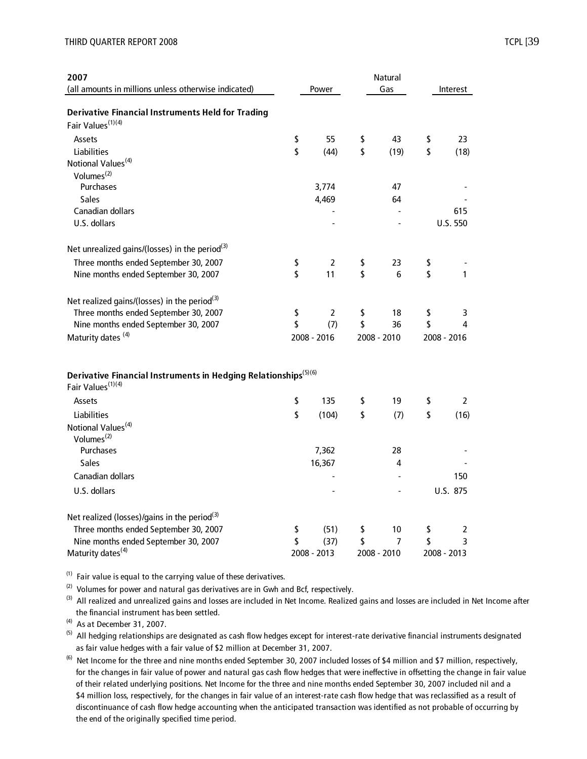| 2007<br>(all amounts in millions unless otherwise indicated) | Power | Natural Gas | Interest |
|---|---|---|---|
| **Derivative Financial Instruments Held for Trading** | | | |
| Fair Values[(1)(4)] | | | |
| Assets | $ 55 | $ 43 | $ 23 |
| Liabilities | $ (44) | $ (19) | $ (18) |
| Notional Values[(4)] | | | |
| Volumes[(2)] | | | |
| Purchases | 3,774 | 47 | - |
| Sales | 4,469 | 64 | - |
| Canadian dollars | - | - | 615 |
| U.S. dollars | - | - | U.S. 550 |
| Net unrealized gains/(losses) in the period[(3)] | | | |
| Three months ended September 30, 2007 | $ 2 | $ 23 | $ - |
| Nine months ended September 30, 2007 | $ 11 | $ 6 | $ 1 |
| Net realized gains/(losses) in the period[(3)] | | | |
| Three months ended September 30, 2007 | $ 2 | $ 18 | $ 3 |
| Nine months ended September 30, 2007 | $ (7) | $ 36 | $ 4 |
| Maturity dates[(4)] | 2008 - 2016 | 2008 - 2010 | 2008 - 2016 |
| **Derivative Financial Instruments in Hedging Relationships**[(5)(6)] | | | |
| Fair Values[(1)(4)] | | | |
| Assets | $ 135 | $ 19 | $ 2 |
| Liabilities | $ (104) | $ (7) | $ (16) |
| Notional Values[(4)] | | | |
| Volumes[(2)] | | | |
| Purchases | 7,362 | 28 | - |
| Sales | 16,367 | 4 | - |
| Canadian dollars | - | - | 150 |
| U.S. dollars | - | - | U.S. 875 |
| Net realized (losses)/gains in the period[(3)] | | | |
| Three months ended September 30, 2007 | $ (51) | $ 10 | $ 2 |
| Nine months ended September 30, 2007 | $ (37) | $ 7 | $ 3 |
| Maturity dates[(4)] | 2008 - 2013 | 2008 - 2010 | 2008 - 2013 |

(1) Fair value is equal to the carrying value of these derivatives.

(2) Volumes for power and natural gas derivatives are in Gwh and Bcf, respectively.

(3) All realized and unrealized gains and losses are included in Net Income. Realized gains and losses are included in Net Income after the financial instrument has been settled.

(4) As at December 31, 2007.

(5) All hedging relationships are designated as cash flow hedges except for interest-rate derivative financial instruments designated as fair value hedges with a fair value of $2 million at December 31, 2007.

(6) Net Income for the three and nine months ended September 30, 2007 included losses of $4 million and $7 million, respectively, for the changes in fair value of power and natural gas cash flow hedges that were ineffective in offsetting the change in fair value of their related underlying positions. Net Income for the three and nine months ended September 30, 2007 included nil and a $4 million loss, respectively, for the changes in fair value of an interest-rate cash flow hedge that was reclassified as a result of discontinuance of cash flow hedge accounting when the anticipated transaction was identified as not probable of occurring by the end of the originally specified time period.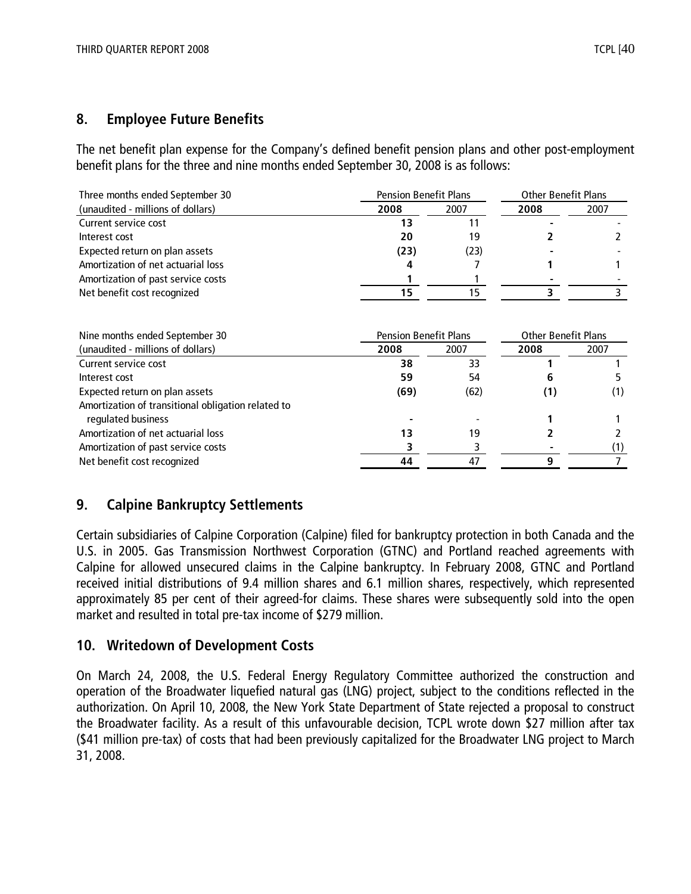## 8. Employee Future Benefits

The net benefit plan expense for the Company's defined benefit pension plans and other post-employment benefit plans for the three and nine months ended September 30, 2008 is as follows:

| Three months ended September 30 | Pension Benefit Plans | | Other Benefit Plans | |
|---|---|---|---|---|
| (unaudited - millions of dollars) | **2008** | 2007 | **2008** | 2007 |
| Current service cost | **13** | 11 | **-** | - |
| Interest cost | **20** | 19 | **2** | 2 |
| Expected return on plan assets | **(23)** | (23) | **-** | - |
| Amortization of net actuarial loss | **4** | 7 | **1** | 1 |
| Amortization of past service costs | **1** | 1 | **-** | - |
| Net benefit cost recognized | **15** | 15 | **3** | 3 |

| Nine months ended September 30 | Pension Benefit Plans | | Other Benefit Plans | |
|---|---|---|---|---|
| (unaudited - millions of dollars) | **2008** | 2007 | **2008** | 2007 |
| Current service cost | **38** | 33 | **1** | 1 |
| Interest cost | **59** | 54 | **6** | 5 |
| Expected return on plan assets | **(69)** | (62) | **(1)** | (1) |
| Amortization of transitional obligation related to regulated business | **-** | - | **1** | 1 |
| Amortization of net actuarial loss | **13** | 19 | **2** | 2 |
| Amortization of past service costs | **3** | 3 | **-** | (1) |
| Net benefit cost recognized | **44** | 47 | **9** | 7 |

## 9. Calpine Bankruptcy Settlements

Certain subsidiaries of Calpine Corporation (Calpine) filed for bankruptcy protection in both Canada and the U.S. in 2005. Gas Transmission Northwest Corporation (GTNC) and Portland reached agreements with Calpine for allowed unsecured claims in the Calpine bankruptcy. In February 2008, GTNC and Portland received initial distributions of 9.4 million shares and 6.1 million shares, respectively, which represented approximately 85 per cent of their agreed-for claims. These shares were subsequently sold into the open market and resulted in total pre-tax income of $279 million.

## 10. Writedown of Development Costs

On March 24, 2008, the U.S. Federal Energy Regulatory Committee authorized the construction and operation of the Broadwater liquefied natural gas (LNG) project, subject to the conditions reflected in the authorization. On April 10, 2008, the New York State Department of State rejected a proposal to construct the Broadwater facility. As a result of this unfavourable decision, TCPL wrote down $27 million after tax ($41 million pre-tax) of costs that had been previously capitalized for the Broadwater LNG project to March 31, 2008.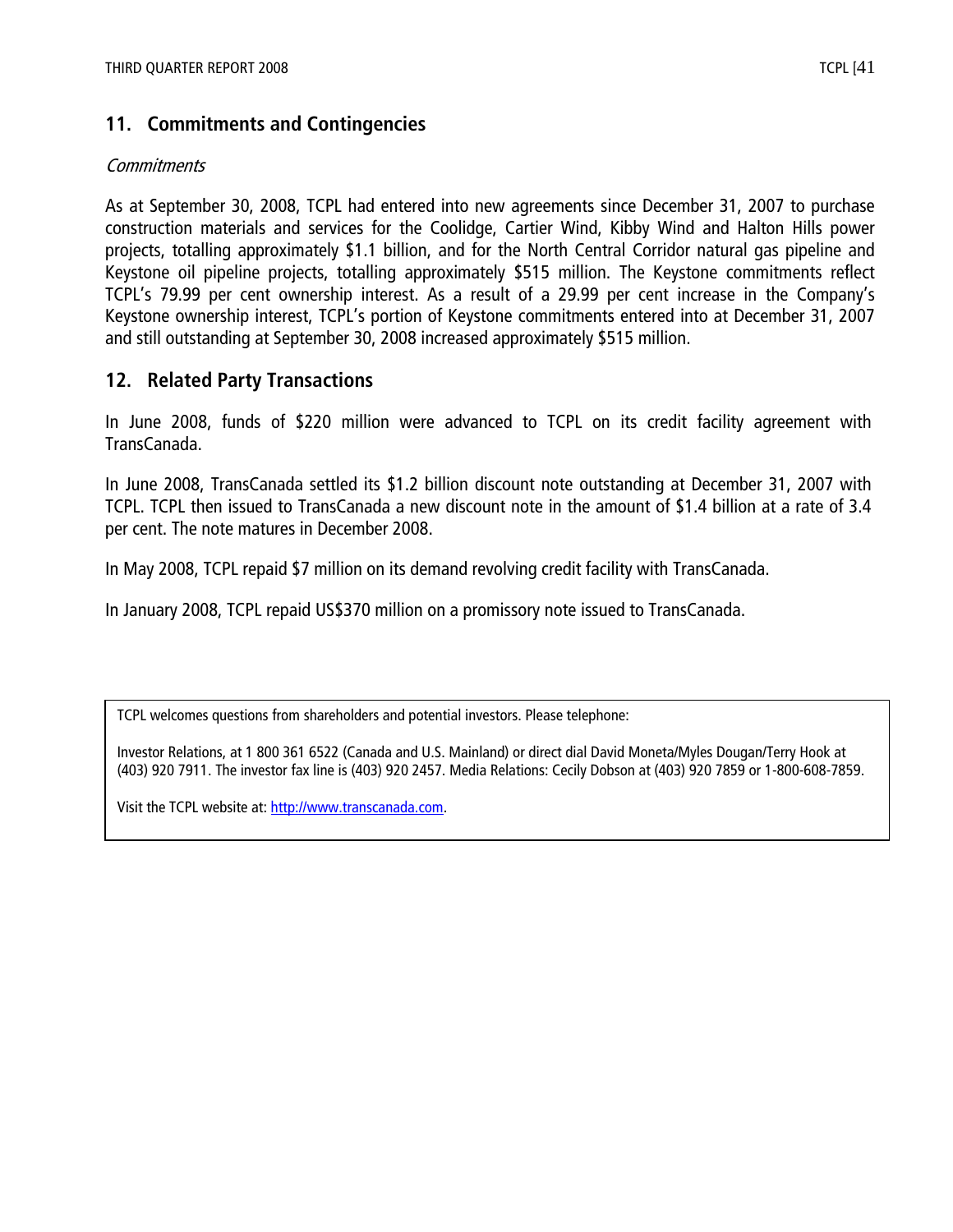## 11. Commitments and Contingencies

*Commitments*

As at September 30, 2008, TCPL had entered into new agreements since December 31, 2007 to purchase construction materials and services for the Coolidge, Cartier Wind, Kibby Wind and Halton Hills power projects, totalling approximately $1.1 billion, and for the North Central Corridor natural gas pipeline and Keystone oil pipeline projects, totalling approximately $515 million. The Keystone commitments reflect TCPL's 79.99 per cent ownership interest. As a result of a 29.99 per cent increase in the Company's Keystone ownership interest, TCPL's portion of Keystone commitments entered into at December 31, 2007 and still outstanding at September 30, 2008 increased approximately $515 million.

## 12. Related Party Transactions

In June 2008, funds of $220 million were advanced to TCPL on its credit facility agreement with TransCanada.

In June 2008, TransCanada settled its $1.2 billion discount note outstanding at December 31, 2007 with TCPL. TCPL then issued to TransCanada a new discount note in the amount of $1.4 billion at a rate of 3.4 per cent. The note matures in December 2008.

In May 2008, TCPL repaid $7 million on its demand revolving credit facility with TransCanada.

In January 2008, TCPL repaid US$370 million on a promissory note issued to TransCanada.

TCPL welcomes questions from shareholders and potential investors. Please telephone:

Investor Relations, at 1 800 361 6522 (Canada and U.S. Mainland) or direct dial David Moneta/Myles Dougan/Terry Hook at (403) 920 7911. The investor fax line is (403) 920 2457. Media Relations: Cecily Dobson at (403) 920 7859 or 1-800-608-7859.

Visit the TCPL website at: http://www.transcanada.com.